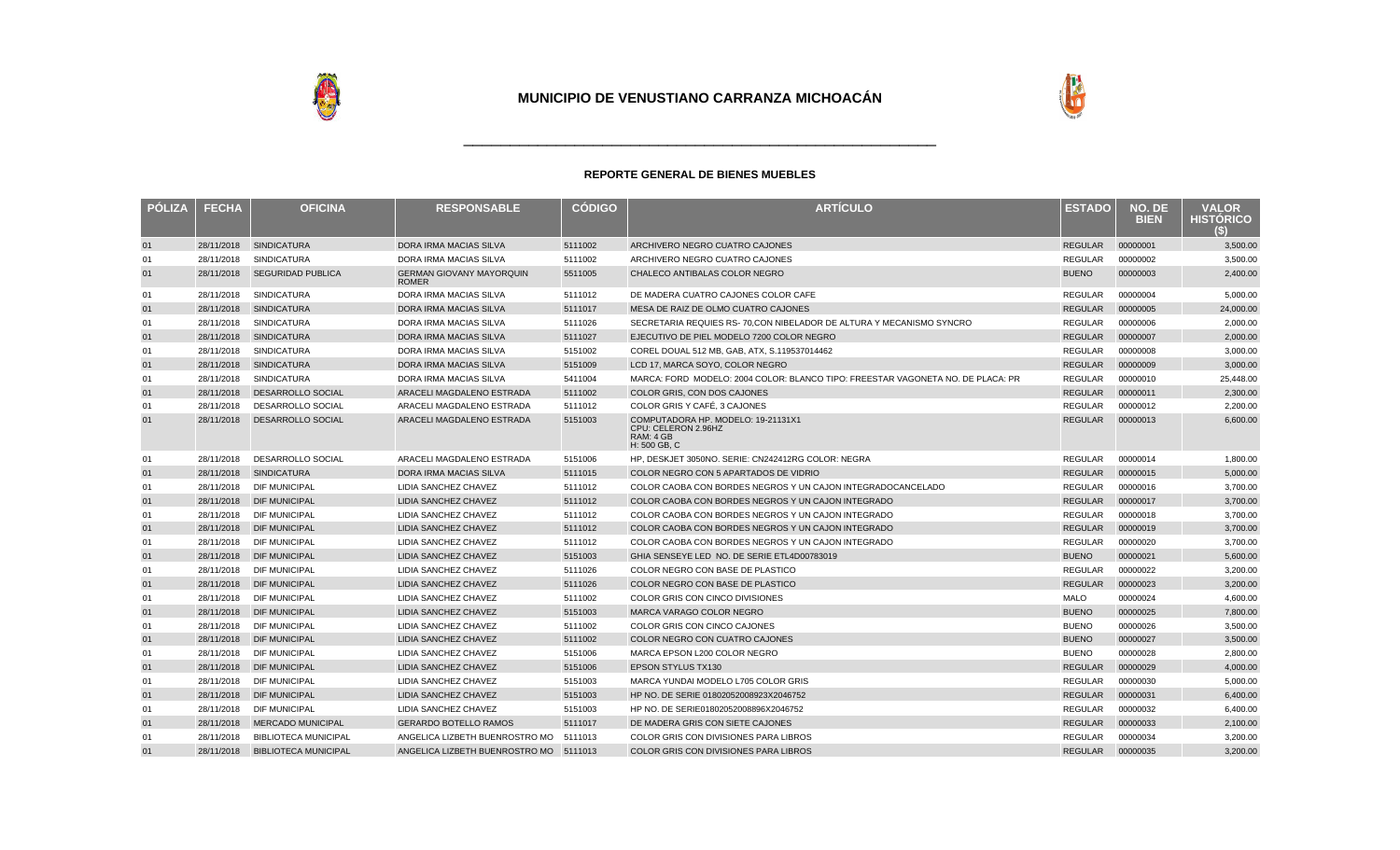# MUNICIPIO DE VENUSTIANO CARRANZA MICHOACÁN

## REPORTE GENERAL DE BIENES MUEBLES

| PÓLIZA | FECHA | OFICINA | RESPONSABLE | CÓDIGO | ARTÍCULO | ESTADO | NO. DE BIEN | VALOR HISTÓRICO ($) |
|---|---|---|---|---|---|---|---|---|
| 01 | 28/11/2018 | SINDICATURA | DORA IRMA MACIAS SILVA | 5111002 | ARCHIVERO NEGRO CUATRO CAJONES | REGULAR | 00000001 | 3,500.00 |
| 01 | 28/11/2018 | SINDICATURA | DORA IRMA MACIAS SILVA | 5111002 | ARCHIVERO NEGRO CUATRO CAJONES | REGULAR | 00000002 | 3,500.00 |
| 01 | 28/11/2018 | SEGURIDAD PUBLICA | GERMAN GIOVANY MAYORQUIN ROMER | 5511005 | CHALECO ANTIBALAS COLOR NEGRO | BUENO | 00000003 | 2,400.00 |
| 01 | 28/11/2018 | SINDICATURA | DORA IRMA MACIAS SILVA | 5111012 | DE MADERA CUATRO CAJONES COLOR CAFE | REGULAR | 00000004 | 5,000.00 |
| 01 | 28/11/2018 | SINDICATURA | DORA IRMA MACIAS SILVA | 5111017 | MESA DE RAIZ DE OLMO CUATRO CAJONES | REGULAR | 00000005 | 24,000.00 |
| 01 | 28/11/2018 | SINDICATURA | DORA IRMA MACIAS SILVA | 5111026 | SECRETARIA REQUIES RS- 70,CON NIBELADOR DE ALTURA Y MECANISMO SYNCRO | REGULAR | 00000006 | 2,000.00 |
| 01 | 28/11/2018 | SINDICATURA | DORA IRMA MACIAS SILVA | 5111027 | EJECUTIVO DE PIEL MODELO 7200 COLOR NEGRO | REGULAR | 00000007 | 2,000.00 |
| 01 | 28/11/2018 | SINDICATURA | DORA IRMA MACIAS SILVA | 5151002 | COREL DOUAL 512 MB, GAB, ATX, S.119537014462 | REGULAR | 00000008 | 3,000.00 |
| 01 | 28/11/2018 | SINDICATURA | DORA IRMA MACIAS SILVA | 5151009 | LCD 17, MARCA SOYO, COLOR NEGRO | REGULAR | 00000009 | 3,000.00 |
| 01 | 28/11/2018 | SINDICATURA | DORA IRMA MACIAS SILVA | 5411004 | MARCA: FORD MODELO: 2004 COLOR: BLANCO TIPO: FREESTAR VAGONETA NO. DE PLACA: PR | REGULAR | 00000010 | 25,448.00 |
| 01 | 28/11/2018 | DESARROLLO SOCIAL | ARACELI MAGDALENO ESTRADA | 5111002 | COLOR GRIS, CON DOS CAJONES | REGULAR | 00000011 | 2,300.00 |
| 01 | 28/11/2018 | DESARROLLO SOCIAL | ARACELI MAGDALENO ESTRADA | 5111012 | COLOR GRIS Y CAFÉ, 3 CAJONES | REGULAR | 00000012 | 2,200.00 |
| 01 | 28/11/2018 | DESARROLLO SOCIAL | ARACELI MAGDALENO ESTRADA | 5151003 | COMPUTADORA HP. MODELO: 19-21131X1 CPU: CELERON 2.96HZ RAM: 4 GB H: 500 GB, C | REGULAR | 00000013 | 6,600.00 |
| 01 | 28/11/2018 | DESARROLLO SOCIAL | ARACELI MAGDALENO ESTRADA | 5151006 | HP, DESKJET 3050NO. SERIE: CN242412RG COLOR: NEGRA | REGULAR | 00000014 | 1,800.00 |
| 01 | 28/11/2018 | SINDICATURA | DORA IRMA MACIAS SILVA | 5111015 | COLOR NEGRO CON 5 APARTADOS DE VIDRIO | REGULAR | 00000015 | 5,000.00 |
| 01 | 28/11/2018 | DIF MUNICIPAL | LIDIA SANCHEZ CHAVEZ | 5111012 | COLOR CAOBA CON BORDES NEGROS Y UN CAJON INTEGRADOCANCELADO | REGULAR | 00000016 | 3,700.00 |
| 01 | 28/11/2018 | DIF MUNICIPAL | LIDIA SANCHEZ CHAVEZ | 5111012 | COLOR CAOBA CON BORDES NEGROS Y UN CAJON INTEGRADO | REGULAR | 00000017 | 3,700.00 |
| 01 | 28/11/2018 | DIF MUNICIPAL | LIDIA SANCHEZ CHAVEZ | 5111012 | COLOR CAOBA CON BORDES NEGROS Y UN CAJON INTEGRADO | REGULAR | 00000018 | 3,700.00 |
| 01 | 28/11/2018 | DIF MUNICIPAL | LIDIA SANCHEZ CHAVEZ | 5111012 | COLOR CAOBA CON BORDES NEGROS Y UN CAJON INTEGRADO | REGULAR | 00000019 | 3,700.00 |
| 01 | 28/11/2018 | DIF MUNICIPAL | LIDIA SANCHEZ CHAVEZ | 5111012 | COLOR CAOBA CON BORDES NEGROS Y UN CAJON INTEGRADO | REGULAR | 00000020 | 3,700.00 |
| 01 | 28/11/2018 | DIF MUNICIPAL | LIDIA SANCHEZ CHAVEZ | 5151003 | GHIA SENSEYE LED NO. DE SERIE ETL4D00783019 | BUENO | 00000021 | 5,600.00 |
| 01 | 28/11/2018 | DIF MUNICIPAL | LIDIA SANCHEZ CHAVEZ | 5111026 | COLOR NEGRO CON BASE DE PLASTICO | REGULAR | 00000022 | 3,200.00 |
| 01 | 28/11/2018 | DIF MUNICIPAL | LIDIA SANCHEZ CHAVEZ | 5111026 | COLOR NEGRO CON BASE DE PLASTICO | REGULAR | 00000023 | 3,200.00 |
| 01 | 28/11/2018 | DIF MUNICIPAL | LIDIA SANCHEZ CHAVEZ | 5111002 | COLOR GRIS CON CINCO DIVISIONES | MALO | 00000024 | 4,600.00 |
| 01 | 28/11/2018 | DIF MUNICIPAL | LIDIA SANCHEZ CHAVEZ | 5151003 | MARCA VARAGO COLOR NEGRO | BUENO | 00000025 | 7,800.00 |
| 01 | 28/11/2018 | DIF MUNICIPAL | LIDIA SANCHEZ CHAVEZ | 5111002 | COLOR GRIS CON CINCO CAJONES | BUENO | 00000026 | 3,500.00 |
| 01 | 28/11/2018 | DIF MUNICIPAL | LIDIA SANCHEZ CHAVEZ | 5111002 | COLOR NEGRO CON CUATRO CAJONES | BUENO | 00000027 | 3,500.00 |
| 01 | 28/11/2018 | DIF MUNICIPAL | LIDIA SANCHEZ CHAVEZ | 5151006 | MARCA EPSON L200 COLOR NEGRO | BUENO | 00000028 | 2,800.00 |
| 01 | 28/11/2018 | DIF MUNICIPAL | LIDIA SANCHEZ CHAVEZ | 5151006 | EPSON STYLUS TX130 | REGULAR | 00000029 | 4,000.00 |
| 01 | 28/11/2018 | DIF MUNICIPAL | LIDIA SANCHEZ CHAVEZ | 5151003 | MARCA YUNDAI MODELO L705 COLOR GRIS | REGULAR | 00000030 | 5,000.00 |
| 01 | 28/11/2018 | DIF MUNICIPAL | LIDIA SANCHEZ CHAVEZ | 5151003 | HP NO. DE SERIE 01802052008923X2046752 | REGULAR | 00000031 | 6,400.00 |
| 01 | 28/11/2018 | DIF MUNICIPAL | LIDIA SANCHEZ CHAVEZ | 5151003 | HP NO. DE SERIE01802052008896X2046752 | REGULAR | 00000032 | 6,400.00 |
| 01 | 28/11/2018 | MERCADO MUNICIPAL | GERARDO BOTELLO RAMOS | 5111017 | DE MADERA GRIS CON SIETE CAJONES | REGULAR | 00000033 | 2,100.00 |
| 01 | 28/11/2018 | BIBLIOTECA MUNICIPAL | ANGELICA LIZBETH BUENROSTRO MO | 5111013 | COLOR GRIS CON DIVISIONES PARA LIBROS | REGULAR | 00000034 | 3,200.00 |
| 01 | 28/11/2018 | BIBLIOTECA MUNICIPAL | ANGELICA LIZBETH BUENROSTRO MO | 5111013 | COLOR GRIS CON DIVISIONES PARA LIBROS | REGULAR | 00000035 | 3,200.00 |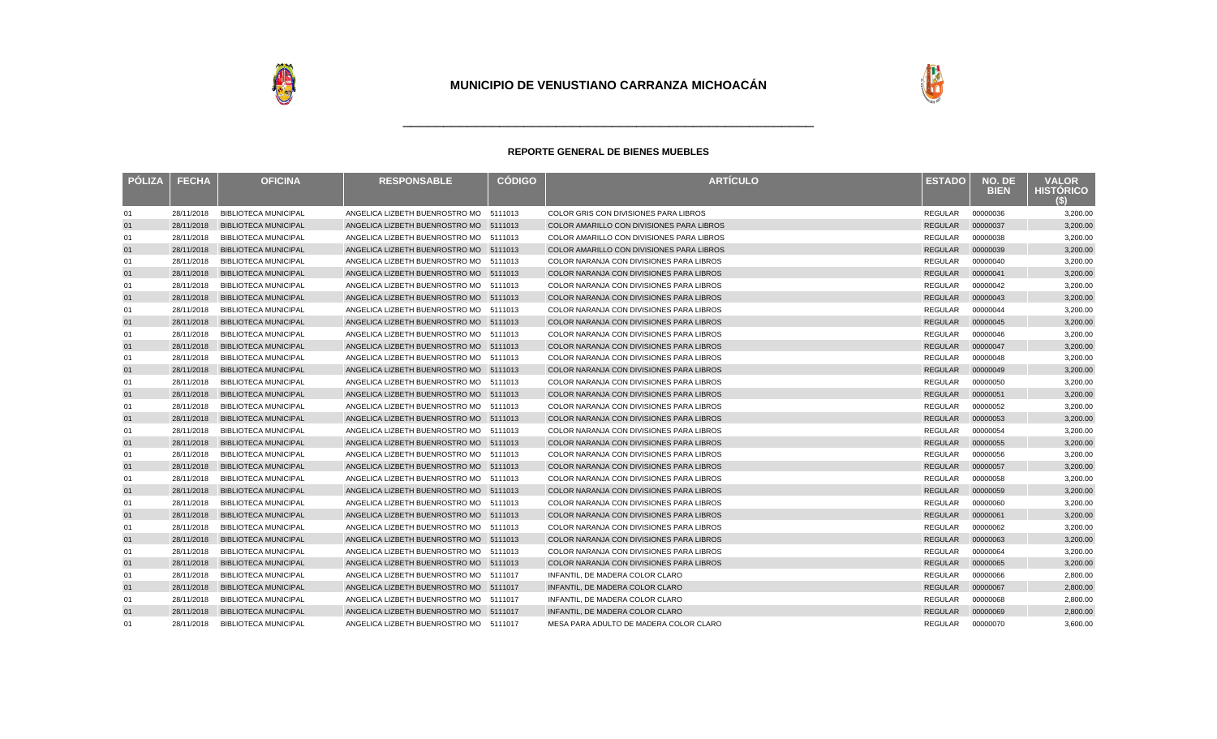# MUNICIPIO DE VENUSTIANO CARRANZA MICHOACÁN

## REPORTE GENERAL DE BIENES MUEBLES

| PÓLIZA | FECHA | OFICINA | RESPONSABLE | CÓDIGO | ARTÍCULO | ESTADO | NO. DE BIEN | VALOR HISTÓRICO ($) |
|---|---|---|---|---|---|---|---|---|
| 01 | 28/11/2018 | BIBLIOTECA MUNICIPAL | ANGELICA LIZBETH BUENROSTRO MO | 5111013 | COLOR GRIS CON DIVISIONES PARA LIBROS | REGULAR | 00000036 | 3,200.00 |
| 01 | 28/11/2018 | BIBLIOTECA MUNICIPAL | ANGELICA LIZBETH BUENROSTRO MO | 5111013 | COLOR AMARILLO CON DIVISIONES PARA LIBROS | REGULAR | 00000037 | 3,200.00 |
| 01 | 28/11/2018 | BIBLIOTECA MUNICIPAL | ANGELICA LIZBETH BUENROSTRO MO | 5111013 | COLOR AMARILLO CON DIVISIONES PARA LIBROS | REGULAR | 00000038 | 3,200.00 |
| 01 | 28/11/2018 | BIBLIOTECA MUNICIPAL | ANGELICA LIZBETH BUENROSTRO MO | 5111013 | COLOR AMARILLO CON DIVISIONES PARA LIBROS | REGULAR | 00000039 | 3,200.00 |
| 01 | 28/11/2018 | BIBLIOTECA MUNICIPAL | ANGELICA LIZBETH BUENROSTRO MO | 5111013 | COLOR NARANJA CON DIVISIONES PARA LIBROS | REGULAR | 00000040 | 3,200.00 |
| 01 | 28/11/2018 | BIBLIOTECA MUNICIPAL | ANGELICA LIZBETH BUENROSTRO MO | 5111013 | COLOR NARANJA CON DIVISIONES PARA LIBROS | REGULAR | 00000041 | 3,200.00 |
| 01 | 28/11/2018 | BIBLIOTECA MUNICIPAL | ANGELICA LIZBETH BUENROSTRO MO | 5111013 | COLOR NARANJA CON DIVISIONES PARA LIBROS | REGULAR | 00000042 | 3,200.00 |
| 01 | 28/11/2018 | BIBLIOTECA MUNICIPAL | ANGELICA LIZBETH BUENROSTRO MO | 5111013 | COLOR NARANJA CON DIVISIONES PARA LIBROS | REGULAR | 00000043 | 3,200.00 |
| 01 | 28/11/2018 | BIBLIOTECA MUNICIPAL | ANGELICA LIZBETH BUENROSTRO MO | 5111013 | COLOR NARANJA CON DIVISIONES PARA LIBROS | REGULAR | 00000044 | 3,200.00 |
| 01 | 28/11/2018 | BIBLIOTECA MUNICIPAL | ANGELICA LIZBETH BUENROSTRO MO | 5111013 | COLOR NARANJA CON DIVISIONES PARA LIBROS | REGULAR | 00000045 | 3,200.00 |
| 01 | 28/11/2018 | BIBLIOTECA MUNICIPAL | ANGELICA LIZBETH BUENROSTRO MO | 5111013 | COLOR NARANJA CON DIVISIONES PARA LIBROS | REGULAR | 00000046 | 3,200.00 |
| 01 | 28/11/2018 | BIBLIOTECA MUNICIPAL | ANGELICA LIZBETH BUENROSTRO MO | 5111013 | COLOR NARANJA CON DIVISIONES PARA LIBROS | REGULAR | 00000047 | 3,200.00 |
| 01 | 28/11/2018 | BIBLIOTECA MUNICIPAL | ANGELICA LIZBETH BUENROSTRO MO | 5111013 | COLOR NARANJA CON DIVISIONES PARA LIBROS | REGULAR | 00000048 | 3,200.00 |
| 01 | 28/11/2018 | BIBLIOTECA MUNICIPAL | ANGELICA LIZBETH BUENROSTRO MO | 5111013 | COLOR NARANJA CON DIVISIONES PARA LIBROS | REGULAR | 00000049 | 3,200.00 |
| 01 | 28/11/2018 | BIBLIOTECA MUNICIPAL | ANGELICA LIZBETH BUENROSTRO MO | 5111013 | COLOR NARANJA CON DIVISIONES PARA LIBROS | REGULAR | 00000050 | 3,200.00 |
| 01 | 28/11/2018 | BIBLIOTECA MUNICIPAL | ANGELICA LIZBETH BUENROSTRO MO | 5111013 | COLOR NARANJA CON DIVISIONES PARA LIBROS | REGULAR | 00000051 | 3,200.00 |
| 01 | 28/11/2018 | BIBLIOTECA MUNICIPAL | ANGELICA LIZBETH BUENROSTRO MO | 5111013 | COLOR NARANJA CON DIVISIONES PARA LIBROS | REGULAR | 00000052 | 3,200.00 |
| 01 | 28/11/2018 | BIBLIOTECA MUNICIPAL | ANGELICA LIZBETH BUENROSTRO MO | 5111013 | COLOR NARANJA CON DIVISIONES PARA LIBROS | REGULAR | 00000053 | 3,200.00 |
| 01 | 28/11/2018 | BIBLIOTECA MUNICIPAL | ANGELICA LIZBETH BUENROSTRO MO | 5111013 | COLOR NARANJA CON DIVISIONES PARA LIBROS | REGULAR | 00000054 | 3,200.00 |
| 01 | 28/11/2018 | BIBLIOTECA MUNICIPAL | ANGELICA LIZBETH BUENROSTRO MO | 5111013 | COLOR NARANJA CON DIVISIONES PARA LIBROS | REGULAR | 00000055 | 3,200.00 |
| 01 | 28/11/2018 | BIBLIOTECA MUNICIPAL | ANGELICA LIZBETH BUENROSTRO MO | 5111013 | COLOR NARANJA CON DIVISIONES PARA LIBROS | REGULAR | 00000056 | 3,200.00 |
| 01 | 28/11/2018 | BIBLIOTECA MUNICIPAL | ANGELICA LIZBETH BUENROSTRO MO | 5111013 | COLOR NARANJA CON DIVISIONES PARA LIBROS | REGULAR | 00000057 | 3,200.00 |
| 01 | 28/11/2018 | BIBLIOTECA MUNICIPAL | ANGELICA LIZBETH BUENROSTRO MO | 5111013 | COLOR NARANJA CON DIVISIONES PARA LIBROS | REGULAR | 00000058 | 3,200.00 |
| 01 | 28/11/2018 | BIBLIOTECA MUNICIPAL | ANGELICA LIZBETH BUENROSTRO MO | 5111013 | COLOR NARANJA CON DIVISIONES PARA LIBROS | REGULAR | 00000059 | 3,200.00 |
| 01 | 28/11/2018 | BIBLIOTECA MUNICIPAL | ANGELICA LIZBETH BUENROSTRO MO | 5111013 | COLOR NARANJA CON DIVISIONES PARA LIBROS | REGULAR | 00000060 | 3,200.00 |
| 01 | 28/11/2018 | BIBLIOTECA MUNICIPAL | ANGELICA LIZBETH BUENROSTRO MO | 5111013 | COLOR NARANJA CON DIVISIONES PARA LIBROS | REGULAR | 00000061 | 3,200.00 |
| 01 | 28/11/2018 | BIBLIOTECA MUNICIPAL | ANGELICA LIZBETH BUENROSTRO MO | 5111013 | COLOR NARANJA CON DIVISIONES PARA LIBROS | REGULAR | 00000062 | 3,200.00 |
| 01 | 28/11/2018 | BIBLIOTECA MUNICIPAL | ANGELICA LIZBETH BUENROSTRO MO | 5111013 | COLOR NARANJA CON DIVISIONES PARA LIBROS | REGULAR | 00000063 | 3,200.00 |
| 01 | 28/11/2018 | BIBLIOTECA MUNICIPAL | ANGELICA LIZBETH BUENROSTRO MO | 5111013 | COLOR NARANJA CON DIVISIONES PARA LIBROS | REGULAR | 00000064 | 3,200.00 |
| 01 | 28/11/2018 | BIBLIOTECA MUNICIPAL | ANGELICA LIZBETH BUENROSTRO MO | 5111013 | COLOR NARANJA CON DIVISIONES PARA LIBROS | REGULAR | 00000065 | 3,200.00 |
| 01 | 28/11/2018 | BIBLIOTECA MUNICIPAL | ANGELICA LIZBETH BUENROSTRO MO | 5111017 | INFANTIL, DE MADERA COLOR CLARO | REGULAR | 00000066 | 2,800.00 |
| 01 | 28/11/2018 | BIBLIOTECA MUNICIPAL | ANGELICA LIZBETH BUENROSTRO MO | 5111017 | INFANTIL, DE MADERA COLOR CLARO | REGULAR | 00000067 | 2,800.00 |
| 01 | 28/11/2018 | BIBLIOTECA MUNICIPAL | ANGELICA LIZBETH BUENROSTRO MO | 5111017 | INFANTIL, DE MADERA COLOR CLARO | REGULAR | 00000068 | 2,800.00 |
| 01 | 28/11/2018 | BIBLIOTECA MUNICIPAL | ANGELICA LIZBETH BUENROSTRO MO | 5111017 | INFANTIL, DE MADERA COLOR CLARO | REGULAR | 00000069 | 2,800.00 |
| 01 | 28/11/2018 | BIBLIOTECA MUNICIPAL | ANGELICA LIZBETH BUENROSTRO MO | 5111017 | MESA PARA ADULTO DE MADERA COLOR CLARO | REGULAR | 00000070 | 3,600.00 |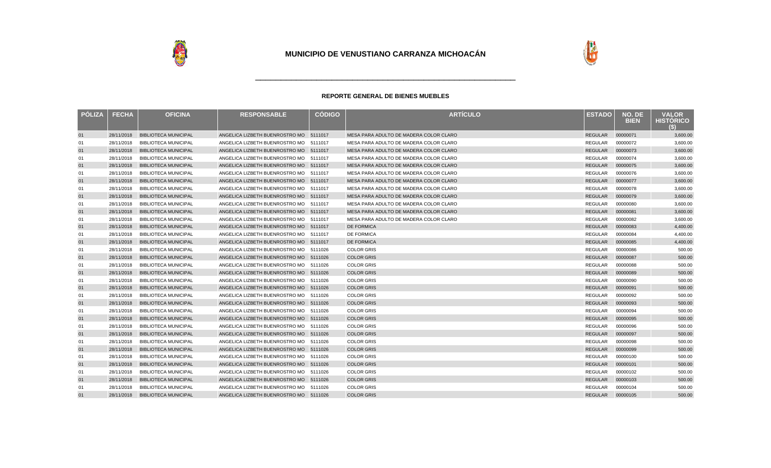# MUNICIPIO DE VENUSTIANO CARRANZA MICHOACÁN

## REPORTE GENERAL DE BIENES MUEBLES

| PÓLIZA | FECHA | OFICINA | RESPONSABLE | CÓDIGO | ARTÍCULO | ESTADO | NO. DE BIEN | VALOR HISTÓRICO ($) |
|---|---|---|---|---|---|---|---|---|
| 01 | 28/11/2018 | BIBLIOTECA MUNICIPAL | ANGELICA LIZBETH BUENROSTRO MO | 5111017 | MESA PARA ADULTO DE MADERA COLOR CLARO | REGULAR | 00000071 | 3,600.00 |
| 01 | 28/11/2018 | BIBLIOTECA MUNICIPAL | ANGELICA LIZBETH BUENROSTRO MO | 5111017 | MESA PARA ADULTO DE MADERA COLOR CLARO | REGULAR | 00000072 | 3,600.00 |
| 01 | 28/11/2018 | BIBLIOTECA MUNICIPAL | ANGELICA LIZBETH BUENROSTRO MO | 5111017 | MESA PARA ADULTO DE MADERA COLOR CLARO | REGULAR | 00000073 | 3,600.00 |
| 01 | 28/11/2018 | BIBLIOTECA MUNICIPAL | ANGELICA LIZBETH BUENROSTRO MO | 5111017 | MESA PARA ADULTO DE MADERA COLOR CLARO | REGULAR | 00000074 | 3,600.00 |
| 01 | 28/11/2018 | BIBLIOTECA MUNICIPAL | ANGELICA LIZBETH BUENROSTRO MO | 5111017 | MESA PARA ADULTO DE MADERA COLOR CLARO | REGULAR | 00000075 | 3,600.00 |
| 01 | 28/11/2018 | BIBLIOTECA MUNICIPAL | ANGELICA LIZBETH BUENROSTRO MO | 5111017 | MESA PARA ADULTO DE MADERA COLOR CLARO | REGULAR | 00000076 | 3,600.00 |
| 01 | 28/11/2018 | BIBLIOTECA MUNICIPAL | ANGELICA LIZBETH BUENROSTRO MO | 5111017 | MESA PARA ADULTO DE MADERA COLOR CLARO | REGULAR | 00000077 | 3,600.00 |
| 01 | 28/11/2018 | BIBLIOTECA MUNICIPAL | ANGELICA LIZBETH BUENROSTRO MO | 5111017 | MESA PARA ADULTO DE MADERA COLOR CLARO | REGULAR | 00000078 | 3,600.00 |
| 01 | 28/11/2018 | BIBLIOTECA MUNICIPAL | ANGELICA LIZBETH BUENROSTRO MO | 5111017 | MESA PARA ADULTO DE MADERA COLOR CLARO | REGULAR | 00000079 | 3,600.00 |
| 01 | 28/11/2018 | BIBLIOTECA MUNICIPAL | ANGELICA LIZBETH BUENROSTRO MO | 5111017 | MESA PARA ADULTO DE MADERA COLOR CLARO | REGULAR | 00000080 | 3,600.00 |
| 01 | 28/11/2018 | BIBLIOTECA MUNICIPAL | ANGELICA LIZBETH BUENROSTRO MO | 5111017 | MESA PARA ADULTO DE MADERA COLOR CLARO | REGULAR | 00000081 | 3,600.00 |
| 01 | 28/11/2018 | BIBLIOTECA MUNICIPAL | ANGELICA LIZBETH BUENROSTRO MO | 5111017 | MESA PARA ADULTO DE MADERA COLOR CLARO | REGULAR | 00000082 | 3,600.00 |
| 01 | 28/11/2018 | BIBLIOTECA MUNICIPAL | ANGELICA LIZBETH BUENROSTRO MO | 5111017 | DE FORMICA | REGULAR | 00000083 | 4,400.00 |
| 01 | 28/11/2018 | BIBLIOTECA MUNICIPAL | ANGELICA LIZBETH BUENROSTRO MO | 5111017 | DE FORMICA | REGULAR | 00000084 | 4,400.00 |
| 01 | 28/11/2018 | BIBLIOTECA MUNICIPAL | ANGELICA LIZBETH BUENROSTRO MO | 5111017 | DE FORMICA | REGULAR | 00000085 | 4,400.00 |
| 01 | 28/11/2018 | BIBLIOTECA MUNICIPAL | ANGELICA LIZBETH BUENROSTRO MO | 5111026 | COLOR GRIS | REGULAR | 00000086 | 500.00 |
| 01 | 28/11/2018 | BIBLIOTECA MUNICIPAL | ANGELICA LIZBETH BUENROSTRO MO | 5111026 | COLOR GRIS | REGULAR | 00000087 | 500.00 |
| 01 | 28/11/2018 | BIBLIOTECA MUNICIPAL | ANGELICA LIZBETH BUENROSTRO MO | 5111026 | COLOR GRIS | REGULAR | 00000088 | 500.00 |
| 01 | 28/11/2018 | BIBLIOTECA MUNICIPAL | ANGELICA LIZBETH BUENROSTRO MO | 5111026 | COLOR GRIS | REGULAR | 00000089 | 500.00 |
| 01 | 28/11/2018 | BIBLIOTECA MUNICIPAL | ANGELICA LIZBETH BUENROSTRO MO | 5111026 | COLOR GRIS | REGULAR | 00000090 | 500.00 |
| 01 | 28/11/2018 | BIBLIOTECA MUNICIPAL | ANGELICA LIZBETH BUENROSTRO MO | 5111026 | COLOR GRIS | REGULAR | 00000091 | 500.00 |
| 01 | 28/11/2018 | BIBLIOTECA MUNICIPAL | ANGELICA LIZBETH BUENROSTRO MO | 5111026 | COLOR GRIS | REGULAR | 00000092 | 500.00 |
| 01 | 28/11/2018 | BIBLIOTECA MUNICIPAL | ANGELICA LIZBETH BUENROSTRO MO | 5111026 | COLOR GRIS | REGULAR | 00000093 | 500.00 |
| 01 | 28/11/2018 | BIBLIOTECA MUNICIPAL | ANGELICA LIZBETH BUENROSTRO MO | 5111026 | COLOR GRIS | REGULAR | 00000094 | 500.00 |
| 01 | 28/11/2018 | BIBLIOTECA MUNICIPAL | ANGELICA LIZBETH BUENROSTRO MO | 5111026 | COLOR GRIS | REGULAR | 00000095 | 500.00 |
| 01 | 28/11/2018 | BIBLIOTECA MUNICIPAL | ANGELICA LIZBETH BUENROSTRO MO | 5111026 | COLOR GRIS | REGULAR | 00000096 | 500.00 |
| 01 | 28/11/2018 | BIBLIOTECA MUNICIPAL | ANGELICA LIZBETH BUENROSTRO MO | 5111026 | COLOR GRIS | REGULAR | 00000097 | 500.00 |
| 01 | 28/11/2018 | BIBLIOTECA MUNICIPAL | ANGELICA LIZBETH BUENROSTRO MO | 5111026 | COLOR GRIS | REGULAR | 00000098 | 500.00 |
| 01 | 28/11/2018 | BIBLIOTECA MUNICIPAL | ANGELICA LIZBETH BUENROSTRO MO | 5111026 | COLOR GRIS | REGULAR | 00000099 | 500.00 |
| 01 | 28/11/2018 | BIBLIOTECA MUNICIPAL | ANGELICA LIZBETH BUENROSTRO MO | 5111026 | COLOR GRIS | REGULAR | 00000100 | 500.00 |
| 01 | 28/11/2018 | BIBLIOTECA MUNICIPAL | ANGELICA LIZBETH BUENROSTRO MO | 5111026 | COLOR GRIS | REGULAR | 00000101 | 500.00 |
| 01 | 28/11/2018 | BIBLIOTECA MUNICIPAL | ANGELICA LIZBETH BUENROSTRO MO | 5111026 | COLOR GRIS | REGULAR | 00000102 | 500.00 |
| 01 | 28/11/2018 | BIBLIOTECA MUNICIPAL | ANGELICA LIZBETH BUENROSTRO MO | 5111026 | COLOR GRIS | REGULAR | 00000103 | 500.00 |
| 01 | 28/11/2018 | BIBLIOTECA MUNICIPAL | ANGELICA LIZBETH BUENROSTRO MO | 5111026 | COLOR GRIS | REGULAR | 00000104 | 500.00 |
| 01 | 28/11/2018 | BIBLIOTECA MUNICIPAL | ANGELICA LIZBETH BUENROSTRO MO | 5111026 | COLOR GRIS | REGULAR | 00000105 | 500.00 |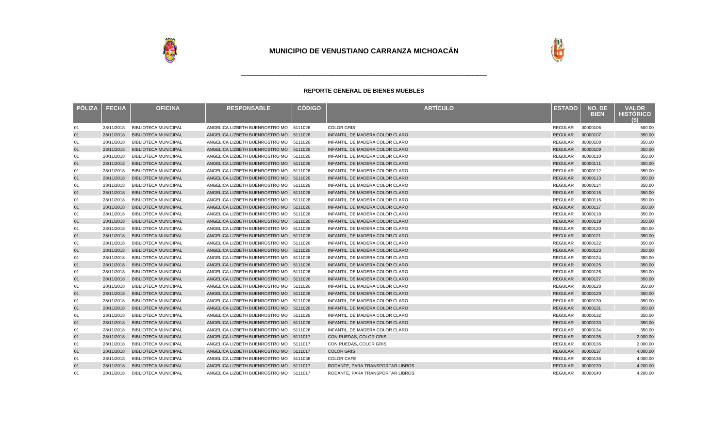# MUNICIPIO DE VENUSTIANO CARRANZA MICHOACÁN

### REPORTE GENERAL DE BIENES MUEBLES

| PÓLIZA | FECHA | OFICINA | RESPONSABLE | CÓDIGO | ARTÍCULO | ESTADO | NO. DE BIEN | VALOR HISTÓRICO ($) |
|---|---|---|---|---|---|---|---|---|
| 01 | 28/11/2018 | BIBLIOTECA MUNICIPAL | ANGELICA LIZBETH BUENROSTRO MO | 5111026 | COLOR GRIS | REGULAR | 00000106 | 500.00 |
| 01 | 28/11/2018 | BIBLIOTECA MUNICIPAL | ANGELICA LIZBETH BUENROSTRO MO | 5111026 | INFANTIL, DE MADERA COLOR CLARO | REGULAR | 00000107 | 350.00 |
| 01 | 28/11/2018 | BIBLIOTECA MUNICIPAL | ANGELICA LIZBETH BUENROSTRO MO | 5111026 | INFANTIL, DE MADERA COLOR CLARO | REGULAR | 00000108 | 350.00 |
| 01 | 28/11/2018 | BIBLIOTECA MUNICIPAL | ANGELICA LIZBETH BUENROSTRO MO | 5111026 | INFANTIL, DE MADERA COLOR CLARO | REGULAR | 00000109 | 350.00 |
| 01 | 28/11/2018 | BIBLIOTECA MUNICIPAL | ANGELICA LIZBETH BUENROSTRO MO | 5111026 | INFANTIL, DE MADERA COLOR CLARO | REGULAR | 00000110 | 350.00 |
| 01 | 28/11/2018 | BIBLIOTECA MUNICIPAL | ANGELICA LIZBETH BUENROSTRO MO | 5111026 | INFANTIL, DE MADERA COLOR CLARO | REGULAR | 00000111 | 350.00 |
| 01 | 28/11/2018 | BIBLIOTECA MUNICIPAL | ANGELICA LIZBETH BUENROSTRO MO | 5111026 | INFANTIL, DE MADERA COLOR CLARO | REGULAR | 00000112 | 350.00 |
| 01 | 28/11/2018 | BIBLIOTECA MUNICIPAL | ANGELICA LIZBETH BUENROSTRO MO | 5111026 | INFANTIL, DE MADERA COLOR CLARO | REGULAR | 00000113 | 350.00 |
| 01 | 28/11/2018 | BIBLIOTECA MUNICIPAL | ANGELICA LIZBETH BUENROSTRO MO | 5111026 | INFANTIL, DE MADERA COLOR CLARO | REGULAR | 00000114 | 350.00 |
| 01 | 28/11/2018 | BIBLIOTECA MUNICIPAL | ANGELICA LIZBETH BUENROSTRO MO | 5111026 | INFANTIL, DE MADERA COLOR CLARO | REGULAR | 00000115 | 350.00 |
| 01 | 28/11/2018 | BIBLIOTECA MUNICIPAL | ANGELICA LIZBETH BUENROSTRO MO | 5111026 | INFANTIL, DE MADERA COLOR CLARO | REGULAR | 00000116 | 350.00 |
| 01 | 28/11/2018 | BIBLIOTECA MUNICIPAL | ANGELICA LIZBETH BUENROSTRO MO | 5111026 | INFANTIL, DE MADERA COLOR CLARO | REGULAR | 00000117 | 350.00 |
| 01 | 28/11/2018 | BIBLIOTECA MUNICIPAL | ANGELICA LIZBETH BUENROSTRO MO | 5111026 | INFANTIL, DE MADERA COLOR CLARO | REGULAR | 00000118 | 350.00 |
| 01 | 28/11/2018 | BIBLIOTECA MUNICIPAL | ANGELICA LIZBETH BUENROSTRO MO | 5111026 | INFANTIL, DE MADERA COLOR CLARO | REGULAR | 00000119 | 350.00 |
| 01 | 28/11/2018 | BIBLIOTECA MUNICIPAL | ANGELICA LIZBETH BUENROSTRO MO | 5111026 | INFANTIL, DE MADERA COLOR CLARO | REGULAR | 00000120 | 350.00 |
| 01 | 28/11/2018 | BIBLIOTECA MUNICIPAL | ANGELICA LIZBETH BUENROSTRO MO | 5111026 | INFANTIL, DE MADERA COLOR CLARO | REGULAR | 00000121 | 350.00 |
| 01 | 28/11/2018 | BIBLIOTECA MUNICIPAL | ANGELICA LIZBETH BUENROSTRO MO | 5111026 | INFANTIL, DE MADERA COLOR CLARO | REGULAR | 00000122 | 350.00 |
| 01 | 28/11/2018 | BIBLIOTECA MUNICIPAL | ANGELICA LIZBETH BUENROSTRO MO | 5111026 | INFANTIL, DE MADERA COLOR CLARO | REGULAR | 00000123 | 350.00 |
| 01 | 28/11/2018 | BIBLIOTECA MUNICIPAL | ANGELICA LIZBETH BUENROSTRO MO | 5111026 | INFANTIL, DE MADERA COLOR CLARO | REGULAR | 00000124 | 350.00 |
| 01 | 28/11/2018 | BIBLIOTECA MUNICIPAL | ANGELICA LIZBETH BUENROSTRO MO | 5111026 | INFANTIL, DE MADERA COLOR CLARO | REGULAR | 00000125 | 350.00 |
| 01 | 28/11/2018 | BIBLIOTECA MUNICIPAL | ANGELICA LIZBETH BUENROSTRO MO | 5111026 | INFANTIL, DE MADERA COLOR CLARO | REGULAR | 00000126 | 350.00 |
| 01 | 28/11/2018 | BIBLIOTECA MUNICIPAL | ANGELICA LIZBETH BUENROSTRO MO | 5111026 | INFANTIL, DE MADERA COLOR CLARO | REGULAR | 00000127 | 350.00 |
| 01 | 28/11/2018 | BIBLIOTECA MUNICIPAL | ANGELICA LIZBETH BUENROSTRO MO | 5111026 | INFANTIL, DE MADERA COLOR CLARO | REGULAR | 00000128 | 350.00 |
| 01 | 28/11/2018 | BIBLIOTECA MUNICIPAL | ANGELICA LIZBETH BUENROSTRO MO | 5111026 | INFANTIL, DE MADERA COLOR CLARO | REGULAR | 00000129 | 350.00 |
| 01 | 28/11/2018 | BIBLIOTECA MUNICIPAL | ANGELICA LIZBETH BUENROSTRO MO | 5111026 | INFANTIL, DE MADERA COLOR CLARO | REGULAR | 00000130 | 350.00 |
| 01 | 28/11/2018 | BIBLIOTECA MUNICIPAL | ANGELICA LIZBETH BUENROSTRO MO | 5111026 | INFANTIL, DE MADERA COLOR CLARO | REGULAR | 00000131 | 350.00 |
| 01 | 28/11/2018 | BIBLIOTECA MUNICIPAL | ANGELICA LIZBETH BUENROSTRO MO | 5111026 | INFANTIL, DE MADERA COLOR CLARO | REGULAR | 00000132 | 350.00 |
| 01 | 28/11/2018 | BIBLIOTECA MUNICIPAL | ANGELICA LIZBETH BUENROSTRO MO | 5111026 | INFANTIL, DE MADERA COLOR CLARO | REGULAR | 00000133 | 350.00 |
| 01 | 28/11/2018 | BIBLIOTECA MUNICIPAL | ANGELICA LIZBETH BUENROSTRO MO | 5111026 | INFANTIL, DE MADERA COLOR CLARO | REGULAR | 00000134 | 350.00 |
| 01 | 28/11/2018 | BIBLIOTECA MUNICIPAL | ANGELICA LIZBETH BUENROSTRO MO | 5111017 | CON RUEDAS, COLOR GRIS | REGULAR | 00000135 | 2,000.00 |
| 01 | 28/11/2018 | BIBLIOTECA MUNICIPAL | ANGELICA LIZBETH BUENROSTRO MO | 5111017 | CON RUEDAS, COLOR GRIS | REGULAR | 00000136 | 2,000.00 |
| 01 | 28/11/2018 | BIBLIOTECA MUNICIPAL | ANGELICA LIZBETH BUENROSTRO MO | 5111017 | COLOR GRIS | REGULAR | 00000137 | 4,000.00 |
| 01 | 28/11/2018 | BIBLIOTECA MUNICIPAL | ANGELICA LIZBETH BUENROSTRO MO | 5111038 | COLOR CAFE | REGULAR | 00000138 | 4,000.00 |
| 01 | 28/11/2018 | BIBLIOTECA MUNICIPAL | ANGELICA LIZBETH BUENROSTRO MO | 5111017 | RODANTE, PARA TRANSPORTAR LIBROS | REGULAR | 00000139 | 4,200.00 |
| 01 | 28/11/2018 | BIBLIOTECA MUNICIPAL | ANGELICA LIZBETH BUENROSTRO MO | 5111017 | RODANTE, PARA TRANSPORTAR LIBROS | REGULAR | 00000140 | 4,200.00 |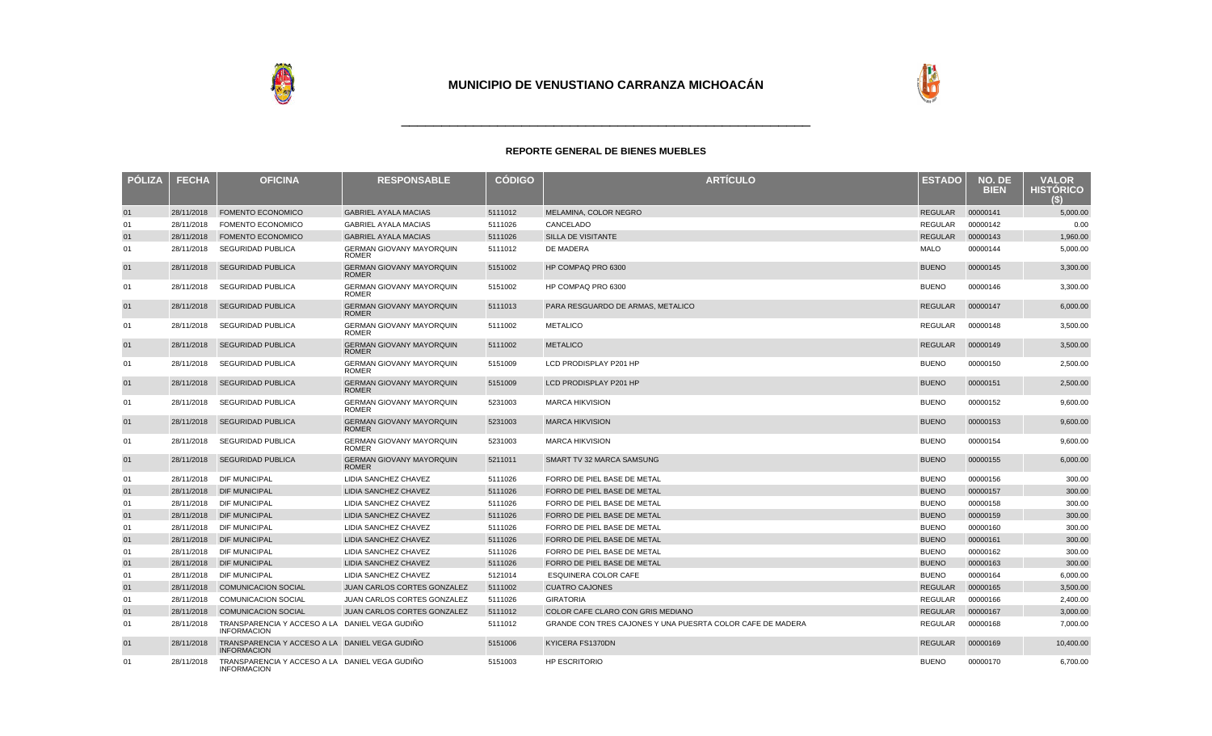# MUNICIPIO DE VENUSTIANO CARRANZA MICHOACÁN

## REPORTE GENERAL DE BIENES MUEBLES

| PÓLIZA | FECHA | OFICINA | RESPONSABLE | CÓDIGO | ARTÍCULO | ESTADO | NO. DE BIEN | VALOR HISTÓRICO ($) |
|---|---|---|---|---|---|---|---|---|
| 01 | 28/11/2018 | FOMENTO ECONOMICO | GABRIEL AYALA MACIAS | 5111012 | MELAMINA, COLOR NEGRO | REGULAR | 00000141 | 5,000.00 |
| 01 | 28/11/2018 | FOMENTO ECONOMICO | GABRIEL AYALA MACIAS | 5111026 | CANCELADO | REGULAR | 00000142 | 0.00 |
| 01 | 28/11/2018 | FOMENTO ECONOMICO | GABRIEL AYALA MACIAS | 5111026 | SILLA DE VISITANTE | REGULAR | 00000143 | 1,960.00 |
| 01 | 28/11/2018 | SEGURIDAD PUBLICA | GERMAN GIOVANY MAYORQUIN ROMER | 5111012 | DE MADERA | MALO | 00000144 | 5,000.00 |
| 01 | 28/11/2018 | SEGURIDAD PUBLICA | GERMAN GIOVANY MAYORQUIN ROMER | 5151002 | HP COMPAQ PRO 6300 | BUENO | 00000145 | 3,300.00 |
| 01 | 28/11/2018 | SEGURIDAD PUBLICA | GERMAN GIOVANY MAYORQUIN ROMER | 5151002 | HP COMPAQ PRO 6300 | BUENO | 00000146 | 3,300.00 |
| 01 | 28/11/2018 | SEGURIDAD PUBLICA | GERMAN GIOVANY MAYORQUIN ROMER | 5111013 | PARA RESGUARDO DE ARMAS, METALICO | REGULAR | 00000147 | 6,000.00 |
| 01 | 28/11/2018 | SEGURIDAD PUBLICA | GERMAN GIOVANY MAYORQUIN ROMER | 5111002 | METALICO | REGULAR | 00000148 | 3,500.00 |
| 01 | 28/11/2018 | SEGURIDAD PUBLICA | GERMAN GIOVANY MAYORQUIN ROMER | 5111002 | METALICO | REGULAR | 00000149 | 3,500.00 |
| 01 | 28/11/2018 | SEGURIDAD PUBLICA | GERMAN GIOVANY MAYORQUIN ROMER | 5151009 | LCD PRODISPLAY P201 HP | BUENO | 00000150 | 2,500.00 |
| 01 | 28/11/2018 | SEGURIDAD PUBLICA | GERMAN GIOVANY MAYORQUIN ROMER | 5151009 | LCD PRODISPLAY P201 HP | BUENO | 00000151 | 2,500.00 |
| 01 | 28/11/2018 | SEGURIDAD PUBLICA | GERMAN GIOVANY MAYORQUIN ROMER | 5231003 | MARCA HIKVISION | BUENO | 00000152 | 9,600.00 |
| 01 | 28/11/2018 | SEGURIDAD PUBLICA | GERMAN GIOVANY MAYORQUIN ROMER | 5231003 | MARCA HIKVISION | BUENO | 00000153 | 9,600.00 |
| 01 | 28/11/2018 | SEGURIDAD PUBLICA | GERMAN GIOVANY MAYORQUIN ROMER | 5231003 | MARCA HIKVISION | BUENO | 00000154 | 9,600.00 |
| 01 | 28/11/2018 | SEGURIDAD PUBLICA | GERMAN GIOVANY MAYORQUIN ROMER | 5211011 | SMART TV 32 MARCA SAMSUNG | BUENO | 00000155 | 6,000.00 |
| 01 | 28/11/2018 | DIF MUNICIPAL | LIDIA SANCHEZ CHAVEZ | 5111026 | FORRO DE PIEL BASE DE METAL | BUENO | 00000156 | 300.00 |
| 01 | 28/11/2018 | DIF MUNICIPAL | LIDIA SANCHEZ CHAVEZ | 5111026 | FORRO DE PIEL BASE DE METAL | BUENO | 00000157 | 300.00 |
| 01 | 28/11/2018 | DIF MUNICIPAL | LIDIA SANCHEZ CHAVEZ | 5111026 | FORRO DE PIEL BASE DE METAL | BUENO | 00000158 | 300.00 |
| 01 | 28/11/2018 | DIF MUNICIPAL | LIDIA SANCHEZ CHAVEZ | 5111026 | FORRO DE PIEL BASE DE METAL | BUENO | 00000159 | 300.00 |
| 01 | 28/11/2018 | DIF MUNICIPAL | LIDIA SANCHEZ CHAVEZ | 5111026 | FORRO DE PIEL BASE DE METAL | BUENO | 00000160 | 300.00 |
| 01 | 28/11/2018 | DIF MUNICIPAL | LIDIA SANCHEZ CHAVEZ | 5111026 | FORRO DE PIEL BASE DE METAL | BUENO | 00000161 | 300.00 |
| 01 | 28/11/2018 | DIF MUNICIPAL | LIDIA SANCHEZ CHAVEZ | 5111026 | FORRO DE PIEL BASE DE METAL | BUENO | 00000162 | 300.00 |
| 01 | 28/11/2018 | DIF MUNICIPAL | LIDIA SANCHEZ CHAVEZ | 5111026 | FORRO DE PIEL BASE DE METAL | BUENO | 00000163 | 300.00 |
| 01 | 28/11/2018 | DIF MUNICIPAL | LIDIA SANCHEZ CHAVEZ | 5121014 | ESQUINERA COLOR CAFE | BUENO | 00000164 | 6,000.00 |
| 01 | 28/11/2018 | COMUNICACION SOCIAL | JUAN CARLOS CORTES GONZALEZ | 5111002 | CUATRO CAJONES | REGULAR | 00000165 | 3,500.00 |
| 01 | 28/11/2018 | COMUNICACION SOCIAL | JUAN CARLOS CORTES GONZALEZ | 5111026 | GIRATORIA | REGULAR | 00000166 | 2,400.00 |
| 01 | 28/11/2018 | COMUNICACION SOCIAL | JUAN CARLOS CORTES GONZALEZ | 5111012 | COLOR CAFE CLARO CON GRIS MEDIANO | REGULAR | 00000167 | 3,000.00 |
| 01 | 28/11/2018 | TRANSPARENCIA Y ACCESO A LA INFORMACION | DANIEL VEGA GUDIÑO | 5111012 | GRANDE CON TRES CAJONES Y UNA PUESRTA COLOR CAFE DE MADERA | REGULAR | 00000168 | 7,000.00 |
| 01 | 28/11/2018 | TRANSPARENCIA Y ACCESO A LA INFORMACION | DANIEL VEGA GUDIÑO | 5151006 | KYICERA FS1370DN | REGULAR | 00000169 | 10,400.00 |
| 01 | 28/11/2018 | TRANSPARENCIA Y ACCESO A LA INFORMACION | DANIEL VEGA GUDIÑO | 5151003 | HP ESCRITORIO | BUENO | 00000170 | 6,700.00 |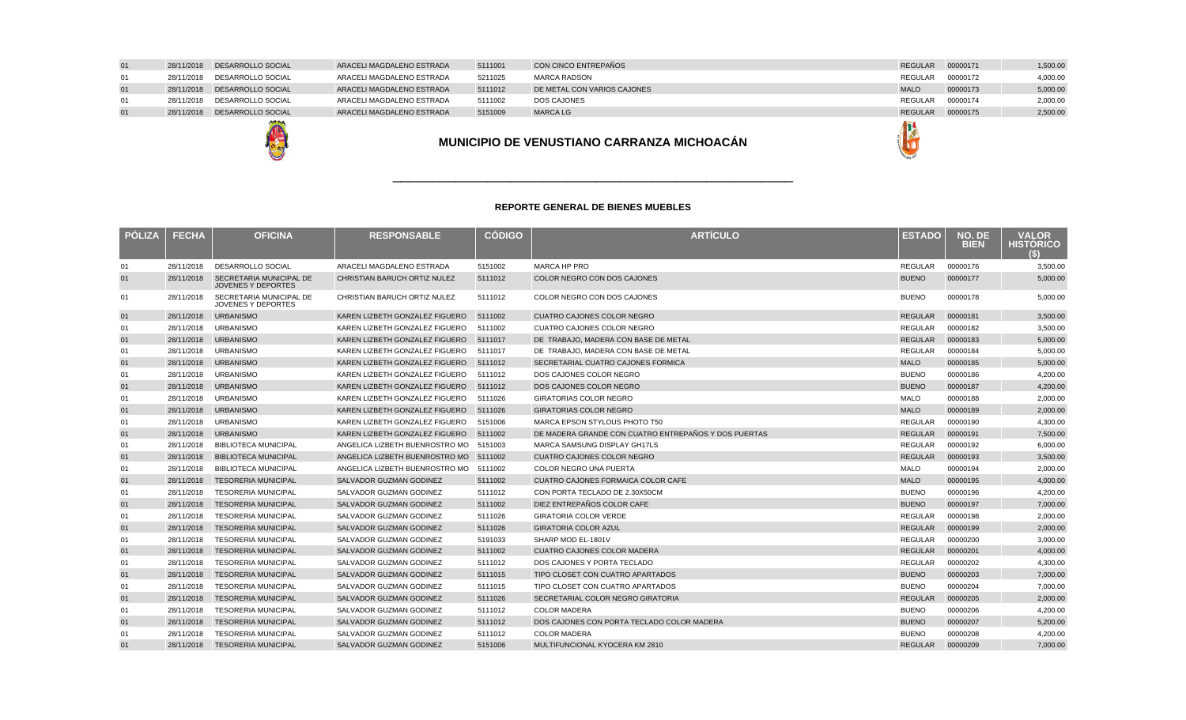| PÓLIZA | FECHA | OFICINA | RESPONSABLE | CÓDIGO | ARTÍCULO | ESTADO | NO. DE BIEN | VALOR HISTÓRICO ($) |
|---|---|---|---|---|---|---|---|---|
| 01 | 28/11/2018 | DESARROLLO SOCIAL | ARACELI MAGDALENO ESTRADA | 5111001 | CON CINCO ENTREPAÑOS | REGULAR | 00000171 | 1,500.00 |
| 01 | 28/11/2018 | DESARROLLO SOCIAL | ARACELI MAGDALENO ESTRADA | 5211025 | MARCA RADSON | REGULAR | 00000172 | 4,000.00 |
| 01 | 28/11/2018 | DESARROLLO SOCIAL | ARACELI MAGDALENO ESTRADA | 5111012 | DE METAL CON VARIOS CAJONES | MALO | 00000173 | 5,000.00 |
| 01 | 28/11/2018 | DESARROLLO SOCIAL | ARACELI MAGDALENO ESTRADA | 5111002 | DOS CAJONES | REGULAR | 00000174 | 2,000.00 |
| 01 | 28/11/2018 | DESARROLLO SOCIAL | ARACELI MAGDALENO ESTRADA | 5151009 | MARCA LG | REGULAR | 00000175 | 2,500.00 |

# MUNICIPIO DE VENUSTIANO CARRANZA MICHOACÁN

## REPORTE GENERAL DE BIENES MUEBLES

| PÓLIZA | FECHA | OFICINA | RESPONSABLE | CÓDIGO | ARTÍCULO | ESTADO | NO. DE BIEN | VALOR HISTÓRICO ($) |
|---|---|---|---|---|---|---|---|---|
| 01 | 28/11/2018 | DESARROLLO SOCIAL | ARACELI MAGDALENO ESTRADA | 5151002 | MARCA HP PRO | REGULAR | 00000176 | 3,500.00 |
| 01 | 28/11/2018 | SECRETARIA MUNICIPAL DE JOVENES Y DEPORTES | CHRISTIAN BARUCH ORTIZ NULEZ | 5111012 | COLOR NEGRO CON DOS CAJONES | BUENO | 00000177 | 5,000.00 |
| 01 | 28/11/2018 | SECRETARIA MUNICIPAL DE JOVENES Y DEPORTES | CHRISTIAN BARUCH ORTIZ NULEZ | 5111012 | COLOR NEGRO CON DOS CAJONES | BUENO | 00000178 | 5,000.00 |
| 01 | 28/11/2018 | URBANISMO | KAREN LIZBETH GONZALEZ FIGUERO | 5111002 | CUATRO CAJONES COLOR NEGRO | REGULAR | 00000181 | 3,500.00 |
| 01 | 28/11/2018 | URBANISMO | KAREN LIZBETH GONZALEZ FIGUERO | 5111002 | CUATRO CAJONES COLOR NEGRO | REGULAR | 00000182 | 3,500.00 |
| 01 | 28/11/2018 | URBANISMO | KAREN LIZBETH GONZALEZ FIGUERO | 5111017 | DE TRABAJO, MADERA CON BASE DE METAL | REGULAR | 00000183 | 5,000.00 |
| 01 | 28/11/2018 | URBANISMO | KAREN LIZBETH GONZALEZ FIGUERO | 5111017 | DE TRABAJO, MADERA CON BASE DE METAL | REGULAR | 00000184 | 5,000.00 |
| 01 | 28/11/2018 | URBANISMO | KAREN LIZBETH GONZALEZ FIGUERO | 5111012 | SECRETARIAL CUATRO CAJONES FORMICA | MALO | 00000185 | 5,000.00 |
| 01 | 28/11/2018 | URBANISMO | KAREN LIZBETH GONZALEZ FIGUERO | 5111012 | DOS CAJONES COLOR NEGRO | BUENO | 00000186 | 4,200.00 |
| 01 | 28/11/2018 | URBANISMO | KAREN LIZBETH GONZALEZ FIGUERO | 5111012 | DOS CAJONES COLOR NEGRO | BUENO | 00000187 | 4,200.00 |
| 01 | 28/11/2018 | URBANISMO | KAREN LIZBETH GONZALEZ FIGUERO | 5111026 | GIRATORIAS COLOR NEGRO | MALO | 00000188 | 2,000.00 |
| 01 | 28/11/2018 | URBANISMO | KAREN LIZBETH GONZALEZ FIGUERO | 5111026 | GIRATORIAS COLOR NEGRO | MALO | 00000189 | 2,000.00 |
| 01 | 28/11/2018 | URBANISMO | KAREN LIZBETH GONZALEZ FIGUERO | 5151006 | MARCA EPSON STYLOUS PHOTO T50 | REGULAR | 00000190 | 4,300.00 |
| 01 | 28/11/2018 | URBANISMO | KAREN LIZBETH GONZALEZ FIGUERO | 5111002 | DE MADERA GRANDE CON CUATRO ENTREPAÑOS Y DOS PUERTAS | REGULAR | 00000191 | 7,500.00 |
| 01 | 28/11/2018 | BIBLIOTECA MUNICIPAL | ANGELICA LIZBETH BUENROSTRO MO | 5151003 | MARCA SAMSUNG DISPLAY GH17LS | REGULAR | 00000192 | 6,000.00 |
| 01 | 28/11/2018 | BIBLIOTECA MUNICIPAL | ANGELICA LIZBETH BUENROSTRO MO | 5111002 | CUATRO CAJONES COLOR NEGRO | REGULAR | 00000193 | 3,500.00 |
| 01 | 28/11/2018 | BIBLIOTECA MUNICIPAL | ANGELICA LIZBETH BUENROSTRO MO | 5111002 | COLOR NEGRO UNA PUERTA | MALO | 00000194 | 2,000.00 |
| 01 | 28/11/2018 | TESORERIA MUNICIPAL | SALVADOR GUZMAN GODINEZ | 5111002 | CUATRO CAJONES FORMAICA COLOR CAFE | MALO | 00000195 | 4,000.00 |
| 01 | 28/11/2018 | TESORERIA MUNICIPAL | SALVADOR GUZMAN GODINEZ | 5111012 | CON PORTA TECLADO DE 2.30X50CM | BUENO | 00000196 | 4,200.00 |
| 01 | 28/11/2018 | TESORERIA MUNICIPAL | SALVADOR GUZMAN GODINEZ | 5111002 | DIEZ ENTREPAÑOS COLOR CAFE | BUENO | 00000197 | 7,000.00 |
| 01 | 28/11/2018 | TESORERIA MUNICIPAL | SALVADOR GUZMAN GODINEZ | 5111026 | GIRATORIA COLOR VERDE | REGULAR | 00000198 | 2,000.00 |
| 01 | 28/11/2018 | TESORERIA MUNICIPAL | SALVADOR GUZMAN GODINEZ | 5111026 | GIRATORIA COLOR AZUL | REGULAR | 00000199 | 2,000.00 |
| 01 | 28/11/2018 | TESORERIA MUNICIPAL | SALVADOR GUZMAN GODINEZ | 5191033 | SHARP MOD EL-1801V | REGULAR | 00000200 | 3,000.00 |
| 01 | 28/11/2018 | TESORERIA MUNICIPAL | SALVADOR GUZMAN GODINEZ | 5111002 | CUATRO CAJONES COLOR MADERA | REGULAR | 00000201 | 4,000.00 |
| 01 | 28/11/2018 | TESORERIA MUNICIPAL | SALVADOR GUZMAN GODINEZ | 5111012 | DOS CAJONES Y PORTA TECLADO | REGULAR | 00000202 | 4,300.00 |
| 01 | 28/11/2018 | TESORERIA MUNICIPAL | SALVADOR GUZMAN GODINEZ | 5111015 | TIPO CLOSET CON CUATRO APARTADOS | BUENO | 00000203 | 7,000.00 |
| 01 | 28/11/2018 | TESORERIA MUNICIPAL | SALVADOR GUZMAN GODINEZ | 5111015 | TIPO CLOSET CON CUATRO APARTADOS | BUENO | 00000204 | 7,000.00 |
| 01 | 28/11/2018 | TESORERIA MUNICIPAL | SALVADOR GUZMAN GODINEZ | 5111026 | SECRETARIAL COLOR NEGRO GIRATORIA | REGULAR | 00000205 | 2,000.00 |
| 01 | 28/11/2018 | TESORERIA MUNICIPAL | SALVADOR GUZMAN GODINEZ | 5111012 | COLOR MADERA | BUENO | 00000206 | 4,200.00 |
| 01 | 28/11/2018 | TESORERIA MUNICIPAL | SALVADOR GUZMAN GODINEZ | 5111012 | DOS CAJONES CON PORTA TECLADO COLOR MADERA | BUENO | 00000207 | 5,200.00 |
| 01 | 28/11/2018 | TESORERIA MUNICIPAL | SALVADOR GUZMAN GODINEZ | 5111012 | COLOR MADERA | BUENO | 00000208 | 4,200.00 |
| 01 | 28/11/2018 | TESORERIA MUNICIPAL | SALVADOR GUZMAN GODINEZ | 5151006 | MULTIFUNCIONAL KYOCERA KM 2810 | REGULAR | 00000209 | 7,000.00 |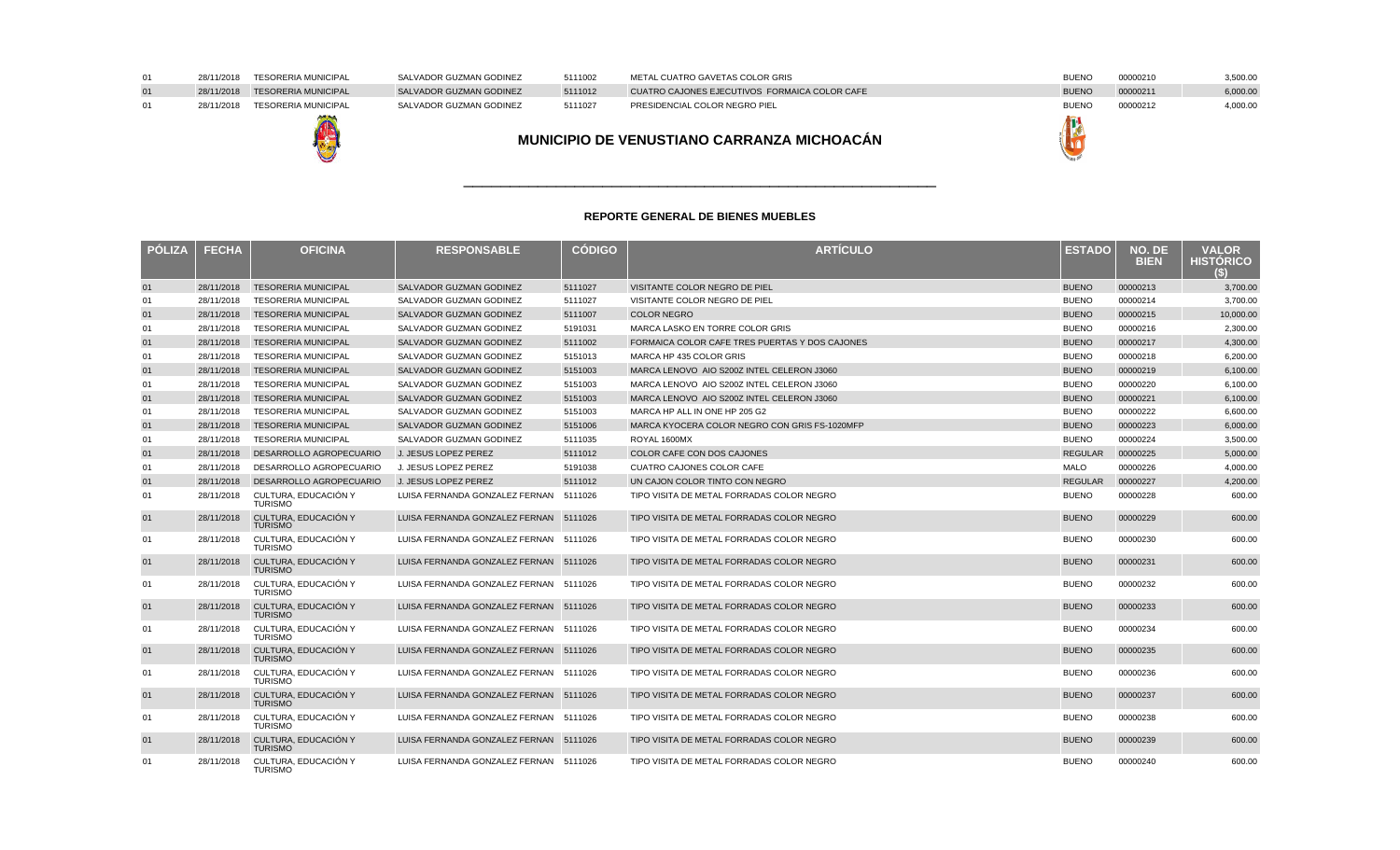| PÓLIZA | FECHA | OFICINA | RESPONSABLE | CÓDIGO | ARTÍCULO | ESTADO | NO. DE BIEN | VALOR HISTÓRICO ($) |
|---|---|---|---|---|---|---|---|---|
| 01 | 28/11/2018 | TESORERIA MUNICIPAL | SALVADOR GUZMAN GODINEZ | 5111002 | METAL CUATRO GAVETAS COLOR GRIS | BUENO | 00000210 | 3,500.00 |
| 01 | 28/11/2018 | TESORERIA MUNICIPAL | SALVADOR GUZMAN GODINEZ | 5111012 | CUATRO CAJONES EJECUTIVOS FORMAICA COLOR CAFE | BUENO | 00000211 | 6,000.00 |
| 01 | 28/11/2018 | TESORERIA MUNICIPAL | SALVADOR GUZMAN GODINEZ | 5111027 | PRESIDENCIAL COLOR NEGRO PIEL | BUENO | 00000212 | 4,000.00 |

## MUNICIPIO DE VENUSTIANO CARRANZA MICHOACÁN

### REPORTE GENERAL DE BIENES MUEBLES

| PÓLIZA | FECHA | OFICINA | RESPONSABLE | CÓDIGO | ARTÍCULO | ESTADO | NO. DE BIEN | VALOR HISTÓRICO ($) |
|---|---|---|---|---|---|---|---|---|
| 01 | 28/11/2018 | TESORERIA MUNICIPAL | SALVADOR GUZMAN GODINEZ | 5111027 | VISITANTE COLOR NEGRO DE PIEL | BUENO | 00000213 | 3,700.00 |
| 01 | 28/11/2018 | TESORERIA MUNICIPAL | SALVADOR GUZMAN GODINEZ | 5111027 | VISITANTE COLOR NEGRO DE PIEL | BUENO | 00000214 | 3,700.00 |
| 01 | 28/11/2018 | TESORERIA MUNICIPAL | SALVADOR GUZMAN GODINEZ | 5111007 | COLOR NEGRO | BUENO | 00000215 | 10,000.00 |
| 01 | 28/11/2018 | TESORERIA MUNICIPAL | SALVADOR GUZMAN GODINEZ | 5191031 | MARCA LASKO EN TORRE COLOR GRIS | BUENO | 00000216 | 2,300.00 |
| 01 | 28/11/2018 | TESORERIA MUNICIPAL | SALVADOR GUZMAN GODINEZ | 5111002 | FORMAICA COLOR CAFE TRES PUERTAS Y DOS CAJONES | BUENO | 00000217 | 4,300.00 |
| 01 | 28/11/2018 | TESORERIA MUNICIPAL | SALVADOR GUZMAN GODINEZ | 5151013 | MARCA HP 435 COLOR GRIS | BUENO | 00000218 | 6,200.00 |
| 01 | 28/11/2018 | TESORERIA MUNICIPAL | SALVADOR GUZMAN GODINEZ | 5151003 | MARCA LENOVO AIO S200Z INTEL CELERON J3060 | BUENO | 00000219 | 6,100.00 |
| 01 | 28/11/2018 | TESORERIA MUNICIPAL | SALVADOR GUZMAN GODINEZ | 5151003 | MARCA LENOVO AIO S200Z INTEL CELERON J3060 | BUENO | 00000220 | 6,100.00 |
| 01 | 28/11/2018 | TESORERIA MUNICIPAL | SALVADOR GUZMAN GODINEZ | 5151003 | MARCA LENOVO AIO S200Z INTEL CELERON J3060 | BUENO | 00000221 | 6,100.00 |
| 01 | 28/11/2018 | TESORERIA MUNICIPAL | SALVADOR GUZMAN GODINEZ | 5151003 | MARCA HP ALL IN ONE HP 205 G2 | BUENO | 00000222 | 6,600.00 |
| 01 | 28/11/2018 | TESORERIA MUNICIPAL | SALVADOR GUZMAN GODINEZ | 5151006 | MARCA KYOCERA COLOR NEGRO CON GRIS FS-1020MFP | BUENO | 00000223 | 6,000.00 |
| 01 | 28/11/2018 | TESORERIA MUNICIPAL | SALVADOR GUZMAN GODINEZ | 5111035 | ROYAL 1600MX | BUENO | 00000224 | 3,500.00 |
| 01 | 28/11/2018 | DESARROLLO AGROPECUARIO | J. JESUS LOPEZ PEREZ | 5111012 | COLOR CAFE CON DOS CAJONES | REGULAR | 00000225 | 5,000.00 |
| 01 | 28/11/2018 | DESARROLLO AGROPECUARIO | J. JESUS LOPEZ PEREZ | 5191038 | CUATRO CAJONES COLOR CAFE | MALO | 00000226 | 4,000.00 |
| 01 | 28/11/2018 | DESARROLLO AGROPECUARIO | J. JESUS LOPEZ PEREZ | 5111012 | UN CAJON COLOR TINTO CON NEGRO | REGULAR | 00000227 | 4,200.00 |
| 01 | 28/11/2018 | CULTURA, EDUCACIÓN Y TURISMO | LUISA FERNANDA GONZALEZ FERNAN | 5111026 | TIPO VISITA DE METAL FORRADAS COLOR NEGRO | BUENO | 00000228 | 600.00 |
| 01 | 28/11/2018 | CULTURA, EDUCACIÓN Y TURISMO | LUISA FERNANDA GONZALEZ FERNAN | 5111026 | TIPO VISITA DE METAL FORRADAS COLOR NEGRO | BUENO | 00000229 | 600.00 |
| 01 | 28/11/2018 | CULTURA, EDUCACIÓN Y TURISMO | LUISA FERNANDA GONZALEZ FERNAN | 5111026 | TIPO VISITA DE METAL FORRADAS COLOR NEGRO | BUENO | 00000230 | 600.00 |
| 01 | 28/11/2018 | CULTURA, EDUCACIÓN Y TURISMO | LUISA FERNANDA GONZALEZ FERNAN | 5111026 | TIPO VISITA DE METAL FORRADAS COLOR NEGRO | BUENO | 00000231 | 600.00 |
| 01 | 28/11/2018 | CULTURA, EDUCACIÓN Y TURISMO | LUISA FERNANDA GONZALEZ FERNAN | 5111026 | TIPO VISITA DE METAL FORRADAS COLOR NEGRO | BUENO | 00000232 | 600.00 |
| 01 | 28/11/2018 | CULTURA, EDUCACIÓN Y TURISMO | LUISA FERNANDA GONZALEZ FERNAN | 5111026 | TIPO VISITA DE METAL FORRADAS COLOR NEGRO | BUENO | 00000233 | 600.00 |
| 01 | 28/11/2018 | CULTURA, EDUCACIÓN Y TURISMO | LUISA FERNANDA GONZALEZ FERNAN | 5111026 | TIPO VISITA DE METAL FORRADAS COLOR NEGRO | BUENO | 00000234 | 600.00 |
| 01 | 28/11/2018 | CULTURA, EDUCACIÓN Y TURISMO | LUISA FERNANDA GONZALEZ FERNAN | 5111026 | TIPO VISITA DE METAL FORRADAS COLOR NEGRO | BUENO | 00000235 | 600.00 |
| 01 | 28/11/2018 | CULTURA, EDUCACIÓN Y TURISMO | LUISA FERNANDA GONZALEZ FERNAN | 5111026 | TIPO VISITA DE METAL FORRADAS COLOR NEGRO | BUENO | 00000236 | 600.00 |
| 01 | 28/11/2018 | CULTURA, EDUCACIÓN Y TURISMO | LUISA FERNANDA GONZALEZ FERNAN | 5111026 | TIPO VISITA DE METAL FORRADAS COLOR NEGRO | BUENO | 00000237 | 600.00 |
| 01 | 28/11/2018 | CULTURA, EDUCACIÓN Y TURISMO | LUISA FERNANDA GONZALEZ FERNAN | 5111026 | TIPO VISITA DE METAL FORRADAS COLOR NEGRO | BUENO | 00000238 | 600.00 |
| 01 | 28/11/2018 | CULTURA, EDUCACIÓN Y TURISMO | LUISA FERNANDA GONZALEZ FERNAN | 5111026 | TIPO VISITA DE METAL FORRADAS COLOR NEGRO | BUENO | 00000239 | 600.00 |
| 01 | 28/11/2018 | CULTURA, EDUCACIÓN Y TURISMO | LUISA FERNANDA GONZALEZ FERNAN | 5111026 | TIPO VISITA DE METAL FORRADAS COLOR NEGRO | BUENO | 00000240 | 600.00 |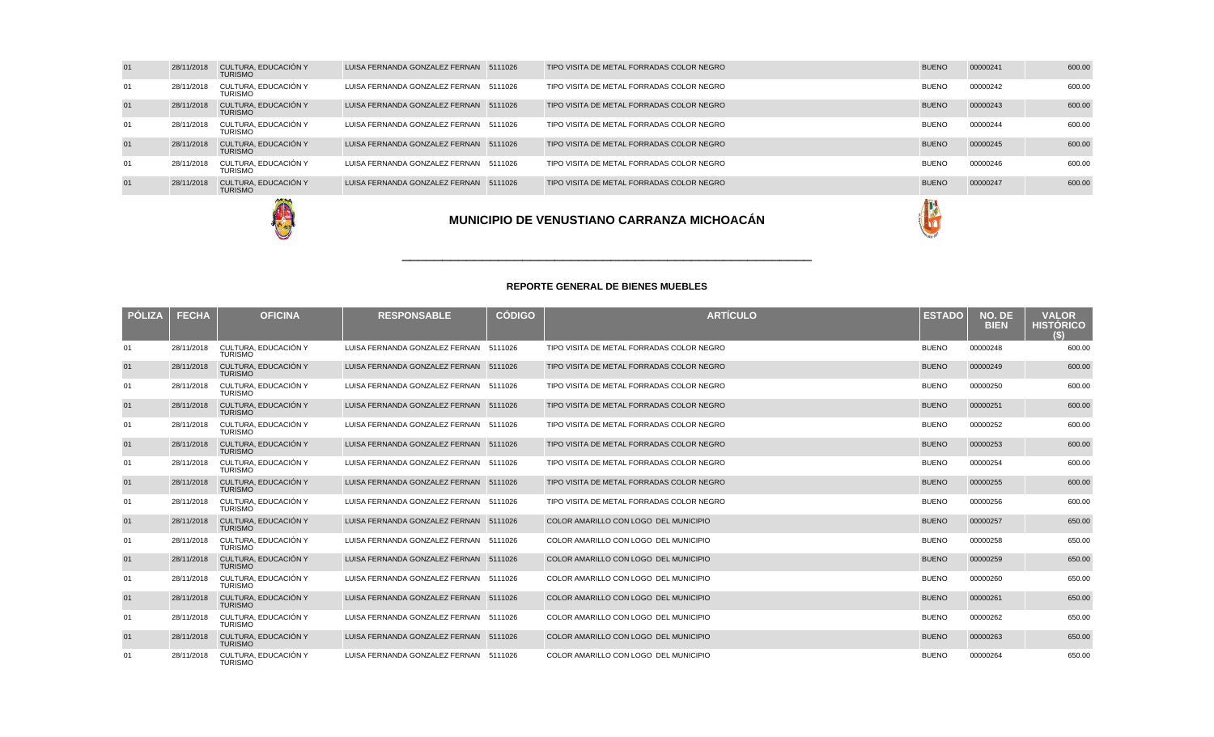| PÓLIZA | FECHA | OFICINA | RESPONSABLE | CÓDIGO | ARTÍCULO | ESTADO | NO. DE BIEN | VALOR HISTÓRICO ($) |
|---|---|---|---|---|---|---|---|---|
| 01 | 28/11/2018 | CULTURA, EDUCACIÓN Y TURISMO | LUISA FERNANDA GONZALEZ FERNAN | 5111026 | TIPO VISITA DE METAL FORRADAS COLOR NEGRO | BUENO | 00000241 | 600.00 |
| 01 | 28/11/2018 | CULTURA, EDUCACIÓN Y TURISMO | LUISA FERNANDA GONZALEZ FERNAN | 5111026 | TIPO VISITA DE METAL FORRADAS COLOR NEGRO | BUENO | 00000242 | 600.00 |
| 01 | 28/11/2018 | CULTURA, EDUCACIÓN Y TURISMO | LUISA FERNANDA GONZALEZ FERNAN | 5111026 | TIPO VISITA DE METAL FORRADAS COLOR NEGRO | BUENO | 00000243 | 600.00 |
| 01 | 28/11/2018 | CULTURA, EDUCACIÓN Y TURISMO | LUISA FERNANDA GONZALEZ FERNAN | 5111026 | TIPO VISITA DE METAL FORRADAS COLOR NEGRO | BUENO | 00000244 | 600.00 |
| 01 | 28/11/2018 | CULTURA, EDUCACIÓN Y TURISMO | LUISA FERNANDA GONZALEZ FERNAN | 5111026 | TIPO VISITA DE METAL FORRADAS COLOR NEGRO | BUENO | 00000245 | 600.00 |
| 01 | 28/11/2018 | CULTURA, EDUCACIÓN Y TURISMO | LUISA FERNANDA GONZALEZ FERNAN | 5111026 | TIPO VISITA DE METAL FORRADAS COLOR NEGRO | BUENO | 00000246 | 600.00 |
| 01 | 28/11/2018 | CULTURA, EDUCACIÓN Y TURISMO | LUISA FERNANDA GONZALEZ FERNAN | 5111026 | TIPO VISITA DE METAL FORRADAS COLOR NEGRO | BUENO | 00000247 | 600.00 |

# MUNICIPIO DE VENUSTIANO CARRANZA MICHOACÁN

## REPORTE GENERAL DE BIENES MUEBLES

| PÓLIZA | FECHA | OFICINA | RESPONSABLE | CÓDIGO | ARTÍCULO | ESTADO | NO. DE BIEN | VALOR HISTÓRICO ($) |
|---|---|---|---|---|---|---|---|---|
| 01 | 28/11/2018 | CULTURA, EDUCACIÓN Y TURISMO | LUISA FERNANDA GONZALEZ FERNAN | 5111026 | TIPO VISITA DE METAL FORRADAS COLOR NEGRO | BUENO | 00000248 | 600.00 |
| 01 | 28/11/2018 | CULTURA, EDUCACIÓN Y TURISMO | LUISA FERNANDA GONZALEZ FERNAN | 5111026 | TIPO VISITA DE METAL FORRADAS COLOR NEGRO | BUENO | 00000249 | 600.00 |
| 01 | 28/11/2018 | CULTURA, EDUCACIÓN Y TURISMO | LUISA FERNANDA GONZALEZ FERNAN | 5111026 | TIPO VISITA DE METAL FORRADAS COLOR NEGRO | BUENO | 00000250 | 600.00 |
| 01 | 28/11/2018 | CULTURA, EDUCACIÓN Y TURISMO | LUISA FERNANDA GONZALEZ FERNAN | 5111026 | TIPO VISITA DE METAL FORRADAS COLOR NEGRO | BUENO | 00000251 | 600.00 |
| 01 | 28/11/2018 | CULTURA, EDUCACIÓN Y TURISMO | LUISA FERNANDA GONZALEZ FERNAN | 5111026 | TIPO VISITA DE METAL FORRADAS COLOR NEGRO | BUENO | 00000252 | 600.00 |
| 01 | 28/11/2018 | CULTURA, EDUCACIÓN Y TURISMO | LUISA FERNANDA GONZALEZ FERNAN | 5111026 | TIPO VISITA DE METAL FORRADAS COLOR NEGRO | BUENO | 00000253 | 600.00 |
| 01 | 28/11/2018 | CULTURA, EDUCACIÓN Y TURISMO | LUISA FERNANDA GONZALEZ FERNAN | 5111026 | TIPO VISITA DE METAL FORRADAS COLOR NEGRO | BUENO | 00000254 | 600.00 |
| 01 | 28/11/2018 | CULTURA, EDUCACIÓN Y TURISMO | LUISA FERNANDA GONZALEZ FERNAN | 5111026 | TIPO VISITA DE METAL FORRADAS COLOR NEGRO | BUENO | 00000255 | 600.00 |
| 01 | 28/11/2018 | CULTURA, EDUCACIÓN Y TURISMO | LUISA FERNANDA GONZALEZ FERNAN | 5111026 | TIPO VISITA DE METAL FORRADAS COLOR NEGRO | BUENO | 00000256 | 600.00 |
| 01 | 28/11/2018 | CULTURA, EDUCACIÓN Y TURISMO | LUISA FERNANDA GONZALEZ FERNAN | 5111026 | COLOR AMARILLO CON LOGO DEL MUNICIPIO | BUENO | 00000257 | 650.00 |
| 01 | 28/11/2018 | CULTURA, EDUCACIÓN Y TURISMO | LUISA FERNANDA GONZALEZ FERNAN | 5111026 | COLOR AMARILLO CON LOGO DEL MUNICIPIO | BUENO | 00000258 | 650.00 |
| 01 | 28/11/2018 | CULTURA, EDUCACIÓN Y TURISMO | LUISA FERNANDA GONZALEZ FERNAN | 5111026 | COLOR AMARILLO CON LOGO DEL MUNICIPIO | BUENO | 00000259 | 650.00 |
| 01 | 28/11/2018 | CULTURA, EDUCACIÓN Y TURISMO | LUISA FERNANDA GONZALEZ FERNAN | 5111026 | COLOR AMARILLO CON LOGO DEL MUNICIPIO | BUENO | 00000260 | 650.00 |
| 01 | 28/11/2018 | CULTURA, EDUCACIÓN Y TURISMO | LUISA FERNANDA GONZALEZ FERNAN | 5111026 | COLOR AMARILLO CON LOGO DEL MUNICIPIO | BUENO | 00000261 | 650.00 |
| 01 | 28/11/2018 | CULTURA, EDUCACIÓN Y TURISMO | LUISA FERNANDA GONZALEZ FERNAN | 5111026 | COLOR AMARILLO CON LOGO DEL MUNICIPIO | BUENO | 00000262 | 650.00 |
| 01 | 28/11/2018 | CULTURA, EDUCACIÓN Y TURISMO | LUISA FERNANDA GONZALEZ FERNAN | 5111026 | COLOR AMARILLO CON LOGO DEL MUNICIPIO | BUENO | 00000263 | 650.00 |
| 01 | 28/11/2018 | CULTURA, EDUCACIÓN Y TURISMO | LUISA FERNANDA GONZALEZ FERNAN | 5111026 | COLOR AMARILLO CON LOGO DEL MUNICIPIO | BUENO | 00000264 | 650.00 |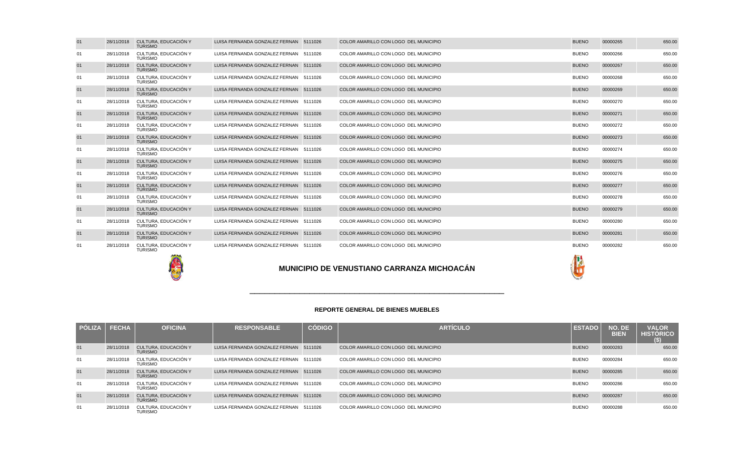| PÓLIZA | FECHA | OFICINA | RESPONSABLE | CÓDIGO | ARTÍCULO | ESTADO | NO. DE BIEN | VALOR HISTÓRICO ($) |
|---|---|---|---|---|---|---|---|---|
| 01 | 28/11/2018 | CULTURA, EDUCACIÓN Y TURISMO | LUISA FERNANDA GONZALEZ FERNAN | 5111026 | COLOR AMARILLO CON LOGO DEL MUNICIPIO | BUENO | 00000265 | 650.00 |
| 01 | 28/11/2018 | CULTURA, EDUCACIÓN Y TURISMO | LUISA FERNANDA GONZALEZ FERNAN | 5111026 | COLOR AMARILLO CON LOGO DEL MUNICIPIO | BUENO | 00000266 | 650.00 |
| 01 | 28/11/2018 | CULTURA, EDUCACIÓN Y TURISMO | LUISA FERNANDA GONZALEZ FERNAN | 5111026 | COLOR AMARILLO CON LOGO DEL MUNICIPIO | BUENO | 00000267 | 650.00 |
| 01 | 28/11/2018 | CULTURA, EDUCACIÓN Y TURISMO | LUISA FERNANDA GONZALEZ FERNAN | 5111026 | COLOR AMARILLO CON LOGO DEL MUNICIPIO | BUENO | 00000268 | 650.00 |
| 01 | 28/11/2018 | CULTURA, EDUCACIÓN Y TURISMO | LUISA FERNANDA GONZALEZ FERNAN | 5111026 | COLOR AMARILLO CON LOGO DEL MUNICIPIO | BUENO | 00000269 | 650.00 |
| 01 | 28/11/2018 | CULTURA, EDUCACIÓN Y TURISMO | LUISA FERNANDA GONZALEZ FERNAN | 5111026 | COLOR AMARILLO CON LOGO DEL MUNICIPIO | BUENO | 00000270 | 650.00 |
| 01 | 28/11/2018 | CULTURA, EDUCACIÓN Y TURISMO | LUISA FERNANDA GONZALEZ FERNAN | 5111026 | COLOR AMARILLO CON LOGO DEL MUNICIPIO | BUENO | 00000271 | 650.00 |
| 01 | 28/11/2018 | CULTURA, EDUCACIÓN Y TURISMO | LUISA FERNANDA GONZALEZ FERNAN | 5111026 | COLOR AMARILLO CON LOGO DEL MUNICIPIO | BUENO | 00000272 | 650.00 |
| 01 | 28/11/2018 | CULTURA, EDUCACIÓN Y TURISMO | LUISA FERNANDA GONZALEZ FERNAN | 5111026 | COLOR AMARILLO CON LOGO DEL MUNICIPIO | BUENO | 00000273 | 650.00 |
| 01 | 28/11/2018 | CULTURA, EDUCACIÓN Y TURISMO | LUISA FERNANDA GONZALEZ FERNAN | 5111026 | COLOR AMARILLO CON LOGO DEL MUNICIPIO | BUENO | 00000274 | 650.00 |
| 01 | 28/11/2018 | CULTURA, EDUCACIÓN Y TURISMO | LUISA FERNANDA GONZALEZ FERNAN | 5111026 | COLOR AMARILLO CON LOGO DEL MUNICIPIO | BUENO | 00000275 | 650.00 |
| 01 | 28/11/2018 | CULTURA, EDUCACIÓN Y TURISMO | LUISA FERNANDA GONZALEZ FERNAN | 5111026 | COLOR AMARILLO CON LOGO DEL MUNICIPIO | BUENO | 00000276 | 650.00 |
| 01 | 28/11/2018 | CULTURA, EDUCACIÓN Y TURISMO | LUISA FERNANDA GONZALEZ FERNAN | 5111026 | COLOR AMARILLO CON LOGO DEL MUNICIPIO | BUENO | 00000277 | 650.00 |
| 01 | 28/11/2018 | CULTURA, EDUCACIÓN Y TURISMO | LUISA FERNANDA GONZALEZ FERNAN | 5111026 | COLOR AMARILLO CON LOGO DEL MUNICIPIO | BUENO | 00000278 | 650.00 |
| 01 | 28/11/2018 | CULTURA, EDUCACIÓN Y TURISMO | LUISA FERNANDA GONZALEZ FERNAN | 5111026 | COLOR AMARILLO CON LOGO DEL MUNICIPIO | BUENO | 00000279 | 650.00 |
| 01 | 28/11/2018 | CULTURA, EDUCACIÓN Y TURISMO | LUISA FERNANDA GONZALEZ FERNAN | 5111026 | COLOR AMARILLO CON LOGO DEL MUNICIPIO | BUENO | 00000280 | 650.00 |
| 01 | 28/11/2018 | CULTURA, EDUCACIÓN Y TURISMO | LUISA FERNANDA GONZALEZ FERNAN | 5111026 | COLOR AMARILLO CON LOGO DEL MUNICIPIO | BUENO | 00000281 | 650.00 |
| 01 | 28/11/2018 | CULTURA, EDUCACIÓN Y TURISMO | LUISA FERNANDA GONZALEZ FERNAN | 5111026 | COLOR AMARILLO CON LOGO DEL MUNICIPIO | BUENO | 00000282 | 650.00 |

## MUNICIPIO DE VENUSTIANO CARRANZA MICHOACÁN

### REPORTE GENERAL DE BIENES MUEBLES

| PÓLIZA | FECHA | OFICINA | RESPONSABLE | CÓDIGO | ARTÍCULO | ESTADO | NO. DE BIEN | VALOR HISTÓRICO ($) |
|---|---|---|---|---|---|---|---|---|
| 01 | 28/11/2018 | CULTURA, EDUCACIÓN Y TURISMO | LUISA FERNANDA GONZALEZ FERNAN | 5111026 | COLOR AMARILLO CON LOGO DEL MUNICIPIO | BUENO | 00000283 | 650.00 |
| 01 | 28/11/2018 | CULTURA, EDUCACIÓN Y TURISMO | LUISA FERNANDA GONZALEZ FERNAN | 5111026 | COLOR AMARILLO CON LOGO DEL MUNICIPIO | BUENO | 00000284 | 650.00 |
| 01 | 28/11/2018 | CULTURA, EDUCACIÓN Y TURISMO | LUISA FERNANDA GONZALEZ FERNAN | 5111026 | COLOR AMARILLO CON LOGO DEL MUNICIPIO | BUENO | 00000285 | 650.00 |
| 01 | 28/11/2018 | CULTURA, EDUCACIÓN Y TURISMO | LUISA FERNANDA GONZALEZ FERNAN | 5111026 | COLOR AMARILLO CON LOGO DEL MUNICIPIO | BUENO | 00000286 | 650.00 |
| 01 | 28/11/2018 | CULTURA, EDUCACIÓN Y TURISMO | LUISA FERNANDA GONZALEZ FERNAN | 5111026 | COLOR AMARILLO CON LOGO DEL MUNICIPIO | BUENO | 00000287 | 650.00 |
| 01 | 28/11/2018 | CULTURA, EDUCACIÓN Y TURISMO | LUISA FERNANDA GONZALEZ FERNAN | 5111026 | COLOR AMARILLO CON LOGO DEL MUNICIPIO | BUENO | 00000288 | 650.00 |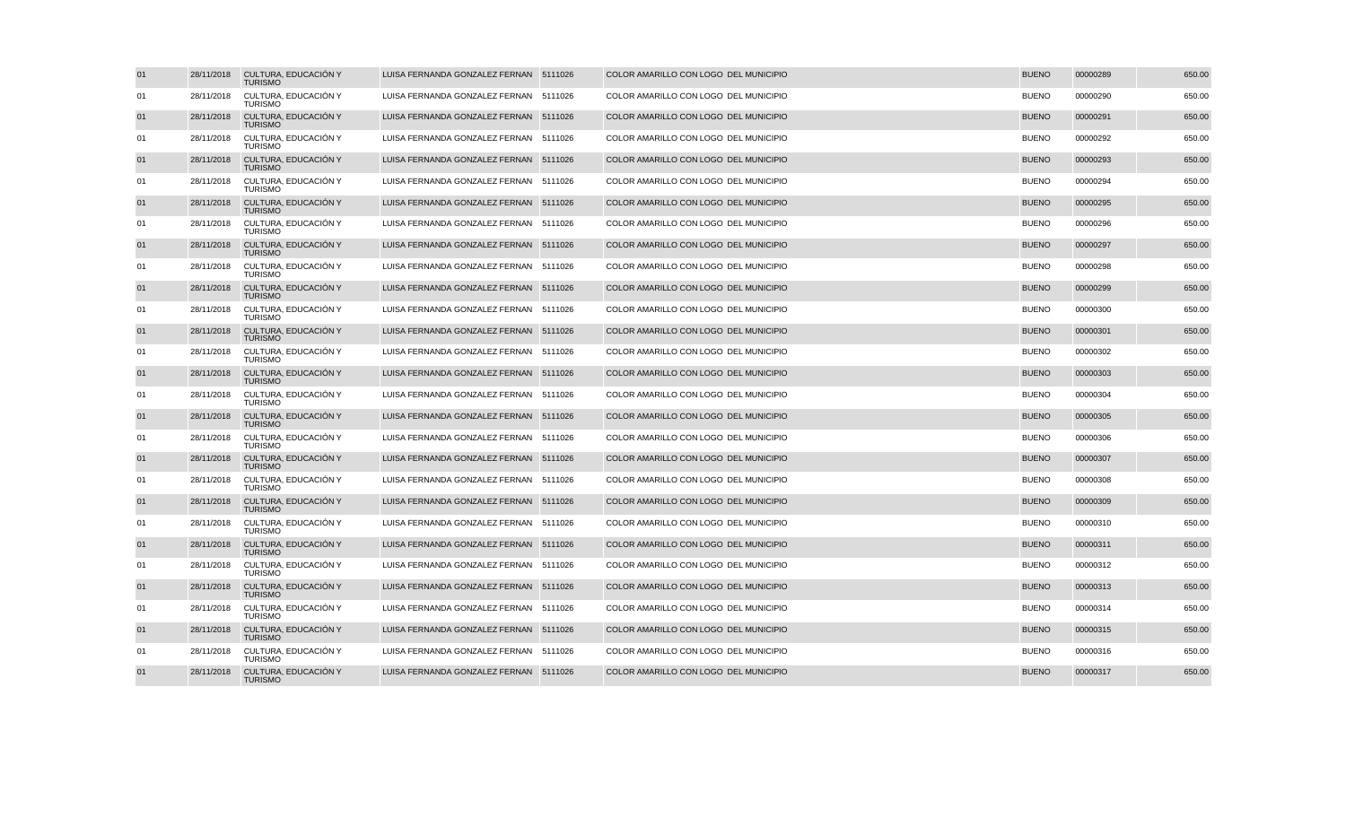| | | | | | | | | |
|---|---|---|---|---|---|---|---|---|
| 01 | 28/11/2018 | CULTURA, EDUCACIÓN Y TURISMO | LUISA FERNANDA GONZALEZ FERNAN | 5111026 | COLOR AMARILLO CON LOGO DEL MUNICIPIO | BUENO | 00000289 | 650.00 |
| 01 | 28/11/2018 | CULTURA, EDUCACIÓN Y TURISMO | LUISA FERNANDA GONZALEZ FERNAN | 5111026 | COLOR AMARILLO CON LOGO DEL MUNICIPIO | BUENO | 00000290 | 650.00 |
| 01 | 28/11/2018 | CULTURA, EDUCACIÓN Y TURISMO | LUISA FERNANDA GONZALEZ FERNAN | 5111026 | COLOR AMARILLO CON LOGO DEL MUNICIPIO | BUENO | 00000291 | 650.00 |
| 01 | 28/11/2018 | CULTURA, EDUCACIÓN Y TURISMO | LUISA FERNANDA GONZALEZ FERNAN | 5111026 | COLOR AMARILLO CON LOGO DEL MUNICIPIO | BUENO | 00000292 | 650.00 |
| 01 | 28/11/2018 | CULTURA, EDUCACIÓN Y TURISMO | LUISA FERNANDA GONZALEZ FERNAN | 5111026 | COLOR AMARILLO CON LOGO DEL MUNICIPIO | BUENO | 00000293 | 650.00 |
| 01 | 28/11/2018 | CULTURA, EDUCACIÓN Y TURISMO | LUISA FERNANDA GONZALEZ FERNAN | 5111026 | COLOR AMARILLO CON LOGO DEL MUNICIPIO | BUENO | 00000294 | 650.00 |
| 01 | 28/11/2018 | CULTURA, EDUCACIÓN Y TURISMO | LUISA FERNANDA GONZALEZ FERNAN | 5111026 | COLOR AMARILLO CON LOGO DEL MUNICIPIO | BUENO | 00000295 | 650.00 |
| 01 | 28/11/2018 | CULTURA, EDUCACIÓN Y TURISMO | LUISA FERNANDA GONZALEZ FERNAN | 5111026 | COLOR AMARILLO CON LOGO DEL MUNICIPIO | BUENO | 00000296 | 650.00 |
| 01 | 28/11/2018 | CULTURA, EDUCACIÓN Y TURISMO | LUISA FERNANDA GONZALEZ FERNAN | 5111026 | COLOR AMARILLO CON LOGO DEL MUNICIPIO | BUENO | 00000297 | 650.00 |
| 01 | 28/11/2018 | CULTURA, EDUCACIÓN Y TURISMO | LUISA FERNANDA GONZALEZ FERNAN | 5111026 | COLOR AMARILLO CON LOGO DEL MUNICIPIO | BUENO | 00000298 | 650.00 |
| 01 | 28/11/2018 | CULTURA, EDUCACIÓN Y TURISMO | LUISA FERNANDA GONZALEZ FERNAN | 5111026 | COLOR AMARILLO CON LOGO DEL MUNICIPIO | BUENO | 00000299 | 650.00 |
| 01 | 28/11/2018 | CULTURA, EDUCACIÓN Y TURISMO | LUISA FERNANDA GONZALEZ FERNAN | 5111026 | COLOR AMARILLO CON LOGO DEL MUNICIPIO | BUENO | 00000300 | 650.00 |
| 01 | 28/11/2018 | CULTURA, EDUCACIÓN Y TURISMO | LUISA FERNANDA GONZALEZ FERNAN | 5111026 | COLOR AMARILLO CON LOGO DEL MUNICIPIO | BUENO | 00000301 | 650.00 |
| 01 | 28/11/2018 | CULTURA, EDUCACIÓN Y TURISMO | LUISA FERNANDA GONZALEZ FERNAN | 5111026 | COLOR AMARILLO CON LOGO DEL MUNICIPIO | BUENO | 00000302 | 650.00 |
| 01 | 28/11/2018 | CULTURA, EDUCACIÓN Y TURISMO | LUISA FERNANDA GONZALEZ FERNAN | 5111026 | COLOR AMARILLO CON LOGO DEL MUNICIPIO | BUENO | 00000303 | 650.00 |
| 01 | 28/11/2018 | CULTURA, EDUCACIÓN Y TURISMO | LUISA FERNANDA GONZALEZ FERNAN | 5111026 | COLOR AMARILLO CON LOGO DEL MUNICIPIO | BUENO | 00000304 | 650.00 |
| 01 | 28/11/2018 | CULTURA, EDUCACIÓN Y TURISMO | LUISA FERNANDA GONZALEZ FERNAN | 5111026 | COLOR AMARILLO CON LOGO DEL MUNICIPIO | BUENO | 00000305 | 650.00 |
| 01 | 28/11/2018 | CULTURA, EDUCACIÓN Y TURISMO | LUISA FERNANDA GONZALEZ FERNAN | 5111026 | COLOR AMARILLO CON LOGO DEL MUNICIPIO | BUENO | 00000306 | 650.00 |
| 01 | 28/11/2018 | CULTURA, EDUCACIÓN Y TURISMO | LUISA FERNANDA GONZALEZ FERNAN | 5111026 | COLOR AMARILLO CON LOGO DEL MUNICIPIO | BUENO | 00000307 | 650.00 |
| 01 | 28/11/2018 | CULTURA, EDUCACIÓN Y TURISMO | LUISA FERNANDA GONZALEZ FERNAN | 5111026 | COLOR AMARILLO CON LOGO DEL MUNICIPIO | BUENO | 00000308 | 650.00 |
| 01 | 28/11/2018 | CULTURA, EDUCACIÓN Y TURISMO | LUISA FERNANDA GONZALEZ FERNAN | 5111026 | COLOR AMARILLO CON LOGO DEL MUNICIPIO | BUENO | 00000309 | 650.00 |
| 01 | 28/11/2018 | CULTURA, EDUCACIÓN Y TURISMO | LUISA FERNANDA GONZALEZ FERNAN | 5111026 | COLOR AMARILLO CON LOGO DEL MUNICIPIO | BUENO | 00000310 | 650.00 |
| 01 | 28/11/2018 | CULTURA, EDUCACIÓN Y TURISMO | LUISA FERNANDA GONZALEZ FERNAN | 5111026 | COLOR AMARILLO CON LOGO DEL MUNICIPIO | BUENO | 00000311 | 650.00 |
| 01 | 28/11/2018 | CULTURA, EDUCACIÓN Y TURISMO | LUISA FERNANDA GONZALEZ FERNAN | 5111026 | COLOR AMARILLO CON LOGO DEL MUNICIPIO | BUENO | 00000312 | 650.00 |
| 01 | 28/11/2018 | CULTURA, EDUCACIÓN Y TURISMO | LUISA FERNANDA GONZALEZ FERNAN | 5111026 | COLOR AMARILLO CON LOGO DEL MUNICIPIO | BUENO | 00000313 | 650.00 |
| 01 | 28/11/2018 | CULTURA, EDUCACIÓN Y TURISMO | LUISA FERNANDA GONZALEZ FERNAN | 5111026 | COLOR AMARILLO CON LOGO DEL MUNICIPIO | BUENO | 00000314 | 650.00 |
| 01 | 28/11/2018 | CULTURA, EDUCACIÓN Y TURISMO | LUISA FERNANDA GONZALEZ FERNAN | 5111026 | COLOR AMARILLO CON LOGO DEL MUNICIPIO | BUENO | 00000315 | 650.00 |
| 01 | 28/11/2018 | CULTURA, EDUCACIÓN Y TURISMO | LUISA FERNANDA GONZALEZ FERNAN | 5111026 | COLOR AMARILLO CON LOGO DEL MUNICIPIO | BUENO | 00000316 | 650.00 |
| 01 | 28/11/2018 | CULTURA, EDUCACIÓN Y TURISMO | LUISA FERNANDA GONZALEZ FERNAN | 5111026 | COLOR AMARILLO CON LOGO DEL MUNICIPIO | BUENO | 00000317 | 650.00 |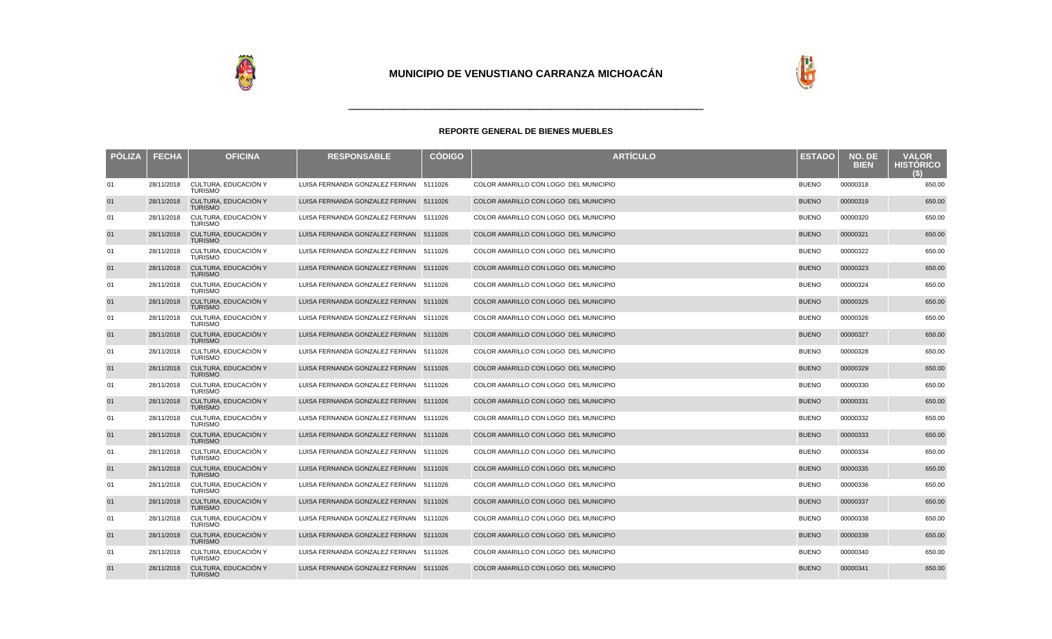# MUNICIPIO DE VENUSTIANO CARRANZA MICHOACÁN

## REPORTE GENERAL DE BIENES MUEBLES

| PÓLIZA | FECHA | OFICINA | RESPONSABLE | CÓDIGO | ARTÍCULO | ESTADO | NO. DE BIEN | VALOR HISTÓRICO ($) |
|---|---|---|---|---|---|---|---|---|
| 01 | 28/11/2018 | CULTURA, EDUCACIÓN Y TURISMO | LUISA FERNANDA GONZALEZ FERNAN | 5111026 | COLOR AMARILLO CON LOGO DEL MUNICIPIO | BUENO | 00000318 | 650.00 |
| 01 | 28/11/2018 | CULTURA, EDUCACIÓN Y TURISMO | LUISA FERNANDA GONZALEZ FERNAN | 5111026 | COLOR AMARILLO CON LOGO DEL MUNICIPIO | BUENO | 00000319 | 650.00 |
| 01 | 28/11/2018 | CULTURA, EDUCACIÓN Y TURISMO | LUISA FERNANDA GONZALEZ FERNAN | 5111026 | COLOR AMARILLO CON LOGO DEL MUNICIPIO | BUENO | 00000320 | 650.00 |
| 01 | 28/11/2018 | CULTURA, EDUCACIÓN Y TURISMO | LUISA FERNANDA GONZALEZ FERNAN | 5111026 | COLOR AMARILLO CON LOGO DEL MUNICIPIO | BUENO | 00000321 | 650.00 |
| 01 | 28/11/2018 | CULTURA, EDUCACIÓN Y TURISMO | LUISA FERNANDA GONZALEZ FERNAN | 5111026 | COLOR AMARILLO CON LOGO DEL MUNICIPIO | BUENO | 00000322 | 650.00 |
| 01 | 28/11/2018 | CULTURA, EDUCACIÓN Y TURISMO | LUISA FERNANDA GONZALEZ FERNAN | 5111026 | COLOR AMARILLO CON LOGO DEL MUNICIPIO | BUENO | 00000323 | 650.00 |
| 01 | 28/11/2018 | CULTURA, EDUCACIÓN Y TURISMO | LUISA FERNANDA GONZALEZ FERNAN | 5111026 | COLOR AMARILLO CON LOGO DEL MUNICIPIO | BUENO | 00000324 | 650.00 |
| 01 | 28/11/2018 | CULTURA, EDUCACIÓN Y TURISMO | LUISA FERNANDA GONZALEZ FERNAN | 5111026 | COLOR AMARILLO CON LOGO DEL MUNICIPIO | BUENO | 00000325 | 650.00 |
| 01 | 28/11/2018 | CULTURA, EDUCACIÓN Y TURISMO | LUISA FERNANDA GONZALEZ FERNAN | 5111026 | COLOR AMARILLO CON LOGO DEL MUNICIPIO | BUENO | 00000326 | 650.00 |
| 01 | 28/11/2018 | CULTURA, EDUCACIÓN Y TURISMO | LUISA FERNANDA GONZALEZ FERNAN | 5111026 | COLOR AMARILLO CON LOGO DEL MUNICIPIO | BUENO | 00000327 | 650.00 |
| 01 | 28/11/2018 | CULTURA, EDUCACIÓN Y TURISMO | LUISA FERNANDA GONZALEZ FERNAN | 5111026 | COLOR AMARILLO CON LOGO DEL MUNICIPIO | BUENO | 00000328 | 650.00 |
| 01 | 28/11/2018 | CULTURA, EDUCACIÓN Y TURISMO | LUISA FERNANDA GONZALEZ FERNAN | 5111026 | COLOR AMARILLO CON LOGO DEL MUNICIPIO | BUENO | 00000329 | 650.00 |
| 01 | 28/11/2018 | CULTURA, EDUCACIÓN Y TURISMO | LUISA FERNANDA GONZALEZ FERNAN | 5111026 | COLOR AMARILLO CON LOGO DEL MUNICIPIO | BUENO | 00000330 | 650.00 |
| 01 | 28/11/2018 | CULTURA, EDUCACIÓN Y TURISMO | LUISA FERNANDA GONZALEZ FERNAN | 5111026 | COLOR AMARILLO CON LOGO DEL MUNICIPIO | BUENO | 00000331 | 650.00 |
| 01 | 28/11/2018 | CULTURA, EDUCACIÓN Y TURISMO | LUISA FERNANDA GONZALEZ FERNAN | 5111026 | COLOR AMARILLO CON LOGO DEL MUNICIPIO | BUENO | 00000332 | 650.00 |
| 01 | 28/11/2018 | CULTURA, EDUCACIÓN Y TURISMO | LUISA FERNANDA GONZALEZ FERNAN | 5111026 | COLOR AMARILLO CON LOGO DEL MUNICIPIO | BUENO | 00000333 | 650.00 |
| 01 | 28/11/2018 | CULTURA, EDUCACIÓN Y TURISMO | LUISA FERNANDA GONZALEZ FERNAN | 5111026 | COLOR AMARILLO CON LOGO DEL MUNICIPIO | BUENO | 00000334 | 650.00 |
| 01 | 28/11/2018 | CULTURA, EDUCACIÓN Y TURISMO | LUISA FERNANDA GONZALEZ FERNAN | 5111026 | COLOR AMARILLO CON LOGO DEL MUNICIPIO | BUENO | 00000335 | 650.00 |
| 01 | 28/11/2018 | CULTURA, EDUCACIÓN Y TURISMO | LUISA FERNANDA GONZALEZ FERNAN | 5111026 | COLOR AMARILLO CON LOGO DEL MUNICIPIO | BUENO | 00000336 | 650.00 |
| 01 | 28/11/2018 | CULTURA, EDUCACIÓN Y TURISMO | LUISA FERNANDA GONZALEZ FERNAN | 5111026 | COLOR AMARILLO CON LOGO DEL MUNICIPIO | BUENO | 00000337 | 650.00 |
| 01 | 28/11/2018 | CULTURA, EDUCACIÓN Y TURISMO | LUISA FERNANDA GONZALEZ FERNAN | 5111026 | COLOR AMARILLO CON LOGO DEL MUNICIPIO | BUENO | 00000338 | 650.00 |
| 01 | 28/11/2018 | CULTURA, EDUCACIÓN Y TURISMO | LUISA FERNANDA GONZALEZ FERNAN | 5111026 | COLOR AMARILLO CON LOGO DEL MUNICIPIO | BUENO | 00000339 | 650.00 |
| 01 | 28/11/2018 | CULTURA, EDUCACIÓN Y TURISMO | LUISA FERNANDA GONZALEZ FERNAN | 5111026 | COLOR AMARILLO CON LOGO DEL MUNICIPIO | BUENO | 00000340 | 650.00 |
| 01 | 28/11/2018 | CULTURA, EDUCACIÓN Y TURISMO | LUISA FERNANDA GONZALEZ FERNAN | 5111026 | COLOR AMARILLO CON LOGO DEL MUNICIPIO | BUENO | 00000341 | 650.00 |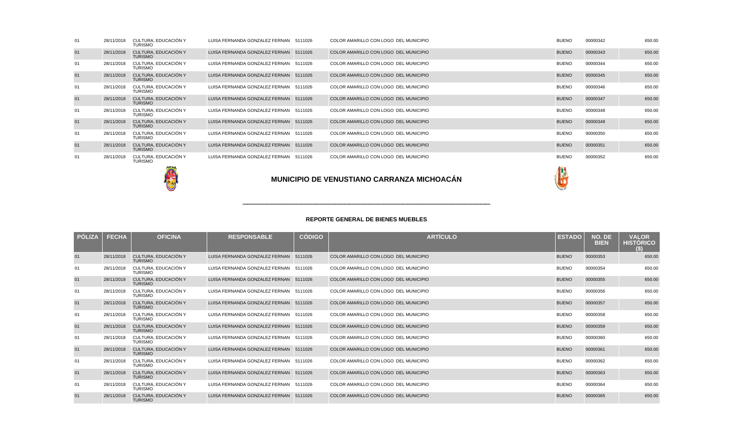| PÓLIZA | FECHA | OFICINA | RESPONSABLE | CÓDIGO | ARTÍCULO | ESTADO | NO. DE BIEN | VALOR HISTÓRICO ($) |
|---|---|---|---|---|---|---|---|---|
| 01 | 28/11/2018 | CULTURA, EDUCACIÓN Y TURISMO | LUISA FERNANDA GONZALEZ FERNAN | 5111026 | COLOR AMARILLO CON LOGO DEL MUNICIPIO | BUENO | 00000342 | 650.00 |
| 01 | 28/11/2018 | CULTURA, EDUCACIÓN Y TURISMO | LUISA FERNANDA GONZALEZ FERNAN | 5111026 | COLOR AMARILLO CON LOGO DEL MUNICIPIO | BUENO | 00000343 | 650.00 |
| 01 | 28/11/2018 | CULTURA, EDUCACIÓN Y TURISMO | LUISA FERNANDA GONZALEZ FERNAN | 5111026 | COLOR AMARILLO CON LOGO DEL MUNICIPIO | BUENO | 00000344 | 650.00 |
| 01 | 28/11/2018 | CULTURA, EDUCACIÓN Y TURISMO | LUISA FERNANDA GONZALEZ FERNAN | 5111026 | COLOR AMARILLO CON LOGO DEL MUNICIPIO | BUENO | 00000345 | 650.00 |
| 01 | 28/11/2018 | CULTURA, EDUCACIÓN Y TURISMO | LUISA FERNANDA GONZALEZ FERNAN | 5111026 | COLOR AMARILLO CON LOGO DEL MUNICIPIO | BUENO | 00000346 | 650.00 |
| 01 | 28/11/2018 | CULTURA, EDUCACIÓN Y TURISMO | LUISA FERNANDA GONZALEZ FERNAN | 5111026 | COLOR AMARILLO CON LOGO DEL MUNICIPIO | BUENO | 00000347 | 650.00 |
| 01 | 28/11/2018 | CULTURA, EDUCACIÓN Y TURISMO | LUISA FERNANDA GONZALEZ FERNAN | 5111026 | COLOR AMARILLO CON LOGO DEL MUNICIPIO | BUENO | 00000348 | 650.00 |
| 01 | 28/11/2018 | CULTURA, EDUCACIÓN Y TURISMO | LUISA FERNANDA GONZALEZ FERNAN | 5111026 | COLOR AMARILLO CON LOGO DEL MUNICIPIO | BUENO | 00000349 | 650.00 |
| 01 | 28/11/2018 | CULTURA, EDUCACIÓN Y TURISMO | LUISA FERNANDA GONZALEZ FERNAN | 5111026 | COLOR AMARILLO CON LOGO DEL MUNICIPIO | BUENO | 00000350 | 650.00 |
| 01 | 28/11/2018 | CULTURA, EDUCACIÓN Y TURISMO | LUISA FERNANDA GONZALEZ FERNAN | 5111026 | COLOR AMARILLO CON LOGO DEL MUNICIPIO | BUENO | 00000351 | 650.00 |
| 01 | 28/11/2018 | CULTURA, EDUCACIÓN Y TURISMO | LUISA FERNANDA GONZALEZ FERNAN | 5111026 | COLOR AMARILLO CON LOGO DEL MUNICIPIO | BUENO | 00000352 | 650.00 |

## MUNICIPIO DE VENUSTIANO CARRANZA MICHOACÁN

### REPORTE GENERAL DE BIENES MUEBLES

| PÓLIZA | FECHA | OFICINA | RESPONSABLE | CÓDIGO | ARTÍCULO | ESTADO | NO. DE BIEN | VALOR HISTÓRICO ($) |
|---|---|---|---|---|---|---|---|---|
| 01 | 28/11/2018 | CULTURA, EDUCACIÓN Y TURISMO | LUISA FERNANDA GONZALEZ FERNAN | 5111026 | COLOR AMARILLO CON LOGO DEL MUNICIPIO | BUENO | 00000353 | 650.00 |
| 01 | 28/11/2018 | CULTURA, EDUCACIÓN Y TURISMO | LUISA FERNANDA GONZALEZ FERNAN | 5111026 | COLOR AMARILLO CON LOGO DEL MUNICIPIO | BUENO | 00000354 | 650.00 |
| 01 | 28/11/2018 | CULTURA, EDUCACIÓN Y TURISMO | LUISA FERNANDA GONZALEZ FERNAN | 5111026 | COLOR AMARILLO CON LOGO DEL MUNICIPIO | BUENO | 00000355 | 650.00 |
| 01 | 28/11/2018 | CULTURA, EDUCACIÓN Y TURISMO | LUISA FERNANDA GONZALEZ FERNAN | 5111026 | COLOR AMARILLO CON LOGO DEL MUNICIPIO | BUENO | 00000356 | 650.00 |
| 01 | 28/11/2018 | CULTURA, EDUCACIÓN Y TURISMO | LUISA FERNANDA GONZALEZ FERNAN | 5111026 | COLOR AMARILLO CON LOGO DEL MUNICIPIO | BUENO | 00000357 | 650.00 |
| 01 | 28/11/2018 | CULTURA, EDUCACIÓN Y TURISMO | LUISA FERNANDA GONZALEZ FERNAN | 5111026 | COLOR AMARILLO CON LOGO DEL MUNICIPIO | BUENO | 00000358 | 650.00 |
| 01 | 28/11/2018 | CULTURA, EDUCACIÓN Y TURISMO | LUISA FERNANDA GONZALEZ FERNAN | 5111026 | COLOR AMARILLO CON LOGO DEL MUNICIPIO | BUENO | 00000359 | 650.00 |
| 01 | 28/11/2018 | CULTURA, EDUCACIÓN Y TURISMO | LUISA FERNANDA GONZALEZ FERNAN | 5111026 | COLOR AMARILLO CON LOGO DEL MUNICIPIO | BUENO | 00000360 | 650.00 |
| 01 | 28/11/2018 | CULTURA, EDUCACIÓN Y TURISMO | LUISA FERNANDA GONZALEZ FERNAN | 5111026 | COLOR AMARILLO CON LOGO DEL MUNICIPIO | BUENO | 00000361 | 650.00 |
| 01 | 28/11/2018 | CULTURA, EDUCACIÓN Y TURISMO | LUISA FERNANDA GONZALEZ FERNAN | 5111026 | COLOR AMARILLO CON LOGO DEL MUNICIPIO | BUENO | 00000362 | 650.00 |
| 01 | 28/11/2018 | CULTURA, EDUCACIÓN Y TURISMO | LUISA FERNANDA GONZALEZ FERNAN | 5111026 | COLOR AMARILLO CON LOGO DEL MUNICIPIO | BUENO | 00000363 | 650.00 |
| 01 | 28/11/2018 | CULTURA, EDUCACIÓN Y TURISMO | LUISA FERNANDA GONZALEZ FERNAN | 5111026 | COLOR AMARILLO CON LOGO DEL MUNICIPIO | BUENO | 00000364 | 650.00 |
| 01 | 28/11/2018 | CULTURA, EDUCACIÓN Y TURISMO | LUISA FERNANDA GONZALEZ FERNAN | 5111026 | COLOR AMARILLO CON LOGO DEL MUNICIPIO | BUENO | 00000365 | 650.00 |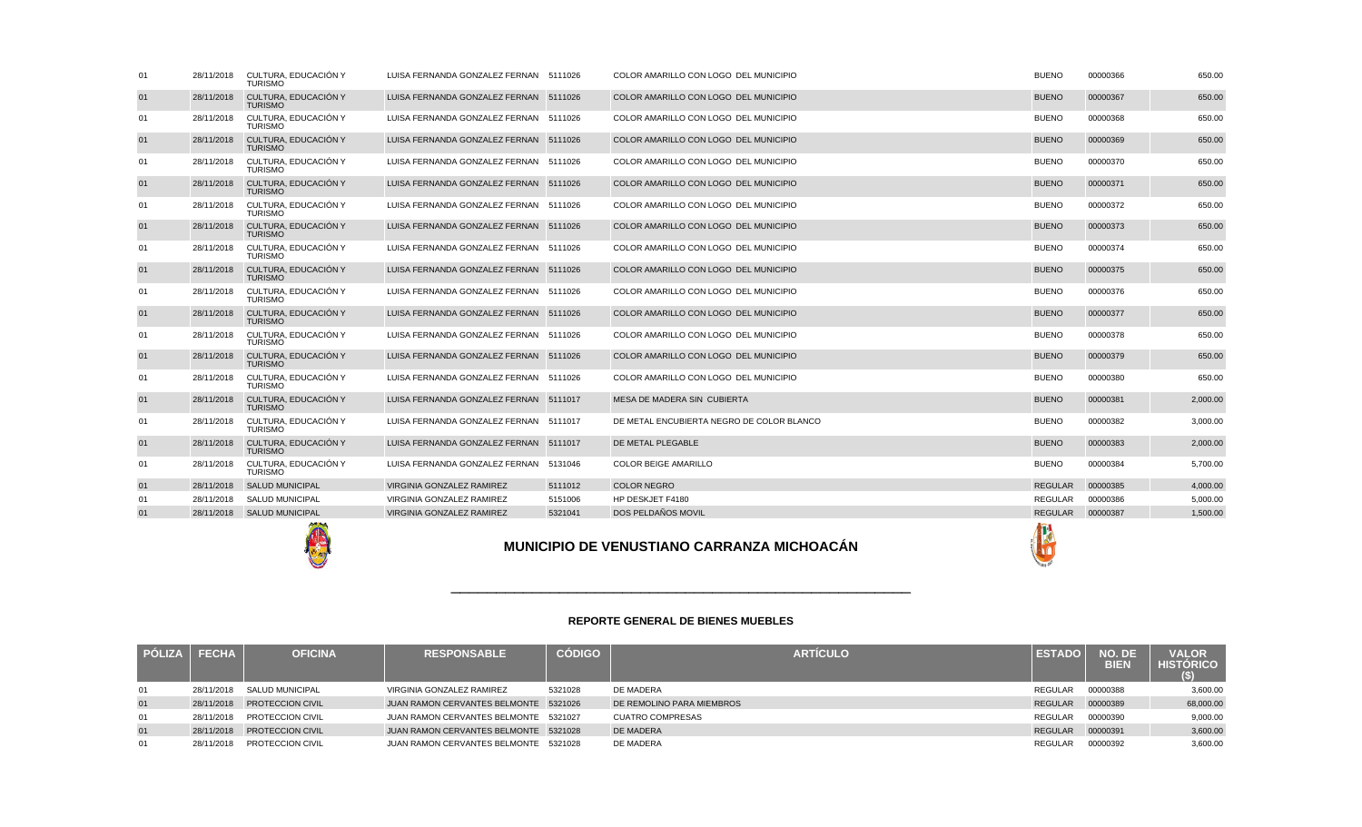| PÓLIZA | FECHA | OFICINA | RESPONSABLE | CÓDIGO | ARTÍCULO | ESTADO | NO. DE BIEN | VALOR HISTÓRICO ($) |
|---|---|---|---|---|---|---|---|---|
| 01 | 28/11/2018 | CULTURA, EDUCACIÓN Y TURISMO | LUISA FERNANDA GONZALEZ FERNAN | 5111026 | COLOR AMARILLO CON LOGO DEL MUNICIPIO | BUENO | 00000366 | 650.00 |
| 01 | 28/11/2018 | CULTURA, EDUCACIÓN Y TURISMO | LUISA FERNANDA GONZALEZ FERNAN | 5111026 | COLOR AMARILLO CON LOGO DEL MUNICIPIO | BUENO | 00000367 | 650.00 |
| 01 | 28/11/2018 | CULTURA, EDUCACIÓN Y TURISMO | LUISA FERNANDA GONZALEZ FERNAN | 5111026 | COLOR AMARILLO CON LOGO DEL MUNICIPIO | BUENO | 00000368 | 650.00 |
| 01 | 28/11/2018 | CULTURA, EDUCACIÓN Y TURISMO | LUISA FERNANDA GONZALEZ FERNAN | 5111026 | COLOR AMARILLO CON LOGO DEL MUNICIPIO | BUENO | 00000369 | 650.00 |
| 01 | 28/11/2018 | CULTURA, EDUCACIÓN Y TURISMO | LUISA FERNANDA GONZALEZ FERNAN | 5111026 | COLOR AMARILLO CON LOGO DEL MUNICIPIO | BUENO | 00000370 | 650.00 |
| 01 | 28/11/2018 | CULTURA, EDUCACIÓN Y TURISMO | LUISA FERNANDA GONZALEZ FERNAN | 5111026 | COLOR AMARILLO CON LOGO DEL MUNICIPIO | BUENO | 00000371 | 650.00 |
| 01 | 28/11/2018 | CULTURA, EDUCACIÓN Y TURISMO | LUISA FERNANDA GONZALEZ FERNAN | 5111026 | COLOR AMARILLO CON LOGO DEL MUNICIPIO | BUENO | 00000372 | 650.00 |
| 01 | 28/11/2018 | CULTURA, EDUCACIÓN Y TURISMO | LUISA FERNANDA GONZALEZ FERNAN | 5111026 | COLOR AMARILLO CON LOGO DEL MUNICIPIO | BUENO | 00000373 | 650.00 |
| 01 | 28/11/2018 | CULTURA, EDUCACIÓN Y TURISMO | LUISA FERNANDA GONZALEZ FERNAN | 5111026 | COLOR AMARILLO CON LOGO DEL MUNICIPIO | BUENO | 00000374 | 650.00 |
| 01 | 28/11/2018 | CULTURA, EDUCACIÓN Y TURISMO | LUISA FERNANDA GONZALEZ FERNAN | 5111026 | COLOR AMARILLO CON LOGO DEL MUNICIPIO | BUENO | 00000375 | 650.00 |
| 01 | 28/11/2018 | CULTURA, EDUCACIÓN Y TURISMO | LUISA FERNANDA GONZALEZ FERNAN | 5111026 | COLOR AMARILLO CON LOGO DEL MUNICIPIO | BUENO | 00000376 | 650.00 |
| 01 | 28/11/2018 | CULTURA, EDUCACIÓN Y TURISMO | LUISA FERNANDA GONZALEZ FERNAN | 5111026 | COLOR AMARILLO CON LOGO DEL MUNICIPIO | BUENO | 00000377 | 650.00 |
| 01 | 28/11/2018 | CULTURA, EDUCACIÓN Y TURISMO | LUISA FERNANDA GONZALEZ FERNAN | 5111026 | COLOR AMARILLO CON LOGO DEL MUNICIPIO | BUENO | 00000378 | 650.00 |
| 01 | 28/11/2018 | CULTURA, EDUCACIÓN Y TURISMO | LUISA FERNANDA GONZALEZ FERNAN | 5111026 | COLOR AMARILLO CON LOGO DEL MUNICIPIO | BUENO | 00000379 | 650.00 |
| 01 | 28/11/2018 | CULTURA, EDUCACIÓN Y TURISMO | LUISA FERNANDA GONZALEZ FERNAN | 5111026 | COLOR AMARILLO CON LOGO DEL MUNICIPIO | BUENO | 00000380 | 650.00 |
| 01 | 28/11/2018 | CULTURA, EDUCACIÓN Y TURISMO | LUISA FERNANDA GONZALEZ FERNAN | 5111017 | MESA DE MADERA SIN CUBIERTA | BUENO | 00000381 | 2,000.00 |
| 01 | 28/11/2018 | CULTURA, EDUCACIÓN Y TURISMO | LUISA FERNANDA GONZALEZ FERNAN | 5111017 | DE METAL ENCUBIERTA NEGRO DE COLOR BLANCO | BUENO | 00000382 | 3,000.00 |
| 01 | 28/11/2018 | CULTURA, EDUCACIÓN Y TURISMO | LUISA FERNANDA GONZALEZ FERNAN | 5111017 | DE METAL PLEGABLE | BUENO | 00000383 | 2,000.00 |
| 01 | 28/11/2018 | CULTURA, EDUCACIÓN Y TURISMO | LUISA FERNANDA GONZALEZ FERNAN | 5131046 | COLOR BEIGE AMARILLO | BUENO | 00000384 | 5,700.00 |
| 01 | 28/11/2018 | SALUD MUNICIPAL | VIRGINIA GONZALEZ RAMIREZ | 5111012 | COLOR NEGRO | REGULAR | 00000385 | 4,000.00 |
| 01 | 28/11/2018 | SALUD MUNICIPAL | VIRGINIA GONZALEZ RAMIREZ | 5151006 | HP DESKJET F4180 | REGULAR | 00000386 | 5,000.00 |
| 01 | 28/11/2018 | SALUD MUNICIPAL | VIRGINIA GONZALEZ RAMIREZ | 5321041 | DOS PELDAÑOS MOVIL | REGULAR | 00000387 | 1,500.00 |

## MUNICIPIO DE VENUSTIANO CARRANZA MICHOACÁN

### REPORTE GENERAL DE BIENES MUEBLES

| PÓLIZA | FECHA | OFICINA | RESPONSABLE | CÓDIGO | ARTÍCULO | ESTADO | NO. DE BIEN | VALOR HISTÓRICO ($) |
|---|---|---|---|---|---|---|---|---|
| 01 | 28/11/2018 | SALUD MUNICIPAL | VIRGINIA GONZALEZ RAMIREZ | 5321028 | DE MADERA | REGULAR | 00000388 | 3,600.00 |
| 01 | 28/11/2018 | PROTECCION CIVIL | JUAN RAMON CERVANTES BELMONTE | 5321026 | DE REMOLINO PARA MIEMBROS | REGULAR | 00000389 | 68,000.00 |
| 01 | 28/11/2018 | PROTECCION CIVIL | JUAN RAMON CERVANTES BELMONTE | 5321027 | CUATRO COMPRESAS | REGULAR | 00000390 | 9,000.00 |
| 01 | 28/11/2018 | PROTECCION CIVIL | JUAN RAMON CERVANTES BELMONTE | 5321028 | DE MADERA | REGULAR | 00000391 | 3,600.00 |
| 01 | 28/11/2018 | PROTECCION CIVIL | JUAN RAMON CERVANTES BELMONTE | 5321028 | DE MADERA | REGULAR | 00000392 | 3,600.00 |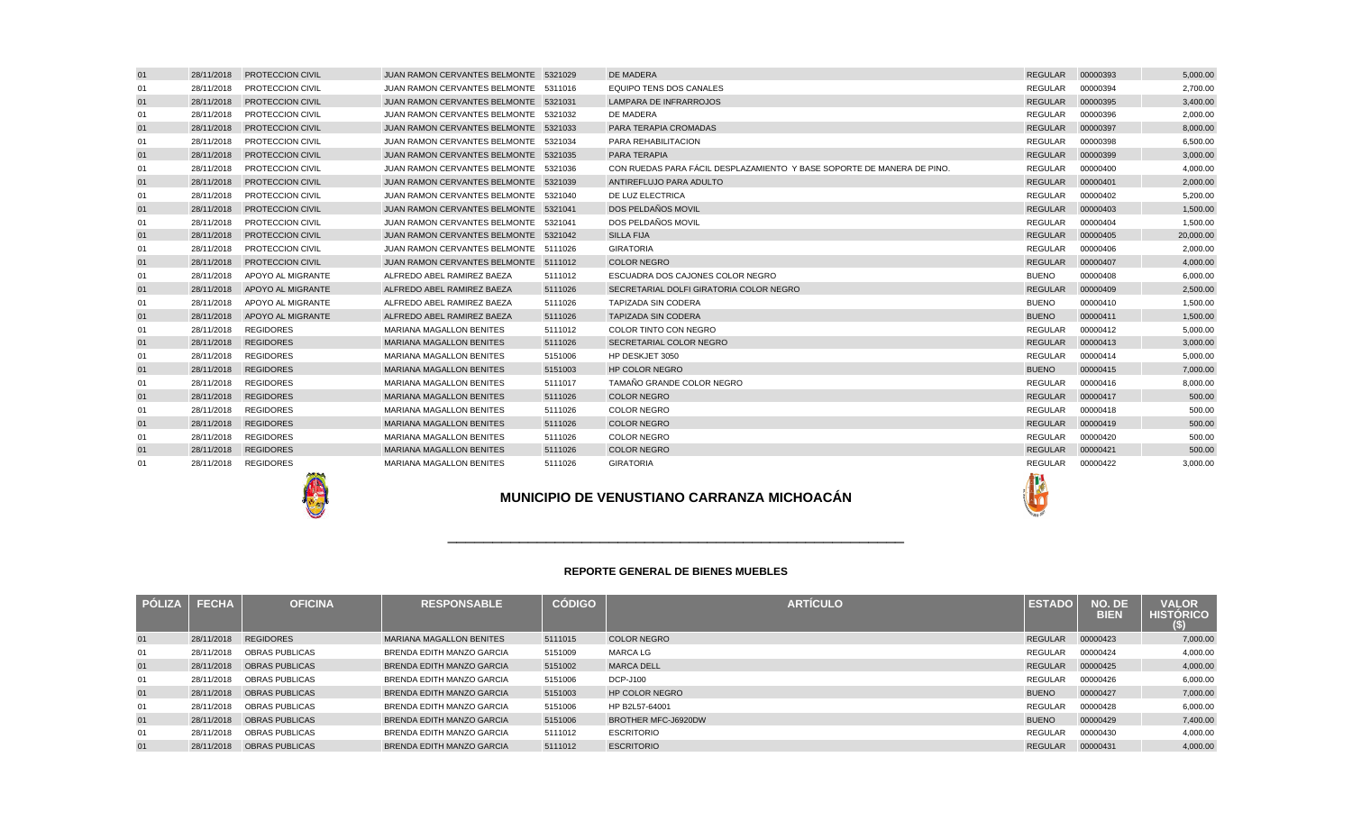| PÓLIZA | FECHA | OFICINA | RESPONSABLE | CÓDIGO | ARTÍCULO | ESTADO | NO. DE BIEN | VALOR HISTÓRICO ($) |
|---|---|---|---|---|---|---|---|---|
| 01 | 28/11/2018 | PROTECCION CIVIL | JUAN RAMON CERVANTES BELMONTE | 5321029 | DE MADERA | REGULAR | 00000393 | 5,000.00 |
| 01 | 28/11/2018 | PROTECCION CIVIL | JUAN RAMON CERVANTES BELMONTE | 5311016 | EQUIPO TENS DOS CANALES | REGULAR | 00000394 | 2,700.00 |
| 01 | 28/11/2018 | PROTECCION CIVIL | JUAN RAMON CERVANTES BELMONTE | 5321031 | LAMPARA DE INFRARROJOS | REGULAR | 00000395 | 3,400.00 |
| 01 | 28/11/2018 | PROTECCION CIVIL | JUAN RAMON CERVANTES BELMONTE | 5321032 | DE MADERA | REGULAR | 00000396 | 2,000.00 |
| 01 | 28/11/2018 | PROTECCION CIVIL | JUAN RAMON CERVANTES BELMONTE | 5321033 | PARA TERAPIA CROMADAS | REGULAR | 00000397 | 8,000.00 |
| 01 | 28/11/2018 | PROTECCION CIVIL | JUAN RAMON CERVANTES BELMONTE | 5321034 | PARA REHABILITACION | REGULAR | 00000398 | 6,500.00 |
| 01 | 28/11/2018 | PROTECCION CIVIL | JUAN RAMON CERVANTES BELMONTE | 5321035 | PARA TERAPIA | REGULAR | 00000399 | 3,000.00 |
| 01 | 28/11/2018 | PROTECCION CIVIL | JUAN RAMON CERVANTES BELMONTE | 5321036 | CON RUEDAS PARA FÁCIL DESPLAZAMIENTO Y BASE SOPORTE DE MANERA DE PINO. | REGULAR | 00000400 | 4,000.00 |
| 01 | 28/11/2018 | PROTECCION CIVIL | JUAN RAMON CERVANTES BELMONTE | 5321039 | ANTIREFLUJO PARA ADULTO | REGULAR | 00000401 | 2,000.00 |
| 01 | 28/11/2018 | PROTECCION CIVIL | JUAN RAMON CERVANTES BELMONTE | 5321040 | DE LUZ ELECTRICA | REGULAR | 00000402 | 5,200.00 |
| 01 | 28/11/2018 | PROTECCION CIVIL | JUAN RAMON CERVANTES BELMONTE | 5321041 | DOS PELDAÑOS MOVIL | REGULAR | 00000403 | 1,500.00 |
| 01 | 28/11/2018 | PROTECCION CIVIL | JUAN RAMON CERVANTES BELMONTE | 5321041 | DOS PELDAÑOS MOVIL | REGULAR | 00000404 | 1,500.00 |
| 01 | 28/11/2018 | PROTECCION CIVIL | JUAN RAMON CERVANTES BELMONTE | 5321042 | SILLA FIJA | REGULAR | 00000405 | 20,000.00 |
| 01 | 28/11/2018 | PROTECCION CIVIL | JUAN RAMON CERVANTES BELMONTE | 5111026 | GIRATORIA | REGULAR | 00000406 | 2,000.00 |
| 01 | 28/11/2018 | PROTECCION CIVIL | JUAN RAMON CERVANTES BELMONTE | 5111012 | COLOR NEGRO | REGULAR | 00000407 | 4,000.00 |
| 01 | 28/11/2018 | APOYO AL MIGRANTE | ALFREDO ABEL RAMIREZ BAEZA | 5111012 | ESCUADRA DOS CAJONES COLOR NEGRO | BUENO | 00000408 | 6,000.00 |
| 01 | 28/11/2018 | APOYO AL MIGRANTE | ALFREDO ABEL RAMIREZ BAEZA | 5111026 | SECRETARIAL DOLFI GIRATORIA COLOR NEGRO | REGULAR | 00000409 | 2,500.00 |
| 01 | 28/11/2018 | APOYO AL MIGRANTE | ALFREDO ABEL RAMIREZ BAEZA | 5111026 | TAPIZADA SIN CODERA | BUENO | 00000410 | 1,500.00 |
| 01 | 28/11/2018 | APOYO AL MIGRANTE | ALFREDO ABEL RAMIREZ BAEZA | 5111026 | TAPIZADA SIN CODERA | BUENO | 00000411 | 1,500.00 |
| 01 | 28/11/2018 | REGIDORES | MARIANA MAGALLON BENITES | 5111012 | COLOR TINTO CON NEGRO | REGULAR | 00000412 | 5,000.00 |
| 01 | 28/11/2018 | REGIDORES | MARIANA MAGALLON BENITES | 5111026 | SECRETARIAL COLOR NEGRO | REGULAR | 00000413 | 3,000.00 |
| 01 | 28/11/2018 | REGIDORES | MARIANA MAGALLON BENITES | 5151006 | HP DESKJET 3050 | REGULAR | 00000414 | 5,000.00 |
| 01 | 28/11/2018 | REGIDORES | MARIANA MAGALLON BENITES | 5151003 | HP COLOR NEGRO | BUENO | 00000415 | 7,000.00 |
| 01 | 28/11/2018 | REGIDORES | MARIANA MAGALLON BENITES | 5111017 | TAMAÑO GRANDE COLOR NEGRO | REGULAR | 00000416 | 8,000.00 |
| 01 | 28/11/2018 | REGIDORES | MARIANA MAGALLON BENITES | 5111026 | COLOR NEGRO | REGULAR | 00000417 | 500.00 |
| 01 | 28/11/2018 | REGIDORES | MARIANA MAGALLON BENITES | 5111026 | COLOR NEGRO | REGULAR | 00000418 | 500.00 |
| 01 | 28/11/2018 | REGIDORES | MARIANA MAGALLON BENITES | 5111026 | COLOR NEGRO | REGULAR | 00000419 | 500.00 |
| 01 | 28/11/2018 | REGIDORES | MARIANA MAGALLON BENITES | 5111026 | COLOR NEGRO | REGULAR | 00000420 | 500.00 |
| 01 | 28/11/2018 | REGIDORES | MARIANA MAGALLON BENITES | 5111026 | COLOR NEGRO | REGULAR | 00000421 | 500.00 |
| 01 | 28/11/2018 | REGIDORES | MARIANA MAGALLON BENITES | 5111026 | GIRATORIA | REGULAR | 00000422 | 3,000.00 |

## MUNICIPIO DE VENUSTIANO CARRANZA MICHOACÁN

### REPORTE GENERAL DE BIENES MUEBLES

| PÓLIZA | FECHA | OFICINA | RESPONSABLE | CÓDIGO | ARTÍCULO | ESTADO | NO. DE BIEN | VALOR HISTÓRICO ($) |
|---|---|---|---|---|---|---|---|---|
| 01 | 28/11/2018 | REGIDORES | MARIANA MAGALLON BENITES | 5111015 | COLOR NEGRO | REGULAR | 00000423 | 7,000.00 |
| 01 | 28/11/2018 | OBRAS PUBLICAS | BRENDA EDITH MANZO GARCIA | 5151009 | MARCA LG | REGULAR | 00000424 | 4,000.00 |
| 01 | 28/11/2018 | OBRAS PUBLICAS | BRENDA EDITH MANZO GARCIA | 5151002 | MARCA DELL | REGULAR | 00000425 | 4,000.00 |
| 01 | 28/11/2018 | OBRAS PUBLICAS | BRENDA EDITH MANZO GARCIA | 5151006 | DCP-J100 | REGULAR | 00000426 | 6,000.00 |
| 01 | 28/11/2018 | OBRAS PUBLICAS | BRENDA EDITH MANZO GARCIA | 5151003 | HP COLOR NEGRO | BUENO | 00000427 | 7,000.00 |
| 01 | 28/11/2018 | OBRAS PUBLICAS | BRENDA EDITH MANZO GARCIA | 5151006 | HP B2L57-64001 | REGULAR | 00000428 | 6,000.00 |
| 01 | 28/11/2018 | OBRAS PUBLICAS | BRENDA EDITH MANZO GARCIA | 5151006 | BROTHER MFC-J6920DW | BUENO | 00000429 | 7,400.00 |
| 01 | 28/11/2018 | OBRAS PUBLICAS | BRENDA EDITH MANZO GARCIA | 5111012 | ESCRITORIO | REGULAR | 00000430 | 4,000.00 |
| 01 | 28/11/2018 | OBRAS PUBLICAS | BRENDA EDITH MANZO GARCIA | 5111012 | ESCRITORIO | REGULAR | 00000431 | 4,000.00 |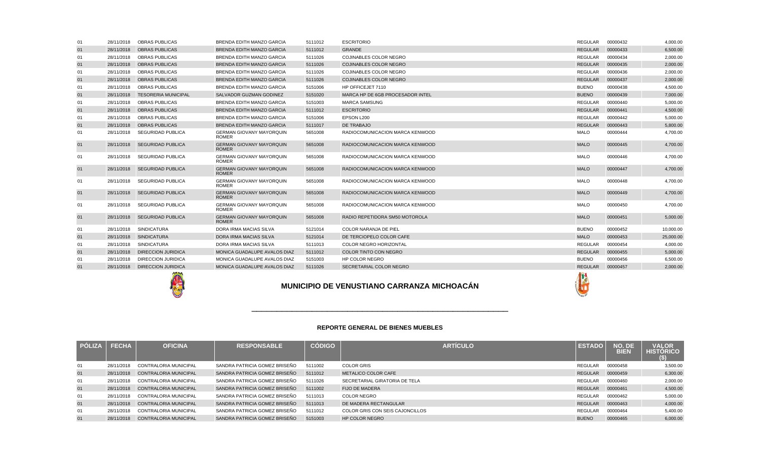| PÓLIZA | FECHA | OFICINA | RESPONSABLE | CÓDIGO | ARTÍCULO | ESTADO | NO. DE BIEN | VALOR HISTÓRICO ($) |
|---|---|---|---|---|---|---|---|---|
| 01 | 28/11/2018 | OBRAS PUBLICAS | BRENDA EDITH MANZO GARCIA | 5111012 | ESCRITORIO | REGULAR | 00000432 | 4,000.00 |
| 01 | 28/11/2018 | OBRAS PUBLICAS | BRENDA EDITH MANZO GARCIA | 5111012 | GRANDE | REGULAR | 00000433 | 6,500.00 |
| 01 | 28/11/2018 | OBRAS PUBLICAS | BRENDA EDITH MANZO GARCIA | 5111026 | COJINABLES COLOR NEGRO | REGULAR | 00000434 | 2,000.00 |
| 01 | 28/11/2018 | OBRAS PUBLICAS | BRENDA EDITH MANZO GARCIA | 5111026 | COJINABLES COLOR NEGRO | REGULAR | 00000435 | 2,000.00 |
| 01 | 28/11/2018 | OBRAS PUBLICAS | BRENDA EDITH MANZO GARCIA | 5111026 | COJINABLES COLOR NEGRO | REGULAR | 00000436 | 2,000.00 |
| 01 | 28/11/2018 | OBRAS PUBLICAS | BRENDA EDITH MANZO GARCIA | 5111026 | COJINABLES COLOR NEGRO | REGULAR | 00000437 | 2,000.00 |
| 01 | 28/11/2018 | OBRAS PUBLICAS | BRENDA EDITH MANZO GARCIA | 5151006 | HP OFFICEJET 7110 | BUENO | 00000438 | 4,500.00 |
| 01 | 28/11/2018 | TESORERIA MUNICIPAL | SALVADOR GUZMAN GODINEZ | 5151020 | MARCA HP DE 6GB PROCESADOR INTEL | BUENO | 00000439 | 7,000.00 |
| 01 | 28/11/2018 | OBRAS PUBLICAS | BRENDA EDITH MANZO GARCIA | 5151003 | MARCA SAMSUNG | REGULAR | 00000440 | 5,000.00 |
| 01 | 28/11/2018 | OBRAS PUBLICAS | BRENDA EDITH MANZO GARCIA | 5111012 | ESCRITORIO | REGULAR | 00000441 | 4,500.00 |
| 01 | 28/11/2018 | OBRAS PUBLICAS | BRENDA EDITH MANZO GARCIA | 5151006 | EPSON L200 | REGULAR | 00000442 | 5,000.00 |
| 01 | 28/11/2018 | OBRAS PUBLICAS | BRENDA EDITH MANZO GARCIA | 5111017 | DE TRABAJO | REGULAR | 00000443 | 5,800.00 |
| 01 | 28/11/2018 | SEGURIDAD PUBLICA | GERMAN GIOVANY MAYORQUIN ROMER | 5651008 | RADIOCOMUNICACION MARCA KENWOOD | MALO | 00000444 | 4,700.00 |
| 01 | 28/11/2018 | SEGURIDAD PUBLICA | GERMAN GIOVANY MAYORQUIN ROMER | 5651008 | RADIOCOMUNICACION MARCA KENWOOD | MALO | 00000445 | 4,700.00 |
| 01 | 28/11/2018 | SEGURIDAD PUBLICA | GERMAN GIOVANY MAYORQUIN ROMER | 5651008 | RADIOCOMUNICACION MARCA KENWOOD | MALO | 00000446 | 4,700.00 |
| 01 | 28/11/2018 | SEGURIDAD PUBLICA | GERMAN GIOVANY MAYORQUIN ROMER | 5651008 | RADIOCOMUNICACION MARCA KENWOOD | MALO | 00000447 | 4,700.00 |
| 01 | 28/11/2018 | SEGURIDAD PUBLICA | GERMAN GIOVANY MAYORQUIN ROMER | 5651008 | RADIOCOMUNICACION MARCA KENWOOD | MALO | 00000448 | 4,700.00 |
| 01 | 28/11/2018 | SEGURIDAD PUBLICA | GERMAN GIOVANY MAYORQUIN ROMER | 5651008 | RADIOCOMUNICACION MARCA KENWOOD | MALO | 00000449 | 4,700.00 |
| 01 | 28/11/2018 | SEGURIDAD PUBLICA | GERMAN GIOVANY MAYORQUIN ROMER | 5651008 | RADIOCOMUNICACION MARCA KENWOOD | MALO | 00000450 | 4,700.00 |
| 01 | 28/11/2018 | SEGURIDAD PUBLICA | GERMAN GIOVANY MAYORQUIN ROMER | 5651008 | RADIO REPETIDORA SM50 MOTOROLA | MALO | 00000451 | 5,000.00 |
| 01 | 28/11/2018 | SINDICATURA | DORA IRMA MACIAS SILVA | 5121014 | COLOR NARANJA DE PIEL | BUENO | 00000452 | 10,000.00 |
| 01 | 28/11/2018 | SINDICATURA | DORA IRMA MACIAS SILVA | 5121014 | DE TERCIOPELO COLOR CAFE | MALO | 00000453 | 25,000.00 |
| 01 | 28/11/2018 | SINDICATURA | DORA IRMA MACIAS SILVA | 5111013 | COLOR NEGRO HORIZONTAL | REGULAR | 00000454 | 4,000.00 |
| 01 | 28/11/2018 | DIRECCION JURIDICA | MONICA GUADALUPE AVALOS DIAZ | 5111012 | COLOR TINTO CON NEGRO | REGULAR | 00000455 | 5,000.00 |
| 01 | 28/11/2018 | DIRECCION JURIDICA | MONICA GUADALUPE AVALOS DIAZ | 5151003 | HP COLOR NEGRO | BUENO | 00000456 | 6,500.00 |
| 01 | 28/11/2018 | DIRECCION JURIDICA | MONICA GUADALUPE AVALOS DIAZ | 5111026 | SECRETARIAL COLOR NEGRO | REGULAR | 00000457 | 2,000.00 |

# MUNICIPIO DE VENUSTIANO CARRANZA MICHOACÁN

## REPORTE GENERAL DE BIENES MUEBLES

| PÓLIZA | FECHA | OFICINA | RESPONSABLE | CÓDIGO | ARTÍCULO | ESTADO | NO. DE BIEN | VALOR HISTÓRICO ($) |
|---|---|---|---|---|---|---|---|---|
| 01 | 28/11/2018 | CONTRALORIA MUNICIPAL | SANDRA PATRICIA GOMEZ BRISEÑO | 5111002 | COLOR GRIS | REGULAR | 00000458 | 3,500.00 |
| 01 | 28/11/2018 | CONTRALORIA MUNICIPAL | SANDRA PATRICIA GOMEZ BRISEÑO | 5111012 | METALICO COLOR CAFE | REGULAR | 00000459 | 6,300.00 |
| 01 | 28/11/2018 | CONTRALORIA MUNICIPAL | SANDRA PATRICIA GOMEZ BRISEÑO | 5111026 | SECRETARIAL GIRATORIA DE TELA | REGULAR | 00000460 | 2,000.00 |
| 01 | 28/11/2018 | CONTRALORIA MUNICIPAL | SANDRA PATRICIA GOMEZ BRISEÑO | 5111002 | FIJO DE MADERA | REGULAR | 00000461 | 4,500.00 |
| 01 | 28/11/2018 | CONTRALORIA MUNICIPAL | SANDRA PATRICIA GOMEZ BRISEÑO | 5111013 | COLOR NEGRO | REGULAR | 00000462 | 5,000.00 |
| 01 | 28/11/2018 | CONTRALORIA MUNICIPAL | SANDRA PATRICIA GOMEZ BRISEÑO | 5111013 | DE MADERA RECTANGULAR | REGULAR | 00000463 | 4,000.00 |
| 01 | 28/11/2018 | CONTRALORIA MUNICIPAL | SANDRA PATRICIA GOMEZ BRISEÑO | 5111012 | COLOR GRIS CON SEIS CAJONCILLOS | REGULAR | 00000464 | 5,400.00 |
| 01 | 28/11/2018 | CONTRALORIA MUNICIPAL | SANDRA PATRICIA GOMEZ BRISEÑO | 5151003 | HP COLOR NEGRO | BUENO | 00000465 | 6,000.00 |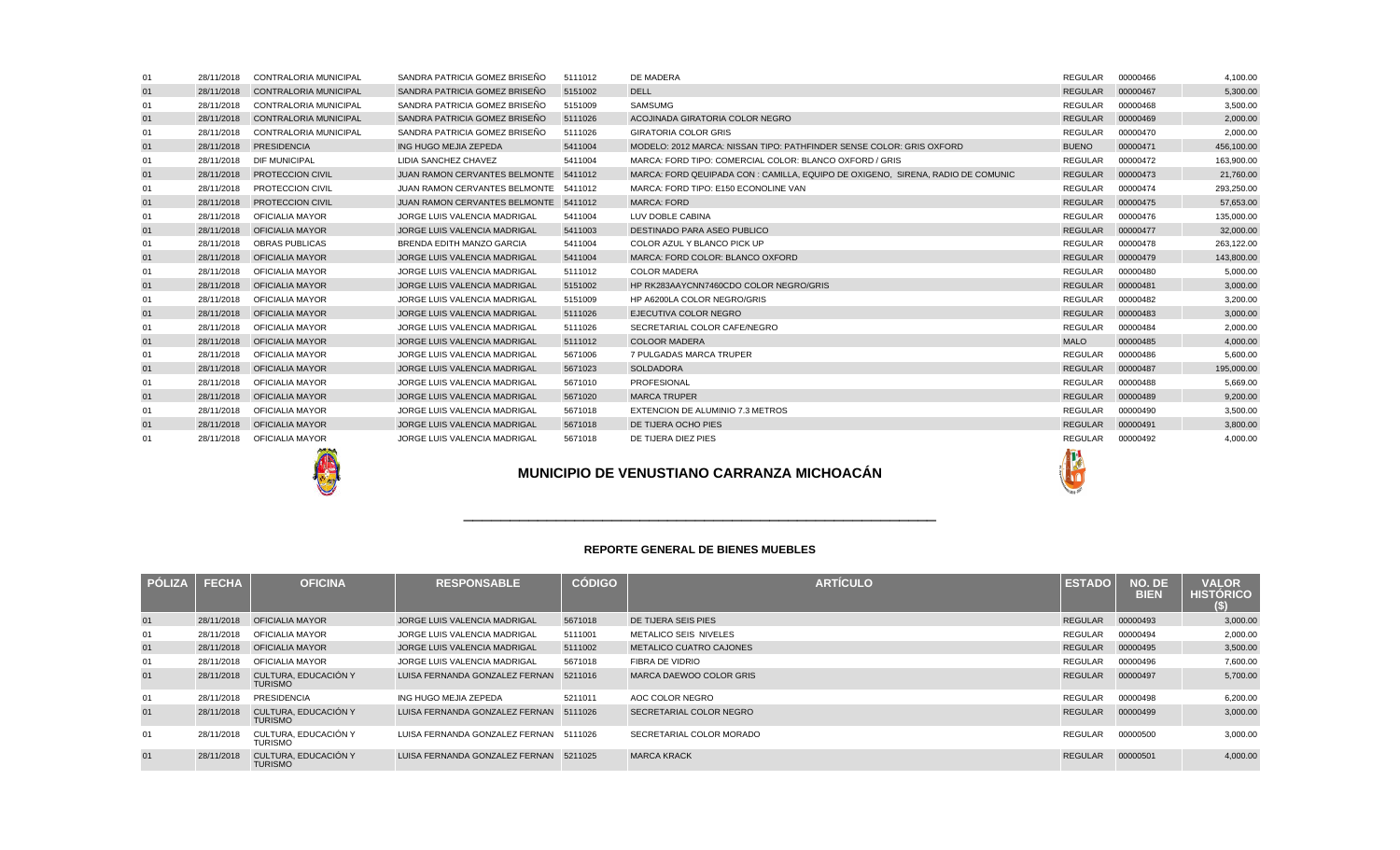| PÓLIZA | FECHA | OFICINA | RESPONSABLE | CÓDIGO | ARTÍCULO | ESTADO | NO. DE BIEN | VALOR HISTÓRICO ($) |
|---|---|---|---|---|---|---|---|---|
| 01 | 28/11/2018 | CONTRALORIA MUNICIPAL | SANDRA PATRICIA GOMEZ BRISEÑO | 5111012 | DE MADERA | REGULAR | 00000466 | 4,100.00 |
| 01 | 28/11/2018 | CONTRALORIA MUNICIPAL | SANDRA PATRICIA GOMEZ BRISEÑO | 5151002 | DELL | REGULAR | 00000467 | 5,300.00 |
| 01 | 28/11/2018 | CONTRALORIA MUNICIPAL | SANDRA PATRICIA GOMEZ BRISEÑO | 5151009 | SAMSUMG | REGULAR | 00000468 | 3,500.00 |
| 01 | 28/11/2018 | CONTRALORIA MUNICIPAL | SANDRA PATRICIA GOMEZ BRISEÑO | 5111026 | ACOJINADA GIRATORIA COLOR NEGRO | REGULAR | 00000469 | 2,000.00 |
| 01 | 28/11/2018 | CONTRALORIA MUNICIPAL | SANDRA PATRICIA GOMEZ BRISEÑO | 5111026 | GIRATORIA COLOR GRIS | REGULAR | 00000470 | 2,000.00 |
| 01 | 28/11/2018 | PRESIDENCIA | ING HUGO MEJIA ZEPEDA | 5411004 | MODELO: 2012 MARCA: NISSAN TIPO: PATHFINDER SENSE COLOR: GRIS OXFORD | BUENO | 00000471 | 456,100.00 |
| 01 | 28/11/2018 | DIF MUNICIPAL | LIDIA SANCHEZ CHAVEZ | 5411004 | MARCA: FORD TIPO: COMERCIAL COLOR: BLANCO OXFORD / GRIS | REGULAR | 00000472 | 163,900.00 |
| 01 | 28/11/2018 | PROTECCION CIVIL | JUAN RAMON CERVANTES BELMONTE | 5411012 | MARCA: FORD QEUIPADA CON : CAMILLA, EQUIPO DE OXIGENO, SIRENA, RADIO DE COMUNIC | REGULAR | 00000473 | 21,760.00 |
| 01 | 28/11/2018 | PROTECCION CIVIL | JUAN RAMON CERVANTES BELMONTE | 5411012 | MARCA: FORD TIPO: E150 ECONOLINE VAN | REGULAR | 00000474 | 293,250.00 |
| 01 | 28/11/2018 | PROTECCION CIVIL | JUAN RAMON CERVANTES BELMONTE | 5411012 | MARCA: FORD | REGULAR | 00000475 | 57,653.00 |
| 01 | 28/11/2018 | OFICIALIA MAYOR | JORGE LUIS VALENCIA MADRIGAL | 5411004 | LUV DOBLE CABINA | REGULAR | 00000476 | 135,000.00 |
| 01 | 28/11/2018 | OFICIALIA MAYOR | JORGE LUIS VALENCIA MADRIGAL | 5411003 | DESTINADO PARA ASEO PUBLICO | REGULAR | 00000477 | 32,000.00 |
| 01 | 28/11/2018 | OBRAS PUBLICAS | BRENDA EDITH MANZO GARCIA | 5411004 | COLOR AZUL Y BLANCO PICK UP | REGULAR | 00000478 | 263,122.00 |
| 01 | 28/11/2018 | OFICIALIA MAYOR | JORGE LUIS VALENCIA MADRIGAL | 5411004 | MARCA: FORD COLOR: BLANCO OXFORD | REGULAR | 00000479 | 143,800.00 |
| 01 | 28/11/2018 | OFICIALIA MAYOR | JORGE LUIS VALENCIA MADRIGAL | 5111012 | COLOR MADERA | REGULAR | 00000480 | 5,000.00 |
| 01 | 28/11/2018 | OFICIALIA MAYOR | JORGE LUIS VALENCIA MADRIGAL | 5151002 | HP RK283AAYCNN7460CDO COLOR NEGRO/GRIS | REGULAR | 00000481 | 3,000.00 |
| 01 | 28/11/2018 | OFICIALIA MAYOR | JORGE LUIS VALENCIA MADRIGAL | 5151009 | HP A6200LA COLOR NEGRO/GRIS | REGULAR | 00000482 | 3,200.00 |
| 01 | 28/11/2018 | OFICIALIA MAYOR | JORGE LUIS VALENCIA MADRIGAL | 5111026 | EJECUTIVA COLOR NEGRO | REGULAR | 00000483 | 3,000.00 |
| 01 | 28/11/2018 | OFICIALIA MAYOR | JORGE LUIS VALENCIA MADRIGAL | 5111026 | SECRETARIAL COLOR CAFE/NEGRO | REGULAR | 00000484 | 2,000.00 |
| 01 | 28/11/2018 | OFICIALIA MAYOR | JORGE LUIS VALENCIA MADRIGAL | 5111012 | COLOOR MADERA | MALO | 00000485 | 4,000.00 |
| 01 | 28/11/2018 | OFICIALIA MAYOR | JORGE LUIS VALENCIA MADRIGAL | 5671006 | 7 PULGADAS MARCA TRUPER | REGULAR | 00000486 | 5,600.00 |
| 01 | 28/11/2018 | OFICIALIA MAYOR | JORGE LUIS VALENCIA MADRIGAL | 5671023 | SOLDADORA | REGULAR | 00000487 | 195,000.00 |
| 01 | 28/11/2018 | OFICIALIA MAYOR | JORGE LUIS VALENCIA MADRIGAL | 5671010 | PROFESIONAL | REGULAR | 00000488 | 5,669.00 |
| 01 | 28/11/2018 | OFICIALIA MAYOR | JORGE LUIS VALENCIA MADRIGAL | 5671020 | MARCA TRUPER | REGULAR | 00000489 | 9,200.00 |
| 01 | 28/11/2018 | OFICIALIA MAYOR | JORGE LUIS VALENCIA MADRIGAL | 5671018 | EXTENCION DE ALUMINIO 7.3 METROS | REGULAR | 00000490 | 3,500.00 |
| 01 | 28/11/2018 | OFICIALIA MAYOR | JORGE LUIS VALENCIA MADRIGAL | 5671018 | DE TIJERA OCHO PIES | REGULAR | 00000491 | 3,800.00 |
| 01 | 28/11/2018 | OFICIALIA MAYOR | JORGE LUIS VALENCIA MADRIGAL | 5671018 | DE TIJERA DIEZ PIES | REGULAR | 00000492 | 4,000.00 |

## MUNICIPIO DE VENUSTIANO CARRANZA MICHOACÁN

### REPORTE GENERAL DE BIENES MUEBLES

| PÓLIZA | FECHA | OFICINA | RESPONSABLE | CÓDIGO | ARTÍCULO | ESTADO | NO. DE BIEN | VALOR HISTÓRICO ($) |
|---|---|---|---|---|---|---|---|---|
| 01 | 28/11/2018 | OFICIALIA MAYOR | JORGE LUIS VALENCIA MADRIGAL | 5671018 | DE TIJERA SEIS PIES | REGULAR | 00000493 | 3,000.00 |
| 01 | 28/11/2018 | OFICIALIA MAYOR | JORGE LUIS VALENCIA MADRIGAL | 5111001 | METALICO SEIS NIVELES | REGULAR | 00000494 | 2,000.00 |
| 01 | 28/11/2018 | OFICIALIA MAYOR | JORGE LUIS VALENCIA MADRIGAL | 5111002 | METALICO CUATRO CAJONES | REGULAR | 00000495 | 3,500.00 |
| 01 | 28/11/2018 | OFICIALIA MAYOR | JORGE LUIS VALENCIA MADRIGAL | 5671018 | FIBRA DE VIDRIO | REGULAR | 00000496 | 7,600.00 |
| 01 | 28/11/2018 | CULTURA, EDUCACIÓN Y TURISMO | LUISA FERNANDA GONZALEZ FERNAN | 5211016 | MARCA DAEWOO COLOR GRIS | REGULAR | 00000497 | 5,700.00 |
| 01 | 28/11/2018 | PRESIDENCIA | ING HUGO MEJIA ZEPEDA | 5211011 | AOC COLOR NEGRO | REGULAR | 00000498 | 6,200.00 |
| 01 | 28/11/2018 | CULTURA, EDUCACIÓN Y TURISMO | LUISA FERNANDA GONZALEZ FERNAN | 5111026 | SECRETARIAL COLOR NEGRO | REGULAR | 00000499 | 3,000.00 |
| 01 | 28/11/2018 | CULTURA, EDUCACIÓN Y TURISMO | LUISA FERNANDA GONZALEZ FERNAN | 5111026 | SECRETARIAL COLOR MORADO | REGULAR | 00000500 | 3,000.00 |
| 01 | 28/11/2018 | CULTURA, EDUCACIÓN Y TURISMO | LUISA FERNANDA GONZALEZ FERNAN | 5211025 | MARCA KRACK | REGULAR | 00000501 | 4,000.00 |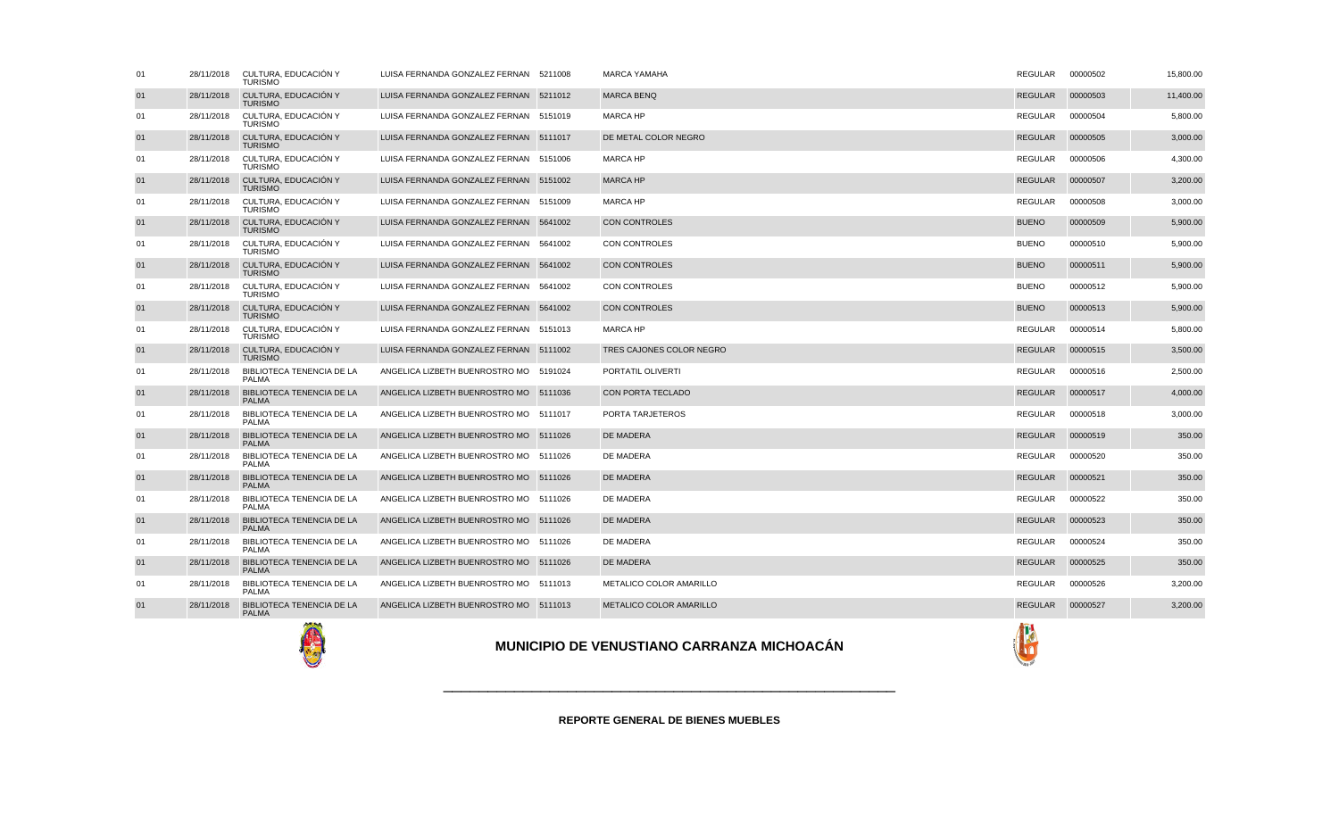| | | | | | | | | |
|---|---|---|---|---|---|---|---|---|
| 01 | 28/11/2018 | CULTURA, EDUCACIÓN Y TURISMO | LUISA FERNANDA GONZALEZ FERNAN | 5211008 | MARCA YAMAHA | REGULAR | 00000502 | 15,800.00 |
| 01 | 28/11/2018 | CULTURA, EDUCACIÓN Y TURISMO | LUISA FERNANDA GONZALEZ FERNAN | 5211012 | MARCA BENQ | REGULAR | 00000503 | 11,400.00 |
| 01 | 28/11/2018 | CULTURA, EDUCACIÓN Y TURISMO | LUISA FERNANDA GONZALEZ FERNAN | 5151019 | MARCA HP | REGULAR | 00000504 | 5,800.00 |
| 01 | 28/11/2018 | CULTURA, EDUCACIÓN Y TURISMO | LUISA FERNANDA GONZALEZ FERNAN | 5111017 | DE METAL COLOR NEGRO | REGULAR | 00000505 | 3,000.00 |
| 01 | 28/11/2018 | CULTURA, EDUCACIÓN Y TURISMO | LUISA FERNANDA GONZALEZ FERNAN | 5151006 | MARCA HP | REGULAR | 00000506 | 4,300.00 |
| 01 | 28/11/2018 | CULTURA, EDUCACIÓN Y TURISMO | LUISA FERNANDA GONZALEZ FERNAN | 5151002 | MARCA HP | REGULAR | 00000507 | 3,200.00 |
| 01 | 28/11/2018 | CULTURA, EDUCACIÓN Y TURISMO | LUISA FERNANDA GONZALEZ FERNAN | 5151009 | MARCA HP | REGULAR | 00000508 | 3,000.00 |
| 01 | 28/11/2018 | CULTURA, EDUCACIÓN Y TURISMO | LUISA FERNANDA GONZALEZ FERNAN | 5641002 | CON CONTROLES | BUENO | 00000509 | 5,900.00 |
| 01 | 28/11/2018 | CULTURA, EDUCACIÓN Y TURISMO | LUISA FERNANDA GONZALEZ FERNAN | 5641002 | CON CONTROLES | BUENO | 00000510 | 5,900.00 |
| 01 | 28/11/2018 | CULTURA, EDUCACIÓN Y TURISMO | LUISA FERNANDA GONZALEZ FERNAN | 5641002 | CON CONTROLES | BUENO | 00000511 | 5,900.00 |
| 01 | 28/11/2018 | CULTURA, EDUCACIÓN Y TURISMO | LUISA FERNANDA GONZALEZ FERNAN | 5641002 | CON CONTROLES | BUENO | 00000512 | 5,900.00 |
| 01 | 28/11/2018 | CULTURA, EDUCACIÓN Y TURISMO | LUISA FERNANDA GONZALEZ FERNAN | 5641002 | CON CONTROLES | BUENO | 00000513 | 5,900.00 |
| 01 | 28/11/2018 | CULTURA, EDUCACIÓN Y TURISMO | LUISA FERNANDA GONZALEZ FERNAN | 5151013 | MARCA HP | REGULAR | 00000514 | 5,800.00 |
| 01 | 28/11/2018 | CULTURA, EDUCACIÓN Y TURISMO | LUISA FERNANDA GONZALEZ FERNAN | 5111002 | TRES CAJONES COLOR NEGRO | REGULAR | 00000515 | 3,500.00 |
| 01 | 28/11/2018 | BIBLIOTECA TENENCIA DE LA PALMA | ANGELICA LIZBETH BUENROSTRO MO | 5191024 | PORTATIL OLIVERTI | REGULAR | 00000516 | 2,500.00 |
| 01 | 28/11/2018 | BIBLIOTECA TENENCIA DE LA PALMA | ANGELICA LIZBETH BUENROSTRO MO | 5111036 | CON PORTA TECLADO | REGULAR | 00000517 | 4,000.00 |
| 01 | 28/11/2018 | BIBLIOTECA TENENCIA DE LA PALMA | ANGELICA LIZBETH BUENROSTRO MO | 5111017 | PORTA TARJETEROS | REGULAR | 00000518 | 3,000.00 |
| 01 | 28/11/2018 | BIBLIOTECA TENENCIA DE LA PALMA | ANGELICA LIZBETH BUENROSTRO MO | 5111026 | DE MADERA | REGULAR | 00000519 | 350.00 |
| 01 | 28/11/2018 | BIBLIOTECA TENENCIA DE LA PALMA | ANGELICA LIZBETH BUENROSTRO MO | 5111026 | DE MADERA | REGULAR | 00000520 | 350.00 |
| 01 | 28/11/2018 | BIBLIOTECA TENENCIA DE LA PALMA | ANGELICA LIZBETH BUENROSTRO MO | 5111026 | DE MADERA | REGULAR | 00000521 | 350.00 |
| 01 | 28/11/2018 | BIBLIOTECA TENENCIA DE LA PALMA | ANGELICA LIZBETH BUENROSTRO MO | 5111026 | DE MADERA | REGULAR | 00000522 | 350.00 |
| 01 | 28/11/2018 | BIBLIOTECA TENENCIA DE LA PALMA | ANGELICA LIZBETH BUENROSTRO MO | 5111026 | DE MADERA | REGULAR | 00000523 | 350.00 |
| 01 | 28/11/2018 | BIBLIOTECA TENENCIA DE LA PALMA | ANGELICA LIZBETH BUENROSTRO MO | 5111026 | DE MADERA | REGULAR | 00000524 | 350.00 |
| 01 | 28/11/2018 | BIBLIOTECA TENENCIA DE LA PALMA | ANGELICA LIZBETH BUENROSTRO MO | 5111026 | DE MADERA | REGULAR | 00000525 | 350.00 |
| 01 | 28/11/2018 | BIBLIOTECA TENENCIA DE LA PALMA | ANGELICA LIZBETH BUENROSTRO MO | 5111013 | METALICO COLOR AMARILLO | REGULAR | 00000526 | 3,200.00 |
| 01 | 28/11/2018 | BIBLIOTECA TENENCIA DE LA PALMA | ANGELICA LIZBETH BUENROSTRO MO | 5111013 | METALICO COLOR AMARILLO | REGULAR | 00000527 | 3,200.00 |

**MUNICIPIO DE VENUSTIANO CARRANZA MICHOACÁN**

**REPORTE GENERAL DE BIENES MUEBLES**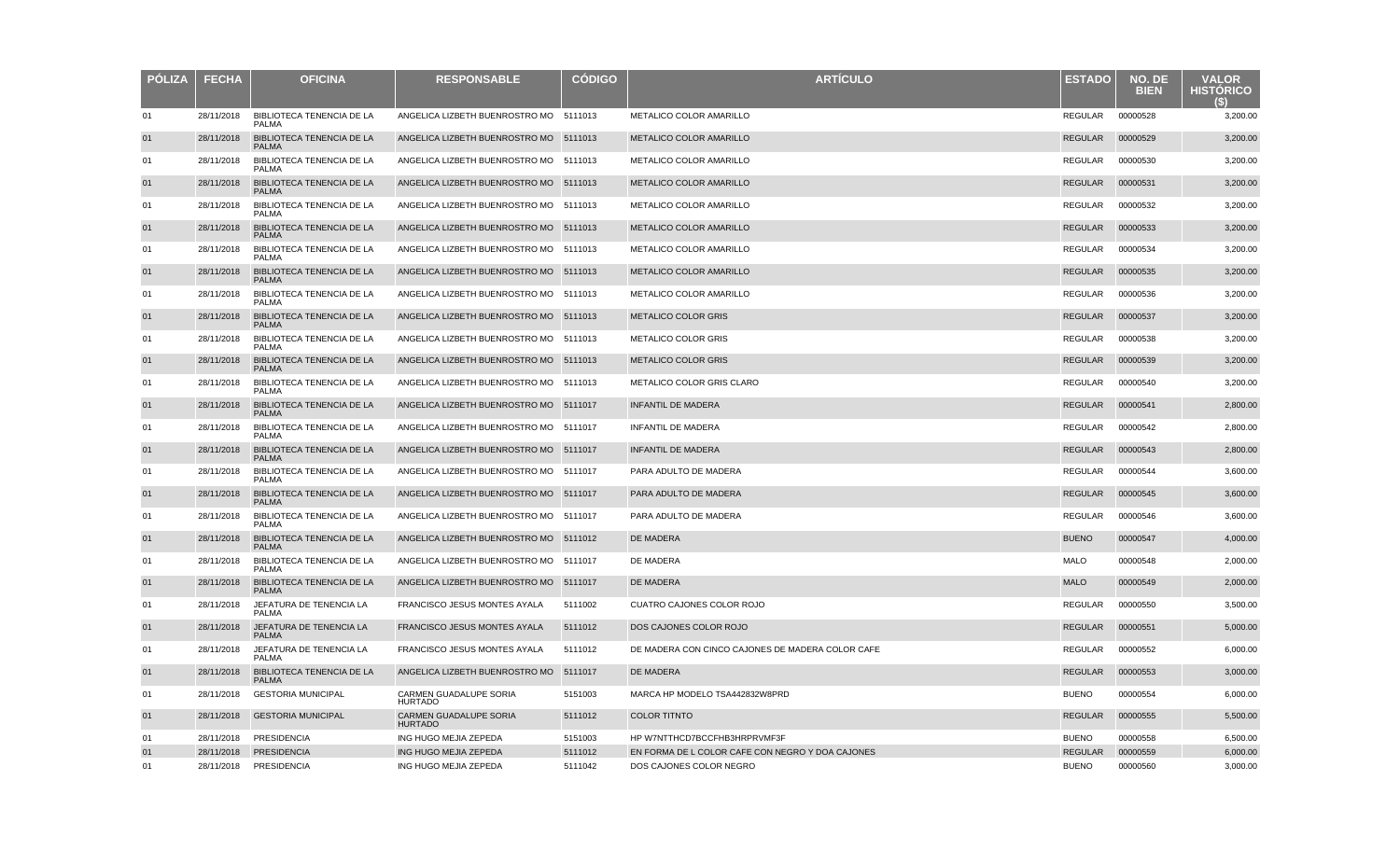| PÓLIZA | FECHA | OFICINA | RESPONSABLE | CÓDIGO | ARTÍCULO | ESTADO | NO. DE BIEN | VALOR HISTÓRICO ($) |
|---|---|---|---|---|---|---|---|---|
| 01 | 28/11/2018 | BIBLIOTECA TENENCIA DE LA PALMA | ANGELICA LIZBETH BUENROSTRO MO | 5111013 | METALICO COLOR AMARILLO | REGULAR | 00000528 | 3,200.00 |
| 01 | 28/11/2018 | BIBLIOTECA TENENCIA DE LA PALMA | ANGELICA LIZBETH BUENROSTRO MO | 5111013 | METALICO COLOR AMARILLO | REGULAR | 00000529 | 3,200.00 |
| 01 | 28/11/2018 | BIBLIOTECA TENENCIA DE LA PALMA | ANGELICA LIZBETH BUENROSTRO MO | 5111013 | METALICO COLOR AMARILLO | REGULAR | 00000530 | 3,200.00 |
| 01 | 28/11/2018 | BIBLIOTECA TENENCIA DE LA PALMA | ANGELICA LIZBETH BUENROSTRO MO | 5111013 | METALICO COLOR AMARILLO | REGULAR | 00000531 | 3,200.00 |
| 01 | 28/11/2018 | BIBLIOTECA TENENCIA DE LA PALMA | ANGELICA LIZBETH BUENROSTRO MO | 5111013 | METALICO COLOR AMARILLO | REGULAR | 00000532 | 3,200.00 |
| 01 | 28/11/2018 | BIBLIOTECA TENENCIA DE LA PALMA | ANGELICA LIZBETH BUENROSTRO MO | 5111013 | METALICO COLOR AMARILLO | REGULAR | 00000533 | 3,200.00 |
| 01 | 28/11/2018 | BIBLIOTECA TENENCIA DE LA PALMA | ANGELICA LIZBETH BUENROSTRO MO | 5111013 | METALICO COLOR AMARILLO | REGULAR | 00000534 | 3,200.00 |
| 01 | 28/11/2018 | BIBLIOTECA TENENCIA DE LA PALMA | ANGELICA LIZBETH BUENROSTRO MO | 5111013 | METALICO COLOR AMARILLO | REGULAR | 00000535 | 3,200.00 |
| 01 | 28/11/2018 | BIBLIOTECA TENENCIA DE LA PALMA | ANGELICA LIZBETH BUENROSTRO MO | 5111013 | METALICO COLOR AMARILLO | REGULAR | 00000536 | 3,200.00 |
| 01 | 28/11/2018 | BIBLIOTECA TENENCIA DE LA PALMA | ANGELICA LIZBETH BUENROSTRO MO | 5111013 | METALICO COLOR GRIS | REGULAR | 00000537 | 3,200.00 |
| 01 | 28/11/2018 | BIBLIOTECA TENENCIA DE LA PALMA | ANGELICA LIZBETH BUENROSTRO MO | 5111013 | METALICO COLOR GRIS | REGULAR | 00000538 | 3,200.00 |
| 01 | 28/11/2018 | BIBLIOTECA TENENCIA DE LA PALMA | ANGELICA LIZBETH BUENROSTRO MO | 5111013 | METALICO COLOR GRIS | REGULAR | 00000539 | 3,200.00 |
| 01 | 28/11/2018 | BIBLIOTECA TENENCIA DE LA PALMA | ANGELICA LIZBETH BUENROSTRO MO | 5111013 | METALICO COLOR GRIS CLARO | REGULAR | 00000540 | 3,200.00 |
| 01 | 28/11/2018 | BIBLIOTECA TENENCIA DE LA PALMA | ANGELICA LIZBETH BUENROSTRO MO | 5111017 | INFANTIL DE MADERA | REGULAR | 00000541 | 2,800.00 |
| 01 | 28/11/2018 | BIBLIOTECA TENENCIA DE LA PALMA | ANGELICA LIZBETH BUENROSTRO MO | 5111017 | INFANTIL DE MADERA | REGULAR | 00000542 | 2,800.00 |
| 01 | 28/11/2018 | BIBLIOTECA TENENCIA DE LA PALMA | ANGELICA LIZBETH BUENROSTRO MO | 5111017 | INFANTIL DE MADERA | REGULAR | 00000543 | 2,800.00 |
| 01 | 28/11/2018 | BIBLIOTECA TENENCIA DE LA PALMA | ANGELICA LIZBETH BUENROSTRO MO | 5111017 | PARA ADULTO DE MADERA | REGULAR | 00000544 | 3,600.00 |
| 01 | 28/11/2018 | BIBLIOTECA TENENCIA DE LA PALMA | ANGELICA LIZBETH BUENROSTRO MO | 5111017 | PARA ADULTO DE MADERA | REGULAR | 00000545 | 3,600.00 |
| 01 | 28/11/2018 | BIBLIOTECA TENENCIA DE LA PALMA | ANGELICA LIZBETH BUENROSTRO MO | 5111017 | PARA ADULTO DE MADERA | REGULAR | 00000546 | 3,600.00 |
| 01 | 28/11/2018 | BIBLIOTECA TENENCIA DE LA PALMA | ANGELICA LIZBETH BUENROSTRO MO | 5111012 | DE MADERA | BUENO | 00000547 | 4,000.00 |
| 01 | 28/11/2018 | BIBLIOTECA TENENCIA DE LA PALMA | ANGELICA LIZBETH BUENROSTRO MO | 5111017 | DE MADERA | MALO | 00000548 | 2,000.00 |
| 01 | 28/11/2018 | BIBLIOTECA TENENCIA DE LA PALMA | ANGELICA LIZBETH BUENROSTRO MO | 5111017 | DE MADERA | MALO | 00000549 | 2,000.00 |
| 01 | 28/11/2018 | JEFATURA DE TENENCIA LA PALMA | FRANCISCO JESUS MONTES AYALA | 5111002 | CUATRO CAJONES COLOR ROJO | REGULAR | 00000550 | 3,500.00 |
| 01 | 28/11/2018 | JEFATURA DE TENENCIA LA PALMA | FRANCISCO JESUS MONTES AYALA | 5111012 | DOS CAJONES COLOR ROJO | REGULAR | 00000551 | 5,000.00 |
| 01 | 28/11/2018 | JEFATURA DE TENENCIA LA PALMA | FRANCISCO JESUS MONTES AYALA | 5111012 | DE MADERA CON CINCO CAJONES DE MADERA COLOR CAFE | REGULAR | 00000552 | 6,000.00 |
| 01 | 28/11/2018 | BIBLIOTECA TENENCIA DE LA PALMA | ANGELICA LIZBETH BUENROSTRO MO | 5111017 | DE MADERA | REGULAR | 00000553 | 3,000.00 |
| 01 | 28/11/2018 | GESTORIA MUNICIPAL | CARMEN GUADALUPE SORIA HURTADO | 5151003 | MARCA HP MODELO TSA442832W8PRD | BUENO | 00000554 | 6,000.00 |
| 01 | 28/11/2018 | GESTORIA MUNICIPAL | CARMEN GUADALUPE SORIA HURTADO | 5111012 | COLOR TITNTO | REGULAR | 00000555 | 5,500.00 |
| 01 | 28/11/2018 | PRESIDENCIA | ING HUGO MEJIA ZEPEDA | 5151003 | HP W7NTTHCD7BCCFHB3HRPRVMF3F | BUENO | 00000558 | 6,500.00 |
| 01 | 28/11/2018 | PRESIDENCIA | ING HUGO MEJIA ZEPEDA | 5111012 | EN FORMA DE L COLOR CAFE CON NEGRO Y DOA CAJONES | REGULAR | 00000559 | 6,000.00 |
| 01 | 28/11/2018 | PRESIDENCIA | ING HUGO MEJIA ZEPEDA | 5111042 | DOS CAJONES COLOR NEGRO | BUENO | 00000560 | 3,000.00 |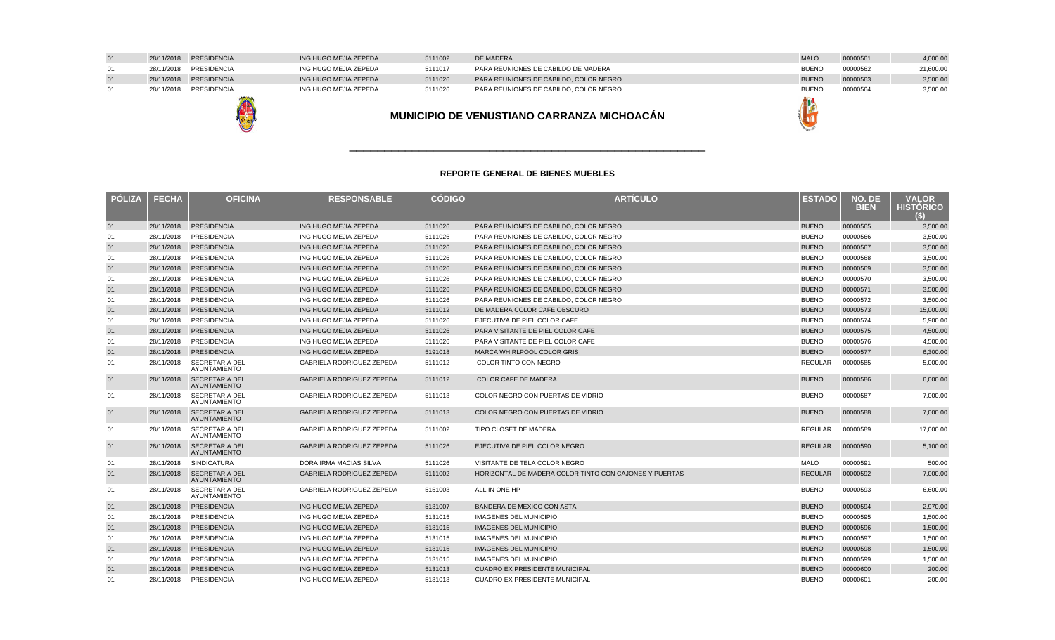| PÓLIZA | FECHA | OFICINA | RESPONSABLE | CÓDIGO | ARTÍCULO | ESTADO | NO. DE BIEN | VALOR HISTÓRICO ($) |
|---|---|---|---|---|---|---|---|---|
| 01 | 28/11/2018 | PRESIDENCIA | ING HUGO MEJIA ZEPEDA | 5111002 | DE MADERA | MALO | 00000561 | 4,000.00 |
| 01 | 28/11/2018 | PRESIDENCIA | ING HUGO MEJIA ZEPEDA | 5111017 | PARA REUNIONES DE CABILDO DE MADERA | BUENO | 00000562 | 21,600.00 |
| 01 | 28/11/2018 | PRESIDENCIA | ING HUGO MEJIA ZEPEDA | 5111026 | PARA REUNIONES DE CABILDO, COLOR NEGRO | BUENO | 00000563 | 3,500.00 |
| 01 | 28/11/2018 | PRESIDENCIA | ING HUGO MEJIA ZEPEDA | 5111026 | PARA REUNIONES DE CABILDO, COLOR NEGRO | BUENO | 00000564 | 3,500.00 |

## MUNICIPIO DE VENUSTIANO CARRANZA MICHOACÁN

### REPORTE GENERAL DE BIENES MUEBLES

| PÓLIZA | FECHA | OFICINA | RESPONSABLE | CÓDIGO | ARTÍCULO | ESTADO | NO. DE BIEN | VALOR HISTÓRICO ($) |
|---|---|---|---|---|---|---|---|---|
| 01 | 28/11/2018 | PRESIDENCIA | ING HUGO MEJIA ZEPEDA | 5111026 | PARA REUNIONES DE CABILDO, COLOR NEGRO | BUENO | 00000565 | 3,500.00 |
| 01 | 28/11/2018 | PRESIDENCIA | ING HUGO MEJIA ZEPEDA | 5111026 | PARA REUNIONES DE CABILDO, COLOR NEGRO | BUENO | 00000566 | 3,500.00 |
| 01 | 28/11/2018 | PRESIDENCIA | ING HUGO MEJIA ZEPEDA | 5111026 | PARA REUNIONES DE CABILDO, COLOR NEGRO | BUENO | 00000567 | 3,500.00 |
| 01 | 28/11/2018 | PRESIDENCIA | ING HUGO MEJIA ZEPEDA | 5111026 | PARA REUNIONES DE CABILDO, COLOR NEGRO | BUENO | 00000568 | 3,500.00 |
| 01 | 28/11/2018 | PRESIDENCIA | ING HUGO MEJIA ZEPEDA | 5111026 | PARA REUNIONES DE CABILDO, COLOR NEGRO | BUENO | 00000569 | 3,500.00 |
| 01 | 28/11/2018 | PRESIDENCIA | ING HUGO MEJIA ZEPEDA | 5111026 | PARA REUNIONES DE CABILDO, COLOR NEGRO | BUENO | 00000570 | 3,500.00 |
| 01 | 28/11/2018 | PRESIDENCIA | ING HUGO MEJIA ZEPEDA | 5111026 | PARA REUNIONES DE CABILDO, COLOR NEGRO | BUENO | 00000571 | 3,500.00 |
| 01 | 28/11/2018 | PRESIDENCIA | ING HUGO MEJIA ZEPEDA | 5111026 | PARA REUNIONES DE CABILDO, COLOR NEGRO | BUENO | 00000572 | 3,500.00 |
| 01 | 28/11/2018 | PRESIDENCIA | ING HUGO MEJIA ZEPEDA | 5111012 | DE MADERA COLOR CAFE OBSCURO | BUENO | 00000573 | 15,000.00 |
| 01 | 28/11/2018 | PRESIDENCIA | ING HUGO MEJIA ZEPEDA | 5111026 | EJECUTIVA DE PIEL COLOR CAFE | BUENO | 00000574 | 5,900.00 |
| 01 | 28/11/2018 | PRESIDENCIA | ING HUGO MEJIA ZEPEDA | 5111026 | PARA VISITANTE DE PIEL COLOR CAFE | BUENO | 00000575 | 4,500.00 |
| 01 | 28/11/2018 | PRESIDENCIA | ING HUGO MEJIA ZEPEDA | 5111026 | PARA VISITANTE DE PIEL COLOR CAFE | BUENO | 00000576 | 4,500.00 |
| 01 | 28/11/2018 | PRESIDENCIA | ING HUGO MEJIA ZEPEDA | 5191018 | MARCA WHIRLPOOL COLOR GRIS | BUENO | 00000577 | 6,300.00 |
| 01 | 28/11/2018 | SECRETARIA DEL AYUNTAMIENTO | GABRIELA RODRIGUEZ ZEPEDA | 5111012 | COLOR TINTO CON NEGRO | REGULAR | 00000585 | 5,000.00 |
| 01 | 28/11/2018 | SECRETARIA DEL AYUNTAMIENTO | GABRIELA RODRIGUEZ ZEPEDA | 5111012 | COLOR CAFE DE MADERA | BUENO | 00000586 | 6,000.00 |
| 01 | 28/11/2018 | SECRETARIA DEL AYUNTAMIENTO | GABRIELA RODRIGUEZ ZEPEDA | 5111013 | COLOR NEGRO CON PUERTAS DE VIDRIO | BUENO | 00000587 | 7,000.00 |
| 01 | 28/11/2018 | SECRETARIA DEL AYUNTAMIENTO | GABRIELA RODRIGUEZ ZEPEDA | 5111013 | COLOR NEGRO CON PUERTAS DE VIDRIO | BUENO | 00000588 | 7,000.00 |
| 01 | 28/11/2018 | SECRETARIA DEL AYUNTAMIENTO | GABRIELA RODRIGUEZ ZEPEDA | 5111002 | TIPO CLOSET DE MADERA | REGULAR | 00000589 | 17,000.00 |
| 01 | 28/11/2018 | SECRETARIA DEL AYUNTAMIENTO | GABRIELA RODRIGUEZ ZEPEDA | 5111026 | EJECUTIVA DE PIEL COLOR NEGRO | REGULAR | 00000590 | 5,100.00 |
| 01 | 28/11/2018 | SINDICATURA | DORA IRMA MACIAS SILVA | 5111026 | VISITANTE DE TELA COLOR NEGRO | MALO | 00000591 | 500.00 |
| 01 | 28/11/2018 | SECRETARIA DEL AYUNTAMIENTO | GABRIELA RODRIGUEZ ZEPEDA | 5111002 | HORIZONTAL DE MADERA COLOR TINTO CON CAJONES Y PUERTAS | REGULAR | 00000592 | 7,000.00 |
| 01 | 28/11/2018 | SECRETARIA DEL AYUNTAMIENTO | GABRIELA RODRIGUEZ ZEPEDA | 5151003 | ALL IN ONE HP | BUENO | 00000593 | 6,600.00 |
| 01 | 28/11/2018 | PRESIDENCIA | ING HUGO MEJIA ZEPEDA | 5131007 | BANDERA DE MEXICO CON ASTA | BUENO | 00000594 | 2,970.00 |
| 01 | 28/11/2018 | PRESIDENCIA | ING HUGO MEJIA ZEPEDA | 5131015 | IMAGENES DEL MUNICIPIO | BUENO | 00000595 | 1,500.00 |
| 01 | 28/11/2018 | PRESIDENCIA | ING HUGO MEJIA ZEPEDA | 5131015 | IMAGENES DEL MUNICIPIO | BUENO | 00000596 | 1,500.00 |
| 01 | 28/11/2018 | PRESIDENCIA | ING HUGO MEJIA ZEPEDA | 5131015 | IMAGENES DEL MUNICIPIO | BUENO | 00000597 | 1,500.00 |
| 01 | 28/11/2018 | PRESIDENCIA | ING HUGO MEJIA ZEPEDA | 5131015 | IMAGENES DEL MUNICIPIO | BUENO | 00000598 | 1,500.00 |
| 01 | 28/11/2018 | PRESIDENCIA | ING HUGO MEJIA ZEPEDA | 5131015 | IMAGENES DEL MUNICIPIO | BUENO | 00000599 | 1,500.00 |
| 01 | 28/11/2018 | PRESIDENCIA | ING HUGO MEJIA ZEPEDA | 5131013 | CUADRO EX PRESIDENTE MUNICIPAL | BUENO | 00000600 | 200.00 |
| 01 | 28/11/2018 | PRESIDENCIA | ING HUGO MEJIA ZEPEDA | 5131013 | CUADRO EX PRESIDENTE MUNICIPAL | BUENO | 00000601 | 200.00 |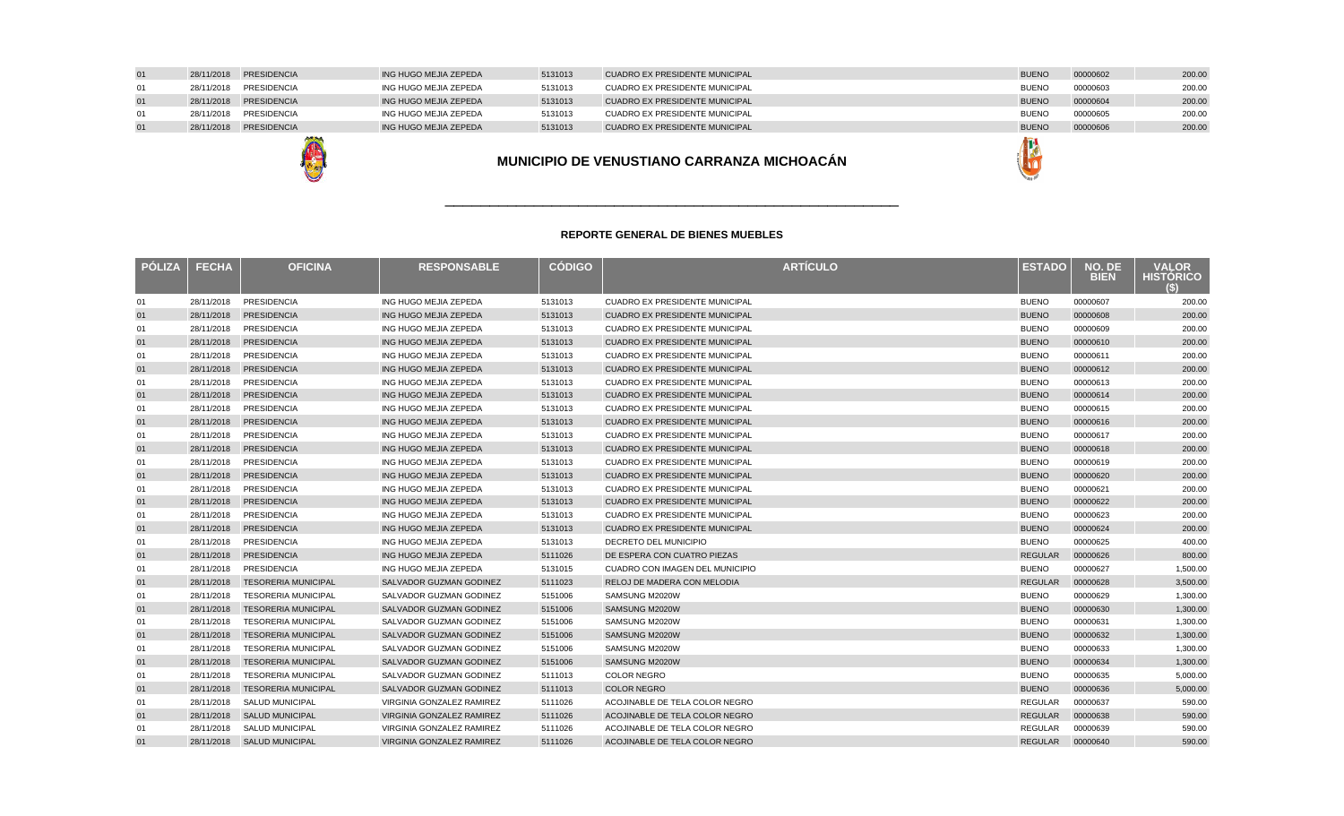| PÓLIZA | FECHA | OFICINA | RESPONSABLE | CÓDIGO | ARTÍCULO | ESTADO | NO. DE BIEN | VALOR HISTÓRICO ($) |
|---|---|---|---|---|---|---|---|---|
| 01 | 28/11/2018 | PRESIDENCIA | ING HUGO MEJIA ZEPEDA | 5131013 | CUADRO EX PRESIDENTE MUNICIPAL | BUENO | 00000602 | 200.00 |
| 01 | 28/11/2018 | PRESIDENCIA | ING HUGO MEJIA ZEPEDA | 5131013 | CUADRO EX PRESIDENTE MUNICIPAL | BUENO | 00000603 | 200.00 |
| 01 | 28/11/2018 | PRESIDENCIA | ING HUGO MEJIA ZEPEDA | 5131013 | CUADRO EX PRESIDENTE MUNICIPAL | BUENO | 00000604 | 200.00 |
| 01 | 28/11/2018 | PRESIDENCIA | ING HUGO MEJIA ZEPEDA | 5131013 | CUADRO EX PRESIDENTE MUNICIPAL | BUENO | 00000605 | 200.00 |
| 01 | 28/11/2018 | PRESIDENCIA | ING HUGO MEJIA ZEPEDA | 5131013 | CUADRO EX PRESIDENTE MUNICIPAL | BUENO | 00000606 | 200.00 |

## MUNICIPIO DE VENUSTIANO CARRANZA MICHOACÁN

### REPORTE GENERAL DE BIENES MUEBLES

| PÓLIZA | FECHA | OFICINA | RESPONSABLE | CÓDIGO | ARTÍCULO | ESTADO | NO. DE BIEN | VALOR HISTÓRICO ($) |
|---|---|---|---|---|---|---|---|---|
| 01 | 28/11/2018 | PRESIDENCIA | ING HUGO MEJIA ZEPEDA | 5131013 | CUADRO EX PRESIDENTE MUNICIPAL | BUENO | 00000607 | 200.00 |
| 01 | 28/11/2018 | PRESIDENCIA | ING HUGO MEJIA ZEPEDA | 5131013 | CUADRO EX PRESIDENTE MUNICIPAL | BUENO | 00000608 | 200.00 |
| 01 | 28/11/2018 | PRESIDENCIA | ING HUGO MEJIA ZEPEDA | 5131013 | CUADRO EX PRESIDENTE MUNICIPAL | BUENO | 00000609 | 200.00 |
| 01 | 28/11/2018 | PRESIDENCIA | ING HUGO MEJIA ZEPEDA | 5131013 | CUADRO EX PRESIDENTE MUNICIPAL | BUENO | 00000610 | 200.00 |
| 01 | 28/11/2018 | PRESIDENCIA | ING HUGO MEJIA ZEPEDA | 5131013 | CUADRO EX PRESIDENTE MUNICIPAL | BUENO | 00000611 | 200.00 |
| 01 | 28/11/2018 | PRESIDENCIA | ING HUGO MEJIA ZEPEDA | 5131013 | CUADRO EX PRESIDENTE MUNICIPAL | BUENO | 00000612 | 200.00 |
| 01 | 28/11/2018 | PRESIDENCIA | ING HUGO MEJIA ZEPEDA | 5131013 | CUADRO EX PRESIDENTE MUNICIPAL | BUENO | 00000613 | 200.00 |
| 01 | 28/11/2018 | PRESIDENCIA | ING HUGO MEJIA ZEPEDA | 5131013 | CUADRO EX PRESIDENTE MUNICIPAL | BUENO | 00000614 | 200.00 |
| 01 | 28/11/2018 | PRESIDENCIA | ING HUGO MEJIA ZEPEDA | 5131013 | CUADRO EX PRESIDENTE MUNICIPAL | BUENO | 00000615 | 200.00 |
| 01 | 28/11/2018 | PRESIDENCIA | ING HUGO MEJIA ZEPEDA | 5131013 | CUADRO EX PRESIDENTE MUNICIPAL | BUENO | 00000616 | 200.00 |
| 01 | 28/11/2018 | PRESIDENCIA | ING HUGO MEJIA ZEPEDA | 5131013 | CUADRO EX PRESIDENTE MUNICIPAL | BUENO | 00000617 | 200.00 |
| 01 | 28/11/2018 | PRESIDENCIA | ING HUGO MEJIA ZEPEDA | 5131013 | CUADRO EX PRESIDENTE MUNICIPAL | BUENO | 00000618 | 200.00 |
| 01 | 28/11/2018 | PRESIDENCIA | ING HUGO MEJIA ZEPEDA | 5131013 | CUADRO EX PRESIDENTE MUNICIPAL | BUENO | 00000619 | 200.00 |
| 01 | 28/11/2018 | PRESIDENCIA | ING HUGO MEJIA ZEPEDA | 5131013 | CUADRO EX PRESIDENTE MUNICIPAL | BUENO | 00000620 | 200.00 |
| 01 | 28/11/2018 | PRESIDENCIA | ING HUGO MEJIA ZEPEDA | 5131013 | CUADRO EX PRESIDENTE MUNICIPAL | BUENO | 00000621 | 200.00 |
| 01 | 28/11/2018 | PRESIDENCIA | ING HUGO MEJIA ZEPEDA | 5131013 | CUADRO EX PRESIDENTE MUNICIPAL | BUENO | 00000622 | 200.00 |
| 01 | 28/11/2018 | PRESIDENCIA | ING HUGO MEJIA ZEPEDA | 5131013 | CUADRO EX PRESIDENTE MUNICIPAL | BUENO | 00000623 | 200.00 |
| 01 | 28/11/2018 | PRESIDENCIA | ING HUGO MEJIA ZEPEDA | 5131013 | CUADRO EX PRESIDENTE MUNICIPAL | BUENO | 00000624 | 200.00 |
| 01 | 28/11/2018 | PRESIDENCIA | ING HUGO MEJIA ZEPEDA | 5131013 | DECRETO DEL MUNICIPIO | BUENO | 00000625 | 400.00 |
| 01 | 28/11/2018 | PRESIDENCIA | ING HUGO MEJIA ZEPEDA | 5111026 | DE ESPERA CON CUATRO PIEZAS | REGULAR | 00000626 | 800.00 |
| 01 | 28/11/2018 | PRESIDENCIA | ING HUGO MEJIA ZEPEDA | 5131015 | CUADRO CON IMAGEN DEL MUNICIPIO | BUENO | 00000627 | 1,500.00 |
| 01 | 28/11/2018 | TESORERIA MUNICIPAL | SALVADOR GUZMAN GODINEZ | 5111023 | RELOJ DE MADERA CON MELODIA | REGULAR | 00000628 | 3,500.00 |
| 01 | 28/11/2018 | TESORERIA MUNICIPAL | SALVADOR GUZMAN GODINEZ | 5151006 | SAMSUNG M2020W | BUENO | 00000629 | 1,300.00 |
| 01 | 28/11/2018 | TESORERIA MUNICIPAL | SALVADOR GUZMAN GODINEZ | 5151006 | SAMSUNG M2020W | BUENO | 00000630 | 1,300.00 |
| 01 | 28/11/2018 | TESORERIA MUNICIPAL | SALVADOR GUZMAN GODINEZ | 5151006 | SAMSUNG M2020W | BUENO | 00000631 | 1,300.00 |
| 01 | 28/11/2018 | TESORERIA MUNICIPAL | SALVADOR GUZMAN GODINEZ | 5151006 | SAMSUNG M2020W | BUENO | 00000632 | 1,300.00 |
| 01 | 28/11/2018 | TESORERIA MUNICIPAL | SALVADOR GUZMAN GODINEZ | 5151006 | SAMSUNG M2020W | BUENO | 00000633 | 1,300.00 |
| 01 | 28/11/2018 | TESORERIA MUNICIPAL | SALVADOR GUZMAN GODINEZ | 5151006 | SAMSUNG M2020W | BUENO | 00000634 | 1,300.00 |
| 01 | 28/11/2018 | TESORERIA MUNICIPAL | SALVADOR GUZMAN GODINEZ | 5111013 | COLOR NEGRO | BUENO | 00000635 | 5,000.00 |
| 01 | 28/11/2018 | TESORERIA MUNICIPAL | SALVADOR GUZMAN GODINEZ | 5111013 | COLOR NEGRO | BUENO | 00000636 | 5,000.00 |
| 01 | 28/11/2018 | SALUD MUNICIPAL | VIRGINIA GONZALEZ RAMIREZ | 5111026 | ACOJINABLE DE TELA COLOR NEGRO | REGULAR | 00000637 | 590.00 |
| 01 | 28/11/2018 | SALUD MUNICIPAL | VIRGINIA GONZALEZ RAMIREZ | 5111026 | ACOJINABLE DE TELA COLOR NEGRO | REGULAR | 00000638 | 590.00 |
| 01 | 28/11/2018 | SALUD MUNICIPAL | VIRGINIA GONZALEZ RAMIREZ | 5111026 | ACOJINABLE DE TELA COLOR NEGRO | REGULAR | 00000639 | 590.00 |
| 01 | 28/11/2018 | SALUD MUNICIPAL | VIRGINIA GONZALEZ RAMIREZ | 5111026 | ACOJINABLE DE TELA COLOR NEGRO | REGULAR | 00000640 | 590.00 |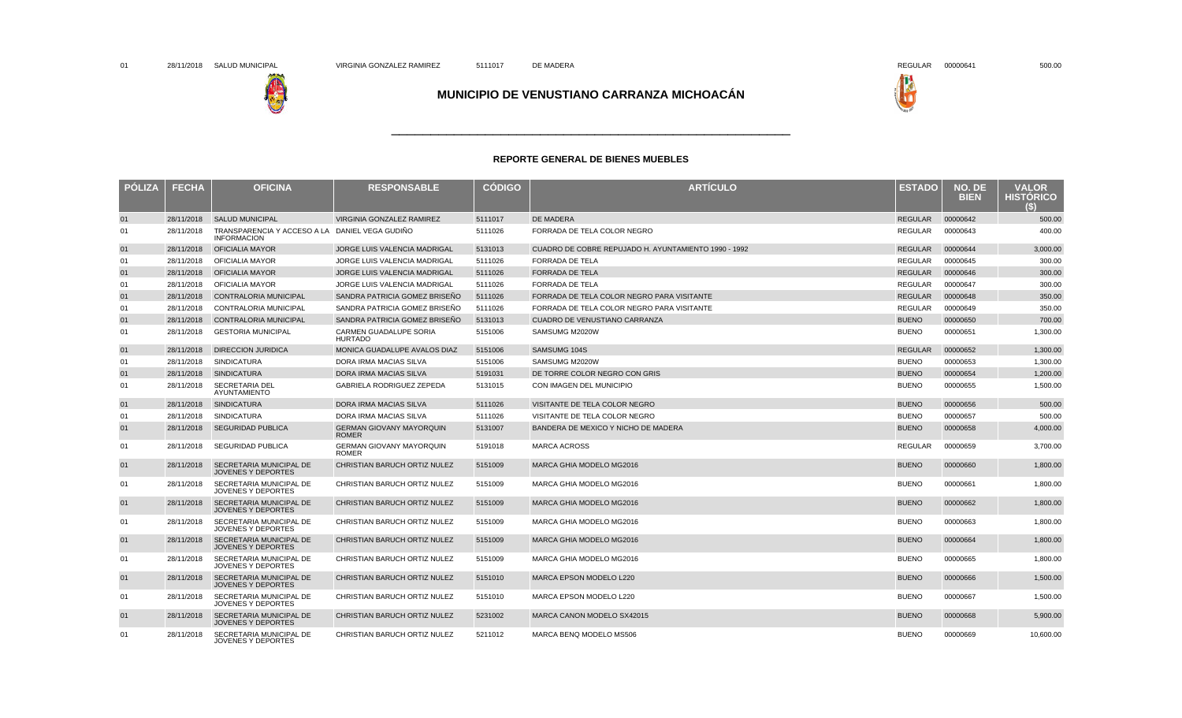| 01 | 28/11/2018 | SALUD MUNICIPAL | VIRGINIA GONZALEZ RAMIREZ | 5111017 | DE MADERA | REGULAR | 00000641 | 500.00 |
|---|---|---|---|---|---|---|---|---|

# MUNICIPIO DE VENUSTIANO CARRANZA MICHOACÁN

### REPORTE GENERAL DE BIENES MUEBLES

| PÓLIZA | FECHA | OFICINA | RESPONSABLE | CÓDIGO | ARTÍCULO | ESTADO | NO. DE BIEN | VALOR HISTÓRICO ($) |
|---|---|---|---|---|---|---|---|---|
| 01 | 28/11/2018 | SALUD MUNICIPAL | VIRGINIA GONZALEZ RAMIREZ | 5111017 | DE MADERA | REGULAR | 00000642 | 500.00 |
| 01 | 28/11/2018 | TRANSPARENCIA Y ACCESO A LA INFORMACION | DANIEL VEGA GUDIÑO | 5111026 | FORRADA DE TELA COLOR NEGRO | REGULAR | 00000643 | 400.00 |
| 01 | 28/11/2018 | OFICIALIA MAYOR | JORGE LUIS VALENCIA MADRIGAL | 5131013 | CUADRO DE COBRE REPUJADO H. AYUNTAMIENTO 1990 - 1992 | REGULAR | 00000644 | 3,000.00 |
| 01 | 28/11/2018 | OFICIALIA MAYOR | JORGE LUIS VALENCIA MADRIGAL | 5111026 | FORRADA DE TELA | REGULAR | 00000645 | 300.00 |
| 01 | 28/11/2018 | OFICIALIA MAYOR | JORGE LUIS VALENCIA MADRIGAL | 5111026 | FORRADA DE TELA | REGULAR | 00000646 | 300.00 |
| 01 | 28/11/2018 | OFICIALIA MAYOR | JORGE LUIS VALENCIA MADRIGAL | 5111026 | FORRADA DE TELA | REGULAR | 00000647 | 300.00 |
| 01 | 28/11/2018 | CONTRALORIA MUNICIPAL | SANDRA PATRICIA GOMEZ BRISEÑO | 5111026 | FORRADA DE TELA COLOR NEGRO PARA VISITANTE | REGULAR | 00000648 | 350.00 |
| 01 | 28/11/2018 | CONTRALORIA MUNICIPAL | SANDRA PATRICIA GOMEZ BRISEÑO | 5111026 | FORRADA DE TELA COLOR NEGRO PARA VISITANTE | REGULAR | 00000649 | 350.00 |
| 01 | 28/11/2018 | CONTRALORIA MUNICIPAL | SANDRA PATRICIA GOMEZ BRISEÑO | 5131013 | CUADRO DE VENUSTIANO CARRANZA | BUENO | 00000650 | 700.00 |
| 01 | 28/11/2018 | GESTORIA MUNICIPAL | CARMEN GUADALUPE SORIA HURTADO | 5151006 | SAMSUMG M2020W | BUENO | 00000651 | 1,300.00 |
| 01 | 28/11/2018 | DIRECCION JURIDICA | MONICA GUADALUPE AVALOS DIAZ | 5151006 | SAMSUMG 104S | REGULAR | 00000652 | 1,300.00 |
| 01 | 28/11/2018 | SINDICATURA | DORA IRMA MACIAS SILVA | 5151006 | SAMSUMG M2020W | BUENO | 00000653 | 1,300.00 |
| 01 | 28/11/2018 | SINDICATURA | DORA IRMA MACIAS SILVA | 5191031 | DE TORRE COLOR NEGRO CON GRIS | BUENO | 00000654 | 1,200.00 |
| 01 | 28/11/2018 | SECRETARIA DEL AYUNTAMIENTO | GABRIELA RODRIGUEZ ZEPEDA | 5131015 | CON IMAGEN DEL MUNICIPIO | BUENO | 00000655 | 1,500.00 |
| 01 | 28/11/2018 | SINDICATURA | DORA IRMA MACIAS SILVA | 5111026 | VISITANTE DE TELA COLOR NEGRO | BUENO | 00000656 | 500.00 |
| 01 | 28/11/2018 | SINDICATURA | DORA IRMA MACIAS SILVA | 5111026 | VISITANTE DE TELA COLOR NEGRO | BUENO | 00000657 | 500.00 |
| 01 | 28/11/2018 | SEGURIDAD PUBLICA | GERMAN GIOVANY MAYORQUIN ROMER | 5131007 | BANDERA DE MEXICO Y NICHO DE MADERA | BUENO | 00000658 | 4,000.00 |
| 01 | 28/11/2018 | SEGURIDAD PUBLICA | GERMAN GIOVANY MAYORQUIN ROMER | 5191018 | MARCA ACROSS | REGULAR | 00000659 | 3,700.00 |
| 01 | 28/11/2018 | SECRETARIA MUNICIPAL DE JOVENES Y DEPORTES | CHRISTIAN BARUCH ORTIZ NULEZ | 5151009 | MARCA GHIA MODELO MG2016 | BUENO | 00000660 | 1,800.00 |
| 01 | 28/11/2018 | SECRETARIA MUNICIPAL DE JOVENES Y DEPORTES | CHRISTIAN BARUCH ORTIZ NULEZ | 5151009 | MARCA GHIA MODELO MG2016 | BUENO | 00000661 | 1,800.00 |
| 01 | 28/11/2018 | SECRETARIA MUNICIPAL DE JOVENES Y DEPORTES | CHRISTIAN BARUCH ORTIZ NULEZ | 5151009 | MARCA GHIA MODELO MG2016 | BUENO | 00000662 | 1,800.00 |
| 01 | 28/11/2018 | SECRETARIA MUNICIPAL DE JOVENES Y DEPORTES | CHRISTIAN BARUCH ORTIZ NULEZ | 5151009 | MARCA GHIA MODELO MG2016 | BUENO | 00000663 | 1,800.00 |
| 01 | 28/11/2018 | SECRETARIA MUNICIPAL DE JOVENES Y DEPORTES | CHRISTIAN BARUCH ORTIZ NULEZ | 5151009 | MARCA GHIA MODELO MG2016 | BUENO | 00000664 | 1,800.00 |
| 01 | 28/11/2018 | SECRETARIA MUNICIPAL DE JOVENES Y DEPORTES | CHRISTIAN BARUCH ORTIZ NULEZ | 5151009 | MARCA GHIA MODELO MG2016 | BUENO | 00000665 | 1,800.00 |
| 01 | 28/11/2018 | SECRETARIA MUNICIPAL DE JOVENES Y DEPORTES | CHRISTIAN BARUCH ORTIZ NULEZ | 5151010 | MARCA EPSON MODELO L220 | BUENO | 00000666 | 1,500.00 |
| 01 | 28/11/2018 | SECRETARIA MUNICIPAL DE JOVENES Y DEPORTES | CHRISTIAN BARUCH ORTIZ NULEZ | 5151010 | MARCA EPSON MODELO L220 | BUENO | 00000667 | 1,500.00 |
| 01 | 28/11/2018 | SECRETARIA MUNICIPAL DE JOVENES Y DEPORTES | CHRISTIAN BARUCH ORTIZ NULEZ | 5231002 | MARCA CANON MODELO SX42015 | BUENO | 00000668 | 5,900.00 |
| 01 | 28/11/2018 | SECRETARIA MUNICIPAL DE JOVENES Y DEPORTES | CHRISTIAN BARUCH ORTIZ NULEZ | 5211012 | MARCA BENQ MODELO MS506 | BUENO | 00000669 | 10,600.00 |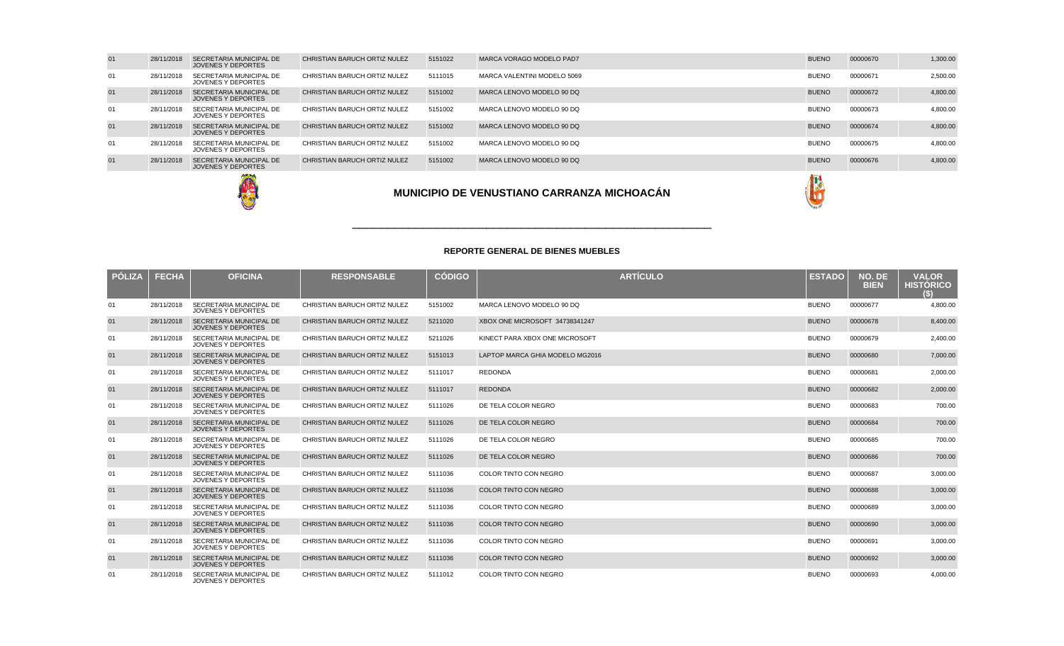| PÓLIZA | FECHA | OFICINA | RESPONSABLE | CÓDIGO | ARTÍCULO | ESTADO | NO. DE BIEN | VALOR HISTÓRICO ($) |
|---|---|---|---|---|---|---|---|---|
| 01 | 28/11/2018 | SECRETARIA MUNICIPAL DE JOVENES Y DEPORTES | CHRISTIAN BARUCH ORTIZ NULEZ | 5151022 | MARCA VORAGO MODELO PAD7 | BUENO | 00000670 | 1,300.00 |
| 01 | 28/11/2018 | SECRETARIA MUNICIPAL DE JOVENES Y DEPORTES | CHRISTIAN BARUCH ORTIZ NULEZ | 5111015 | MARCA VALENTINI MODELO 5069 | BUENO | 00000671 | 2,500.00 |
| 01 | 28/11/2018 | SECRETARIA MUNICIPAL DE JOVENES Y DEPORTES | CHRISTIAN BARUCH ORTIZ NULEZ | 5151002 | MARCA LENOVO MODELO 90 DQ | BUENO | 00000672 | 4,800.00 |
| 01 | 28/11/2018 | SECRETARIA MUNICIPAL DE JOVENES Y DEPORTES | CHRISTIAN BARUCH ORTIZ NULEZ | 5151002 | MARCA LENOVO MODELO 90 DQ | BUENO | 00000673 | 4,800.00 |
| 01 | 28/11/2018 | SECRETARIA MUNICIPAL DE JOVENES Y DEPORTES | CHRISTIAN BARUCH ORTIZ NULEZ | 5151002 | MARCA LENOVO MODELO 90 DQ | BUENO | 00000674 | 4,800.00 |
| 01 | 28/11/2018 | SECRETARIA MUNICIPAL DE JOVENES Y DEPORTES | CHRISTIAN BARUCH ORTIZ NULEZ | 5151002 | MARCA LENOVO MODELO 90 DQ | BUENO | 00000675 | 4,800.00 |
| 01 | 28/11/2018 | SECRETARIA MUNICIPAL DE JOVENES Y DEPORTES | CHRISTIAN BARUCH ORTIZ NULEZ | 5151002 | MARCA LENOVO MODELO 90 DQ | BUENO | 00000676 | 4,800.00 |

# MUNICIPIO DE VENUSTIANO CARRANZA MICHOACÁN

## REPORTE GENERAL DE BIENES MUEBLES

| PÓLIZA | FECHA | OFICINA | RESPONSABLE | CÓDIGO | ARTÍCULO | ESTADO | NO. DE BIEN | VALOR HISTÓRICO ($) |
|---|---|---|---|---|---|---|---|---|
| 01 | 28/11/2018 | SECRETARIA MUNICIPAL DE JOVENES Y DEPORTES | CHRISTIAN BARUCH ORTIZ NULEZ | 5151002 | MARCA LENOVO MODELO 90 DQ | BUENO | 00000677 | 4,800.00 |
| 01 | 28/11/2018 | SECRETARIA MUNICIPAL DE JOVENES Y DEPORTES | CHRISTIAN BARUCH ORTIZ NULEZ | 5211020 | XBOX ONE MICROSOFT 34738341247 | BUENO | 00000678 | 8,400.00 |
| 01 | 28/11/2018 | SECRETARIA MUNICIPAL DE JOVENES Y DEPORTES | CHRISTIAN BARUCH ORTIZ NULEZ | 5211026 | KINECT PARA XBOX ONE MICROSOFT | BUENO | 00000679 | 2,400.00 |
| 01 | 28/11/2018 | SECRETARIA MUNICIPAL DE JOVENES Y DEPORTES | CHRISTIAN BARUCH ORTIZ NULEZ | 5151013 | LAPTOP MARCA GHIA MODELO MG2016 | BUENO | 00000680 | 7,000.00 |
| 01 | 28/11/2018 | SECRETARIA MUNICIPAL DE JOVENES Y DEPORTES | CHRISTIAN BARUCH ORTIZ NULEZ | 5111017 | REDONDA | BUENO | 00000681 | 2,000.00 |
| 01 | 28/11/2018 | SECRETARIA MUNICIPAL DE JOVENES Y DEPORTES | CHRISTIAN BARUCH ORTIZ NULEZ | 5111017 | REDONDA | BUENO | 00000682 | 2,000.00 |
| 01 | 28/11/2018 | SECRETARIA MUNICIPAL DE JOVENES Y DEPORTES | CHRISTIAN BARUCH ORTIZ NULEZ | 5111026 | DE TELA COLOR NEGRO | BUENO | 00000683 | 700.00 |
| 01 | 28/11/2018 | SECRETARIA MUNICIPAL DE JOVENES Y DEPORTES | CHRISTIAN BARUCH ORTIZ NULEZ | 5111026 | DE TELA COLOR NEGRO | BUENO | 00000684 | 700.00 |
| 01 | 28/11/2018 | SECRETARIA MUNICIPAL DE JOVENES Y DEPORTES | CHRISTIAN BARUCH ORTIZ NULEZ | 5111026 | DE TELA COLOR NEGRO | BUENO | 00000685 | 700.00 |
| 01 | 28/11/2018 | SECRETARIA MUNICIPAL DE JOVENES Y DEPORTES | CHRISTIAN BARUCH ORTIZ NULEZ | 5111026 | DE TELA COLOR NEGRO | BUENO | 00000686 | 700.00 |
| 01 | 28/11/2018 | SECRETARIA MUNICIPAL DE JOVENES Y DEPORTES | CHRISTIAN BARUCH ORTIZ NULEZ | 5111036 | COLOR TINTO CON NEGRO | BUENO | 00000687 | 3,000.00 |
| 01 | 28/11/2018 | SECRETARIA MUNICIPAL DE JOVENES Y DEPORTES | CHRISTIAN BARUCH ORTIZ NULEZ | 5111036 | COLOR TINTO CON NEGRO | BUENO | 00000688 | 3,000.00 |
| 01 | 28/11/2018 | SECRETARIA MUNICIPAL DE JOVENES Y DEPORTES | CHRISTIAN BARUCH ORTIZ NULEZ | 5111036 | COLOR TINTO CON NEGRO | BUENO | 00000689 | 3,000.00 |
| 01 | 28/11/2018 | SECRETARIA MUNICIPAL DE JOVENES Y DEPORTES | CHRISTIAN BARUCH ORTIZ NULEZ | 5111036 | COLOR TINTO CON NEGRO | BUENO | 00000690 | 3,000.00 |
| 01 | 28/11/2018 | SECRETARIA MUNICIPAL DE JOVENES Y DEPORTES | CHRISTIAN BARUCH ORTIZ NULEZ | 5111036 | COLOR TINTO CON NEGRO | BUENO | 00000691 | 3,000.00 |
| 01 | 28/11/2018 | SECRETARIA MUNICIPAL DE JOVENES Y DEPORTES | CHRISTIAN BARUCH ORTIZ NULEZ | 5111036 | COLOR TINTO CON NEGRO | BUENO | 00000692 | 3,000.00 |
| 01 | 28/11/2018 | SECRETARIA MUNICIPAL DE JOVENES Y DEPORTES | CHRISTIAN BARUCH ORTIZ NULEZ | 5111012 | COLOR TINTO CON NEGRO | BUENO | 00000693 | 4,000.00 |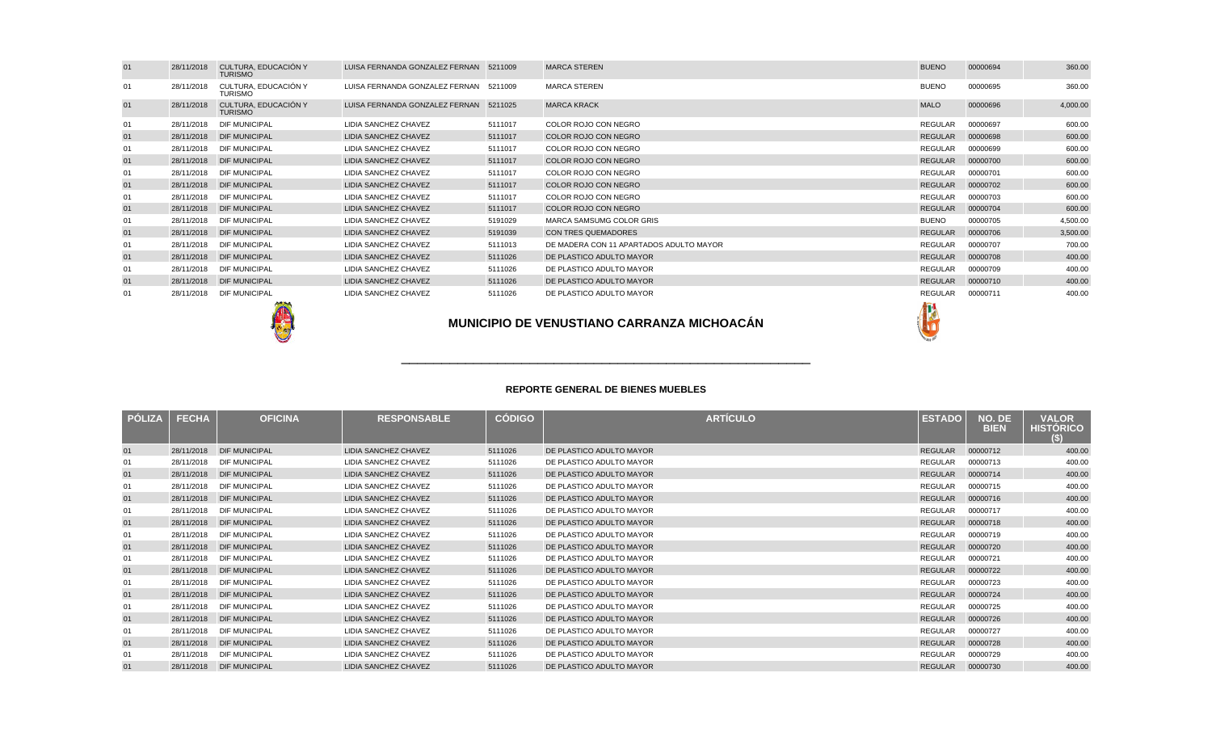| PÓLIZA | FECHA | OFICINA | RESPONSABLE | CÓDIGO | ARTÍCULO | ESTADO | NO. DE BIEN | VALOR HISTÓRICO ($) |
|---|---|---|---|---|---|---|---|---|
| 01 | 28/11/2018 | CULTURA, EDUCACIÓN Y TURISMO | LUISA FERNANDA GONZALEZ FERNAN | 5211009 | MARCA STEREN | BUENO | 00000694 | 360.00 |
| 01 | 28/11/2018 | CULTURA, EDUCACIÓN Y TURISMO | LUISA FERNANDA GONZALEZ FERNAN | 5211009 | MARCA STEREN | BUENO | 00000695 | 360.00 |
| 01 | 28/11/2018 | CULTURA, EDUCACIÓN Y TURISMO | LUISA FERNANDA GONZALEZ FERNAN | 5211025 | MARCA KRACK | MALO | 00000696 | 4,000.00 |
| 01 | 28/11/2018 | DIF MUNICIPAL | LIDIA SANCHEZ CHAVEZ | 5111017 | COLOR ROJO CON NEGRO | REGULAR | 00000697 | 600.00 |
| 01 | 28/11/2018 | DIF MUNICIPAL | LIDIA SANCHEZ CHAVEZ | 5111017 | COLOR ROJO CON NEGRO | REGULAR | 00000698 | 600.00 |
| 01 | 28/11/2018 | DIF MUNICIPAL | LIDIA SANCHEZ CHAVEZ | 5111017 | COLOR ROJO CON NEGRO | REGULAR | 00000699 | 600.00 |
| 01 | 28/11/2018 | DIF MUNICIPAL | LIDIA SANCHEZ CHAVEZ | 5111017 | COLOR ROJO CON NEGRO | REGULAR | 00000700 | 600.00 |
| 01 | 28/11/2018 | DIF MUNICIPAL | LIDIA SANCHEZ CHAVEZ | 5111017 | COLOR ROJO CON NEGRO | REGULAR | 00000701 | 600.00 |
| 01 | 28/11/2018 | DIF MUNICIPAL | LIDIA SANCHEZ CHAVEZ | 5111017 | COLOR ROJO CON NEGRO | REGULAR | 00000702 | 600.00 |
| 01 | 28/11/2018 | DIF MUNICIPAL | LIDIA SANCHEZ CHAVEZ | 5111017 | COLOR ROJO CON NEGRO | REGULAR | 00000703 | 600.00 |
| 01 | 28/11/2018 | DIF MUNICIPAL | LIDIA SANCHEZ CHAVEZ | 5111017 | COLOR ROJO CON NEGRO | REGULAR | 00000704 | 600.00 |
| 01 | 28/11/2018 | DIF MUNICIPAL | LIDIA SANCHEZ CHAVEZ | 5191029 | MARCA SAMSUMG COLOR GRIS | BUENO | 00000705 | 4,500.00 |
| 01 | 28/11/2018 | DIF MUNICIPAL | LIDIA SANCHEZ CHAVEZ | 5191039 | CON TRES QUEMADORES | REGULAR | 00000706 | 3,500.00 |
| 01 | 28/11/2018 | DIF MUNICIPAL | LIDIA SANCHEZ CHAVEZ | 5111013 | DE MADERA CON 11 APARTADOS ADULTO MAYOR | REGULAR | 00000707 | 700.00 |
| 01 | 28/11/2018 | DIF MUNICIPAL | LIDIA SANCHEZ CHAVEZ | 5111026 | DE PLASTICO ADULTO MAYOR | REGULAR | 00000708 | 400.00 |
| 01 | 28/11/2018 | DIF MUNICIPAL | LIDIA SANCHEZ CHAVEZ | 5111026 | DE PLASTICO ADULTO MAYOR | REGULAR | 00000709 | 400.00 |
| 01 | 28/11/2018 | DIF MUNICIPAL | LIDIA SANCHEZ CHAVEZ | 5111026 | DE PLASTICO ADULTO MAYOR | REGULAR | 00000710 | 400.00 |
| 01 | 28/11/2018 | DIF MUNICIPAL | LIDIA SANCHEZ CHAVEZ | 5111026 | DE PLASTICO ADULTO MAYOR | REGULAR | 00000711 | 400.00 |

# MUNICIPIO DE VENUSTIANO CARRANZA MICHOACÁN

## REPORTE GENERAL DE BIENES MUEBLES

| PÓLIZA | FECHA | OFICINA | RESPONSABLE | CÓDIGO | ARTÍCULO | ESTADO | NO. DE BIEN | VALOR HISTÓRICO ($) |
|---|---|---|---|---|---|---|---|---|
| 01 | 28/11/2018 | DIF MUNICIPAL | LIDIA SANCHEZ CHAVEZ | 5111026 | DE PLASTICO ADULTO MAYOR | REGULAR | 00000712 | 400.00 |
| 01 | 28/11/2018 | DIF MUNICIPAL | LIDIA SANCHEZ CHAVEZ | 5111026 | DE PLASTICO ADULTO MAYOR | REGULAR | 00000713 | 400.00 |
| 01 | 28/11/2018 | DIF MUNICIPAL | LIDIA SANCHEZ CHAVEZ | 5111026 | DE PLASTICO ADULTO MAYOR | REGULAR | 00000714 | 400.00 |
| 01 | 28/11/2018 | DIF MUNICIPAL | LIDIA SANCHEZ CHAVEZ | 5111026 | DE PLASTICO ADULTO MAYOR | REGULAR | 00000715 | 400.00 |
| 01 | 28/11/2018 | DIF MUNICIPAL | LIDIA SANCHEZ CHAVEZ | 5111026 | DE PLASTICO ADULTO MAYOR | REGULAR | 00000716 | 400.00 |
| 01 | 28/11/2018 | DIF MUNICIPAL | LIDIA SANCHEZ CHAVEZ | 5111026 | DE PLASTICO ADULTO MAYOR | REGULAR | 00000717 | 400.00 |
| 01 | 28/11/2018 | DIF MUNICIPAL | LIDIA SANCHEZ CHAVEZ | 5111026 | DE PLASTICO ADULTO MAYOR | REGULAR | 00000718 | 400.00 |
| 01 | 28/11/2018 | DIF MUNICIPAL | LIDIA SANCHEZ CHAVEZ | 5111026 | DE PLASTICO ADULTO MAYOR | REGULAR | 00000719 | 400.00 |
| 01 | 28/11/2018 | DIF MUNICIPAL | LIDIA SANCHEZ CHAVEZ | 5111026 | DE PLASTICO ADULTO MAYOR | REGULAR | 00000720 | 400.00 |
| 01 | 28/11/2018 | DIF MUNICIPAL | LIDIA SANCHEZ CHAVEZ | 5111026 | DE PLASTICO ADULTO MAYOR | REGULAR | 00000721 | 400.00 |
| 01 | 28/11/2018 | DIF MUNICIPAL | LIDIA SANCHEZ CHAVEZ | 5111026 | DE PLASTICO ADULTO MAYOR | REGULAR | 00000722 | 400.00 |
| 01 | 28/11/2018 | DIF MUNICIPAL | LIDIA SANCHEZ CHAVEZ | 5111026 | DE PLASTICO ADULTO MAYOR | REGULAR | 00000723 | 400.00 |
| 01 | 28/11/2018 | DIF MUNICIPAL | LIDIA SANCHEZ CHAVEZ | 5111026 | DE PLASTICO ADULTO MAYOR | REGULAR | 00000724 | 400.00 |
| 01 | 28/11/2018 | DIF MUNICIPAL | LIDIA SANCHEZ CHAVEZ | 5111026 | DE PLASTICO ADULTO MAYOR | REGULAR | 00000725 | 400.00 |
| 01 | 28/11/2018 | DIF MUNICIPAL | LIDIA SANCHEZ CHAVEZ | 5111026 | DE PLASTICO ADULTO MAYOR | REGULAR | 00000726 | 400.00 |
| 01 | 28/11/2018 | DIF MUNICIPAL | LIDIA SANCHEZ CHAVEZ | 5111026 | DE PLASTICO ADULTO MAYOR | REGULAR | 00000727 | 400.00 |
| 01 | 28/11/2018 | DIF MUNICIPAL | LIDIA SANCHEZ CHAVEZ | 5111026 | DE PLASTICO ADULTO MAYOR | REGULAR | 00000728 | 400.00 |
| 01 | 28/11/2018 | DIF MUNICIPAL | LIDIA SANCHEZ CHAVEZ | 5111026 | DE PLASTICO ADULTO MAYOR | REGULAR | 00000729 | 400.00 |
| 01 | 28/11/2018 | DIF MUNICIPAL | LIDIA SANCHEZ CHAVEZ | 5111026 | DE PLASTICO ADULTO MAYOR | REGULAR | 00000730 | 400.00 |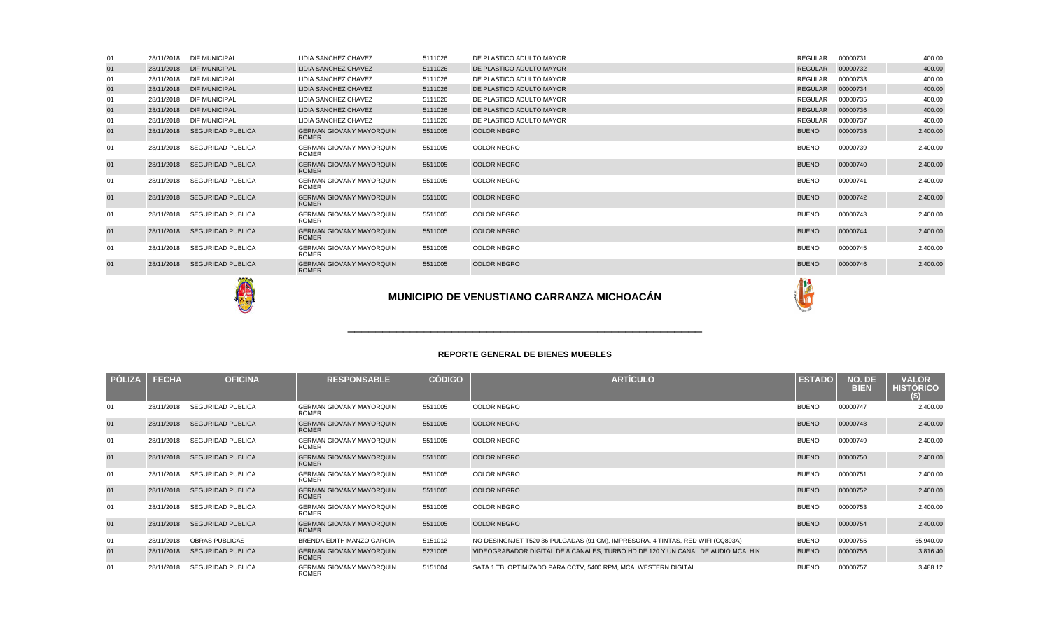| PÓLIZA | FECHA | OFICINA | RESPONSABLE | CÓDIGO | ARTÍCULO | ESTADO | NO. DE BIEN | VALOR HISTÓRICO ($) |
|---|---|---|---|---|---|---|---|---|
| 01 | 28/11/2018 | DIF MUNICIPAL | LIDIA SANCHEZ CHAVEZ | 5111026 | DE PLASTICO ADULTO MAYOR | REGULAR | 00000731 | 400.00 |
| 01 | 28/11/2018 | DIF MUNICIPAL | LIDIA SANCHEZ CHAVEZ | 5111026 | DE PLASTICO ADULTO MAYOR | REGULAR | 00000732 | 400.00 |
| 01 | 28/11/2018 | DIF MUNICIPAL | LIDIA SANCHEZ CHAVEZ | 5111026 | DE PLASTICO ADULTO MAYOR | REGULAR | 00000733 | 400.00 |
| 01 | 28/11/2018 | DIF MUNICIPAL | LIDIA SANCHEZ CHAVEZ | 5111026 | DE PLASTICO ADULTO MAYOR | REGULAR | 00000734 | 400.00 |
| 01 | 28/11/2018 | DIF MUNICIPAL | LIDIA SANCHEZ CHAVEZ | 5111026 | DE PLASTICO ADULTO MAYOR | REGULAR | 00000735 | 400.00 |
| 01 | 28/11/2018 | DIF MUNICIPAL | LIDIA SANCHEZ CHAVEZ | 5111026 | DE PLASTICO ADULTO MAYOR | REGULAR | 00000736 | 400.00 |
| 01 | 28/11/2018 | DIF MUNICIPAL | LIDIA SANCHEZ CHAVEZ | 5111026 | DE PLASTICO ADULTO MAYOR | REGULAR | 00000737 | 400.00 |
| 01 | 28/11/2018 | SEGURIDAD PUBLICA | GERMAN GIOVANY MAYORQUIN ROMER | 5511005 | COLOR NEGRO | BUENO | 00000738 | 2,400.00 |
| 01 | 28/11/2018 | SEGURIDAD PUBLICA | GERMAN GIOVANY MAYORQUIN ROMER | 5511005 | COLOR NEGRO | BUENO | 00000739 | 2,400.00 |
| 01 | 28/11/2018 | SEGURIDAD PUBLICA | GERMAN GIOVANY MAYORQUIN ROMER | 5511005 | COLOR NEGRO | BUENO | 00000740 | 2,400.00 |
| 01 | 28/11/2018 | SEGURIDAD PUBLICA | GERMAN GIOVANY MAYORQUIN ROMER | 5511005 | COLOR NEGRO | BUENO | 00000741 | 2,400.00 |
| 01 | 28/11/2018 | SEGURIDAD PUBLICA | GERMAN GIOVANY MAYORQUIN ROMER | 5511005 | COLOR NEGRO | BUENO | 00000742 | 2,400.00 |
| 01 | 28/11/2018 | SEGURIDAD PUBLICA | GERMAN GIOVANY MAYORQUIN ROMER | 5511005 | COLOR NEGRO | BUENO | 00000743 | 2,400.00 |
| 01 | 28/11/2018 | SEGURIDAD PUBLICA | GERMAN GIOVANY MAYORQUIN ROMER | 5511005 | COLOR NEGRO | BUENO | 00000744 | 2,400.00 |
| 01 | 28/11/2018 | SEGURIDAD PUBLICA | GERMAN GIOVANY MAYORQUIN ROMER | 5511005 | COLOR NEGRO | BUENO | 00000745 | 2,400.00 |
| 01 | 28/11/2018 | SEGURIDAD PUBLICA | GERMAN GIOVANY MAYORQUIN ROMER | 5511005 | COLOR NEGRO | BUENO | 00000746 | 2,400.00 |

# MUNICIPIO DE VENUSTIANO CARRANZA MICHOACÁN

## REPORTE GENERAL DE BIENES MUEBLES

| PÓLIZA | FECHA | OFICINA | RESPONSABLE | CÓDIGO | ARTÍCULO | ESTADO | NO. DE BIEN | VALOR HISTÓRICO ($) |
|---|---|---|---|---|---|---|---|---|
| 01 | 28/11/2018 | SEGURIDAD PUBLICA | GERMAN GIOVANY MAYORQUIN ROMER | 5511005 | COLOR NEGRO | BUENO | 00000747 | 2,400.00 |
| 01 | 28/11/2018 | SEGURIDAD PUBLICA | GERMAN GIOVANY MAYORQUIN ROMER | 5511005 | COLOR NEGRO | BUENO | 00000748 | 2,400.00 |
| 01 | 28/11/2018 | SEGURIDAD PUBLICA | GERMAN GIOVANY MAYORQUIN ROMER | 5511005 | COLOR NEGRO | BUENO | 00000749 | 2,400.00 |
| 01 | 28/11/2018 | SEGURIDAD PUBLICA | GERMAN GIOVANY MAYORQUIN ROMER | 5511005 | COLOR NEGRO | BUENO | 00000750 | 2,400.00 |
| 01 | 28/11/2018 | SEGURIDAD PUBLICA | GERMAN GIOVANY MAYORQUIN ROMER | 5511005 | COLOR NEGRO | BUENO | 00000751 | 2,400.00 |
| 01 | 28/11/2018 | SEGURIDAD PUBLICA | GERMAN GIOVANY MAYORQUIN ROMER | 5511005 | COLOR NEGRO | BUENO | 00000752 | 2,400.00 |
| 01 | 28/11/2018 | SEGURIDAD PUBLICA | GERMAN GIOVANY MAYORQUIN ROMER | 5511005 | COLOR NEGRO | BUENO | 00000753 | 2,400.00 |
| 01 | 28/11/2018 | SEGURIDAD PUBLICA | GERMAN GIOVANY MAYORQUIN ROMER | 5511005 | COLOR NEGRO | BUENO | 00000754 | 2,400.00 |
| 01 | 28/11/2018 | OBRAS PUBLICAS | BRENDA EDITH MANZO GARCIA | 5151012 | NO DESINGNJET T520 36 PULGADAS (91 CM), IMPRESORA, 4 TINTAS, RED WIFI (CQ893A) | BUENO | 00000755 | 65,940.00 |
| 01 | 28/11/2018 | SEGURIDAD PUBLICA | GERMAN GIOVANY MAYORQUIN ROMER | 5231005 | VIDEOGRABADOR DIGITAL DE 8 CANALES, TURBO HD DE 120 Y UN CANAL DE AUDIO MCA. HIK | BUENO | 00000756 | 3,816.40 |
| 01 | 28/11/2018 | SEGURIDAD PUBLICA | GERMAN GIOVANY MAYORQUIN ROMER | 5151004 | SATA 1 TB, OPTIMIZADO PARA CCTV, 5400 RPM, MCA. WESTERN DIGITAL | BUENO | 00000757 | 3,488.12 |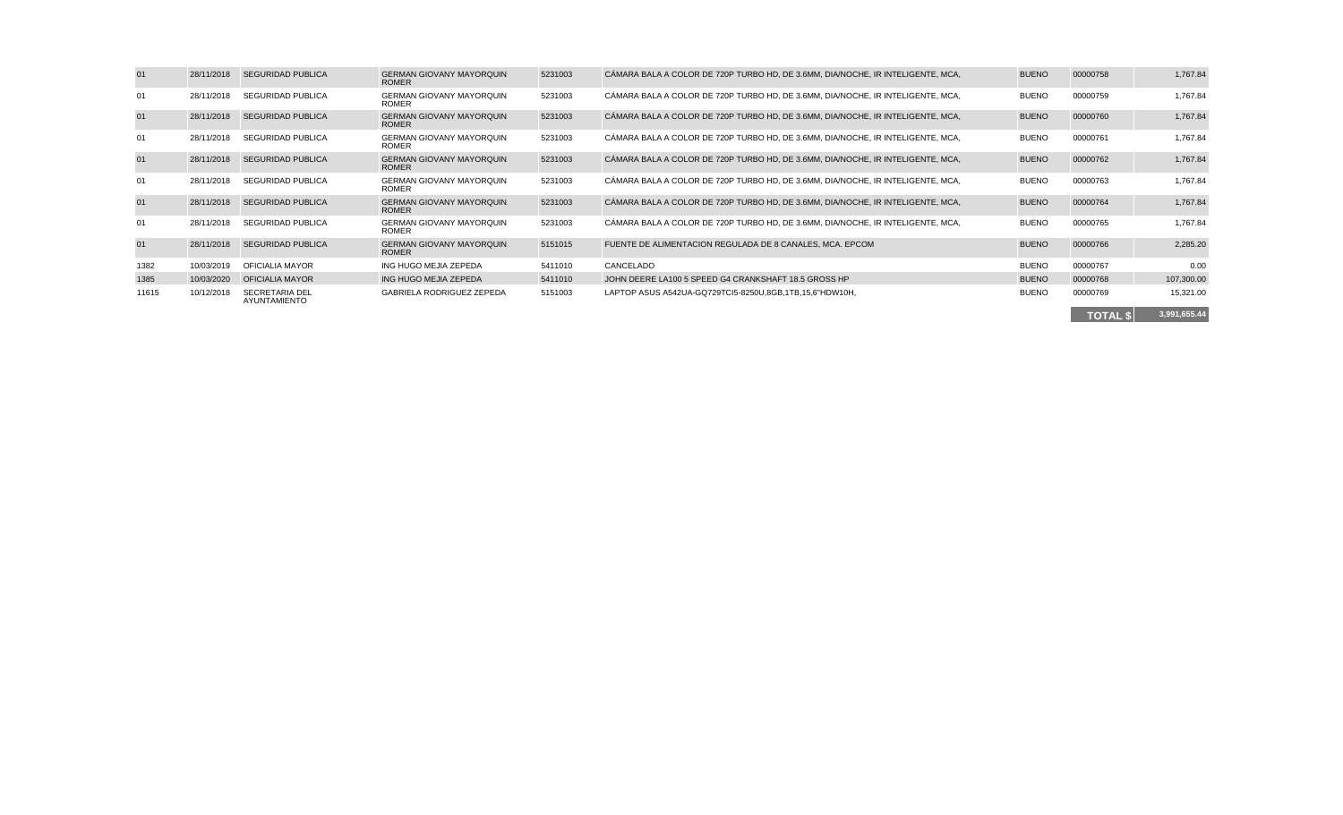| | | | | | | | | |
|---|---|---|---|---|---|---|---|---|
| 01 | 28/11/2018 | SEGURIDAD PUBLICA | GERMAN GIOVANY MAYORQUIN ROMER | 5231003 | CÁMARA BALA A COLOR DE 720P TURBO HD, DE 3.6MM, DIA/NOCHE, IR INTELIGENTE, MCA, | BUENO | 00000758 | 1,767.84 |
| 01 | 28/11/2018 | SEGURIDAD PUBLICA | GERMAN GIOVANY MAYORQUIN ROMER | 5231003 | CÁMARA BALA A COLOR DE 720P TURBO HD, DE 3.6MM, DIA/NOCHE, IR INTELIGENTE, MCA, | BUENO | 00000759 | 1,767.84 |
| 01 | 28/11/2018 | SEGURIDAD PUBLICA | GERMAN GIOVANY MAYORQUIN ROMER | 5231003 | CÁMARA BALA A COLOR DE 720P TURBO HD, DE 3.6MM, DIA/NOCHE, IR INTELIGENTE, MCA, | BUENO | 00000760 | 1,767.84 |
| 01 | 28/11/2018 | SEGURIDAD PUBLICA | GERMAN GIOVANY MAYORQUIN ROMER | 5231003 | CÁMARA BALA A COLOR DE 720P TURBO HD, DE 3.6MM, DIA/NOCHE, IR INTELIGENTE, MCA, | BUENO | 00000761 | 1,767.84 |
| 01 | 28/11/2018 | SEGURIDAD PUBLICA | GERMAN GIOVANY MAYORQUIN ROMER | 5231003 | CÁMARA BALA A COLOR DE 720P TURBO HD, DE 3.6MM, DIA/NOCHE, IR INTELIGENTE, MCA, | BUENO | 00000762 | 1,767.84 |
| 01 | 28/11/2018 | SEGURIDAD PUBLICA | GERMAN GIOVANY MAYORQUIN ROMER | 5231003 | CÁMARA BALA A COLOR DE 720P TURBO HD, DE 3.6MM, DIA/NOCHE, IR INTELIGENTE, MCA, | BUENO | 00000763 | 1,767.84 |
| 01 | 28/11/2018 | SEGURIDAD PUBLICA | GERMAN GIOVANY MAYORQUIN ROMER | 5231003 | CÁMARA BALA A COLOR DE 720P TURBO HD, DE 3.6MM, DIA/NOCHE, IR INTELIGENTE, MCA, | BUENO | 00000764 | 1,767.84 |
| 01 | 28/11/2018 | SEGURIDAD PUBLICA | GERMAN GIOVANY MAYORQUIN ROMER | 5231003 | CÁMARA BALA A COLOR DE 720P TURBO HD, DE 3.6MM, DIA/NOCHE, IR INTELIGENTE, MCA, | BUENO | 00000765 | 1,767.84 |
| 01 | 28/11/2018 | SEGURIDAD PUBLICA | GERMAN GIOVANY MAYORQUIN ROMER | 5151015 | FUENTE DE ALIMENTACION REGULADA DE 8 CANALES, MCA. EPCOM | BUENO | 00000766 | 2,285.20 |
| 1382 | 10/03/2019 | OFICIALIA MAYOR | ING HUGO MEJIA ZEPEDA | 5411010 | CANCELADO | BUENO | 00000767 | 0.00 |
| 1385 | 10/03/2020 | OFICIALIA MAYOR | ING HUGO MEJIA ZEPEDA | 5411010 | JOHN DEERE LA100 5 SPEED G4 CRANKSHAFT 18.5 GROSS HP | BUENO | 00000768 | 107,300.00 |
| 11615 | 10/12/2018 | SECRETARIA DEL AYUNTAMIENTO | GABRIELA RODRIGUEZ ZEPEDA | 5151003 | LAPTOP ASUS A542UA-GQ729TCI5-8250U,8GB,1TB,15,6"HDW10H, | BUENO | 00000769 | 15,321.00 |
| | | | | | | | **TOTAL $** | **3,991,655.44** |